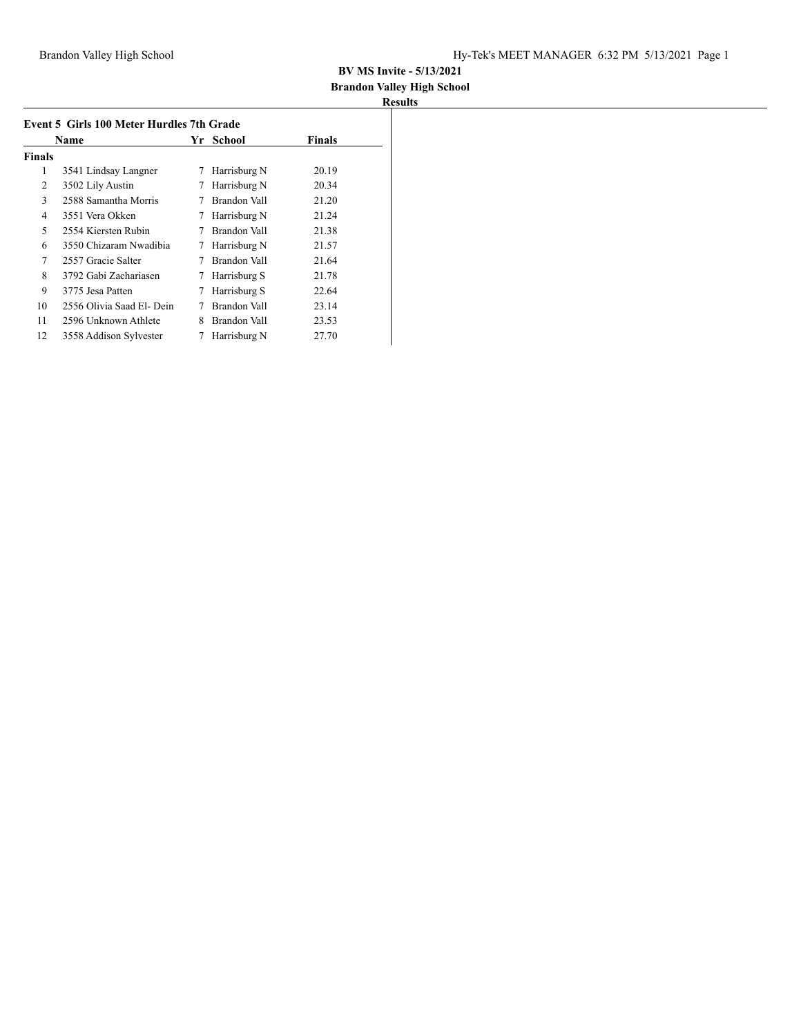**BV MS Invite - 5/13/2021**

**Brandon Valley High School**

**Results**

### Event 5 Girls 100 Meter Hurdles 7th Grade

| | Name | Yr | School | Finals |
|---|---|---|---|---|
| **Finals** | | | | |
| 1 | 3541 Lindsay Langner | 7 | Harrisburg N | 20.19 |
| 2 | 3502 Lily Austin | 7 | Harrisburg N | 20.34 |
| 3 | 2588 Samantha Morris | 7 | Brandon Vall | 21.20 |
| 4 | 3551 Vera Okken | 7 | Harrisburg N | 21.24 |
| 5 | 2554 Kiersten Rubin | 7 | Brandon Vall | 21.38 |
| 6 | 3550 Chizaram Nwadibia | 7 | Harrisburg N | 21.57 |
| 7 | 2557 Gracie Salter | 7 | Brandon Vall | 21.64 |
| 8 | 3792 Gabi Zachariasen | 7 | Harrisburg S | 21.78 |
| 9 | 3775 Jesa Patten | 7 | Harrisburg S | 22.64 |
| 10 | 2556 Olivia Saad El- Dein | 7 | Brandon Vall | 23.14 |
| 11 | 2596 Unknown Athlete | 8 | Brandon Vall | 23.53 |
| 12 | 3558 Addison Sylvester | 7 | Harrisburg N | 27.70 |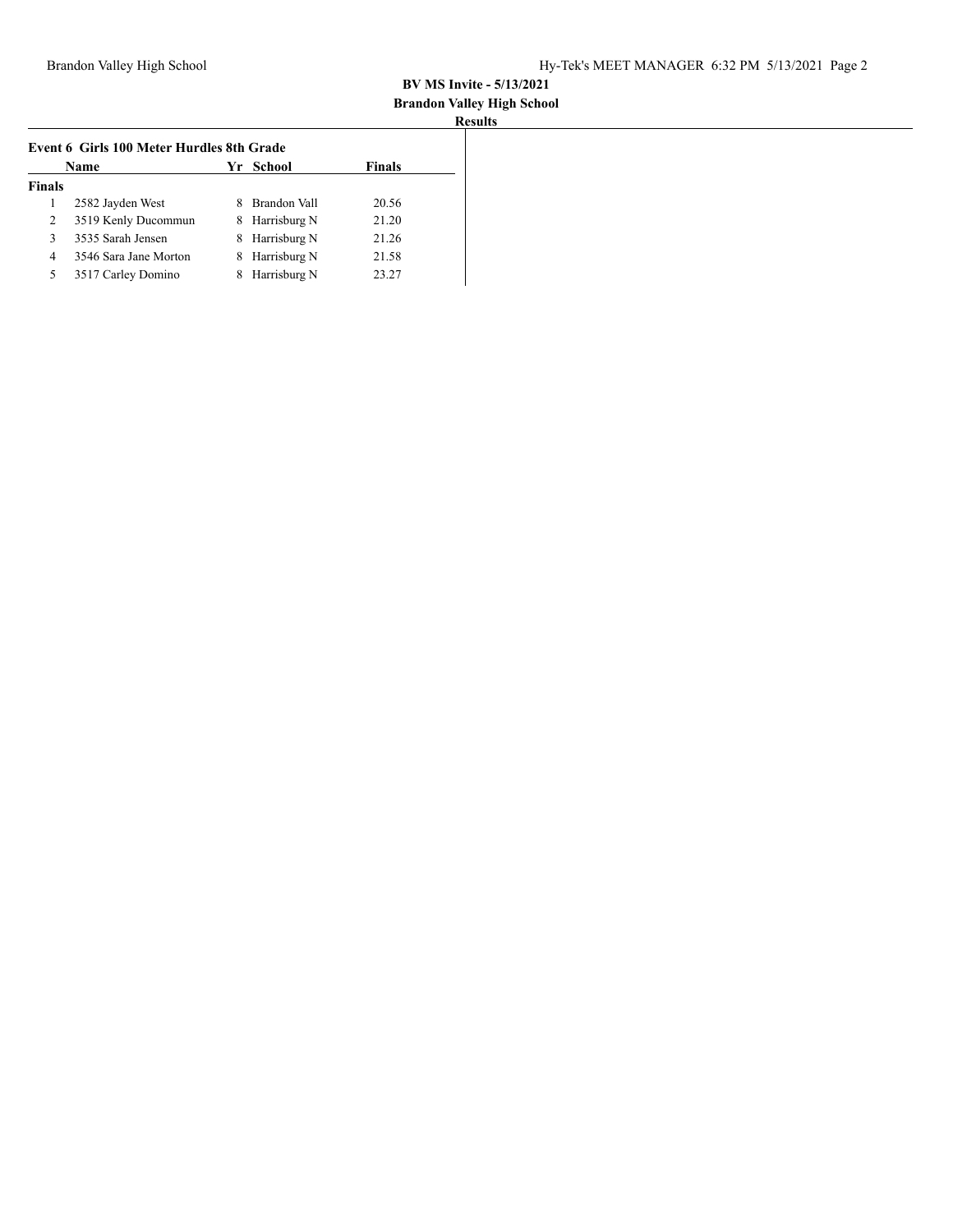**BV MS Invite - 5/13/2021**

**Brandon Valley High School**

**Results**

### Event 6 Girls 100 Meter Hurdles 8th Grade

| | Name | Yr | School | Finals |
|---|---|---|---|---|
| **Finals** | | | | |
| 1 | 2582 Jayden West | 8 | Brandon Vall | 20.56 |
| 2 | 3519 Kenly Ducommun | 8 | Harrisburg N | 21.20 |
| 3 | 3535 Sarah Jensen | 8 | Harrisburg N | 21.26 |
| 4 | 3546 Sara Jane Morton | 8 | Harrisburg N | 21.58 |
| 5 | 3517 Carley Domino | 8 | Harrisburg N | 23.27 |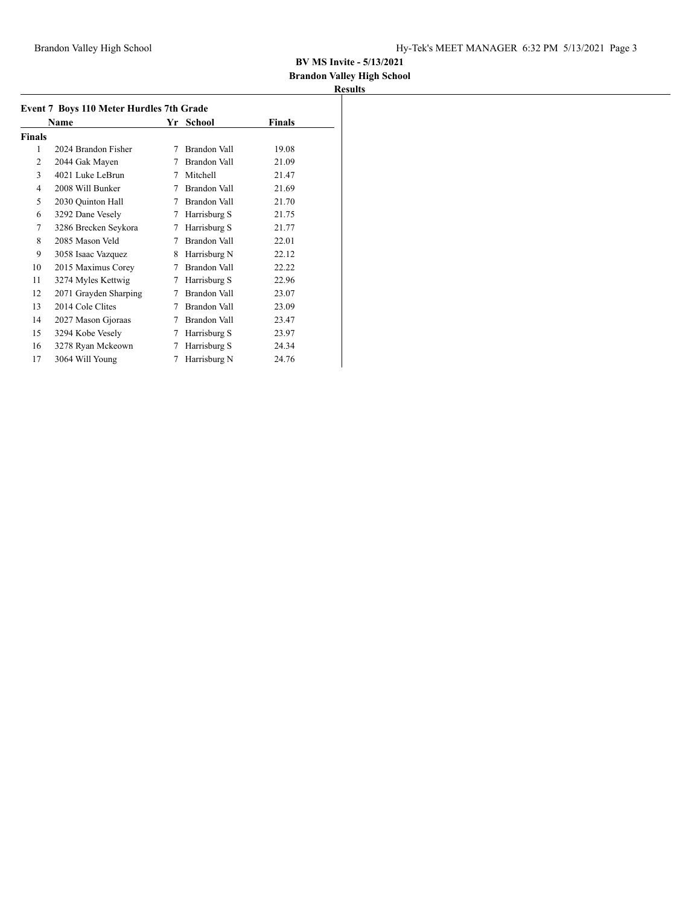**BV MS Invite - 5/13/2021**

**Brandon Valley High School**

**Results**

### Event 7 Boys 110 Meter Hurdles 7th Grade

| | Name | Yr | School | Finals |
|---|---|---|---|---|
| **Finals** | | | | |
| 1 | 2024 Brandon Fisher | 7 | Brandon Vall | 19.08 |
| 2 | 2044 Gak Mayen | 7 | Brandon Vall | 21.09 |
| 3 | 4021 Luke LeBrun | 7 | Mitchell | 21.47 |
| 4 | 2008 Will Bunker | 7 | Brandon Vall | 21.69 |
| 5 | 2030 Quinton Hall | 7 | Brandon Vall | 21.70 |
| 6 | 3292 Dane Vesely | 7 | Harrisburg S | 21.75 |
| 7 | 3286 Brecken Seykora | 7 | Harrisburg S | 21.77 |
| 8 | 2085 Mason Veld | 7 | Brandon Vall | 22.01 |
| 9 | 3058 Isaac Vazquez | 8 | Harrisburg N | 22.12 |
| 10 | 2015 Maximus Corey | 7 | Brandon Vall | 22.22 |
| 11 | 3274 Myles Kettwig | 7 | Harrisburg S | 22.96 |
| 12 | 2071 Grayden Sharping | 7 | Brandon Vall | 23.07 |
| 13 | 2014 Cole Clites | 7 | Brandon Vall | 23.09 |
| 14 | 2027 Mason Gjoraas | 7 | Brandon Vall | 23.47 |
| 15 | 3294 Kobe Vesely | 7 | Harrisburg S | 23.97 |
| 16 | 3278 Ryan Mckeown | 7 | Harrisburg S | 24.34 |
| 17 | 3064 Will Young | 7 | Harrisburg N | 24.76 |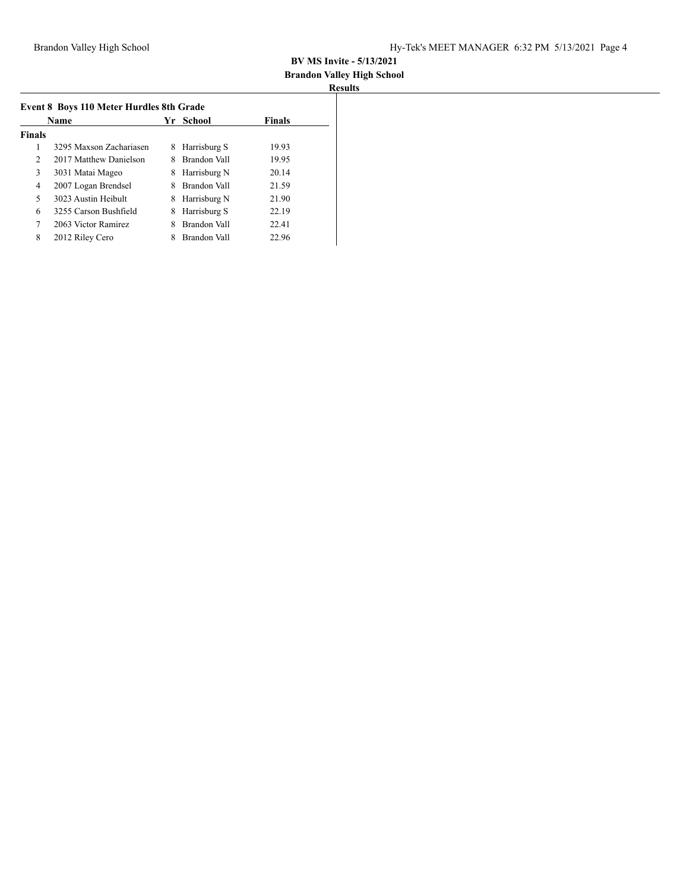**BV MS Invite - 5/13/2021**

**Brandon Valley High School**

**Results**

## Event 8 Boys 110 Meter Hurdles 8th Grade

| | Name | Yr | School | Finals |
|---|---|---|---|---|
| **Finals** | | | | |
| 1 | 3295 Maxson Zachariasen | 8 | Harrisburg S | 19.93 |
| 2 | 2017 Matthew Danielson | 8 | Brandon Vall | 19.95 |
| 3 | 3031 Matai Mageo | 8 | Harrisburg N | 20.14 |
| 4 | 2007 Logan Brendsel | 8 | Brandon Vall | 21.59 |
| 5 | 3023 Austin Heibult | 8 | Harrisburg N | 21.90 |
| 6 | 3255 Carson Bushfield | 8 | Harrisburg S | 22.19 |
| 7 | 2063 Victor Ramirez | 8 | Brandon Vall | 22.41 |
| 8 | 2012 Riley Cero | 8 | Brandon Vall | 22.96 |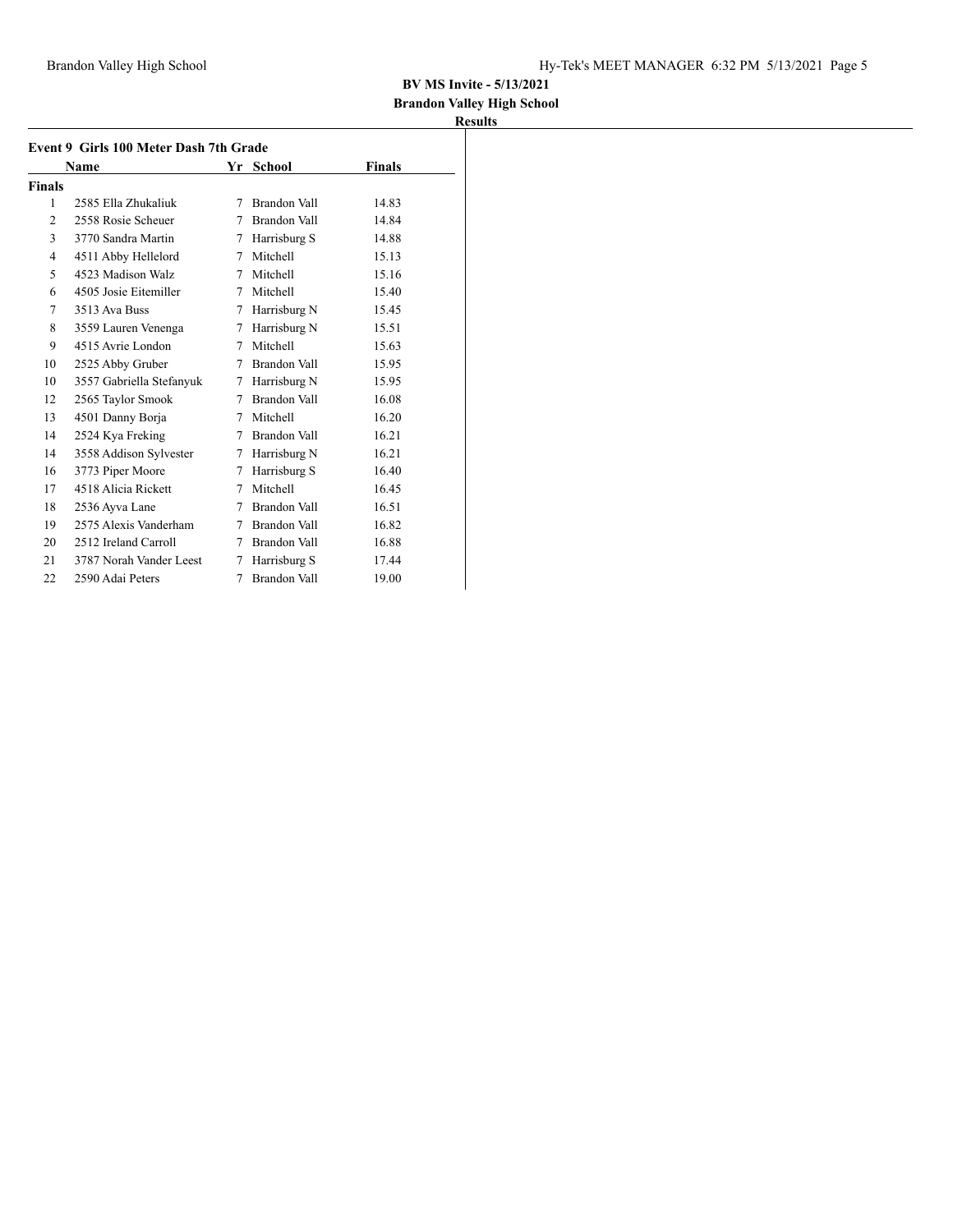**BV MS Invite - 5/13/2021**
**Brandon Valley High School**
**Results**

### Event 9 Girls 100 Meter Dash 7th Grade

| | Name | Yr | School | Finals |
|---|---|---|---|---|
| **Finals** | | | | |
| 1 | 2585 Ella Zhukaliuk | 7 | Brandon Vall | 14.83 |
| 2 | 2558 Rosie Scheuer | 7 | Brandon Vall | 14.84 |
| 3 | 3770 Sandra Martin | 7 | Harrisburg S | 14.88 |
| 4 | 4511 Abby Hellelord | 7 | Mitchell | 15.13 |
| 5 | 4523 Madison Walz | 7 | Mitchell | 15.16 |
| 6 | 4505 Josie Eitemiller | 7 | Mitchell | 15.40 |
| 7 | 3513 Ava Buss | 7 | Harrisburg N | 15.45 |
| 8 | 3559 Lauren Venenga | 7 | Harrisburg N | 15.51 |
| 9 | 4515 Avrie London | 7 | Mitchell | 15.63 |
| 10 | 2525 Abby Gruber | 7 | Brandon Vall | 15.95 |
| 10 | 3557 Gabriella Stefanyuk | 7 | Harrisburg N | 15.95 |
| 12 | 2565 Taylor Smook | 7 | Brandon Vall | 16.08 |
| 13 | 4501 Danny Borja | 7 | Mitchell | 16.20 |
| 14 | 2524 Kya Freking | 7 | Brandon Vall | 16.21 |
| 14 | 3558 Addison Sylvester | 7 | Harrisburg N | 16.21 |
| 16 | 3773 Piper Moore | 7 | Harrisburg S | 16.40 |
| 17 | 4518 Alicia Rickett | 7 | Mitchell | 16.45 |
| 18 | 2536 Ayva Lane | 7 | Brandon Vall | 16.51 |
| 19 | 2575 Alexis Vanderham | 7 | Brandon Vall | 16.82 |
| 20 | 2512 Ireland Carroll | 7 | Brandon Vall | 16.88 |
| 21 | 3787 Norah Vander Leest | 7 | Harrisburg S | 17.44 |
| 22 | 2590 Adai Peters | 7 | Brandon Vall | 19.00 |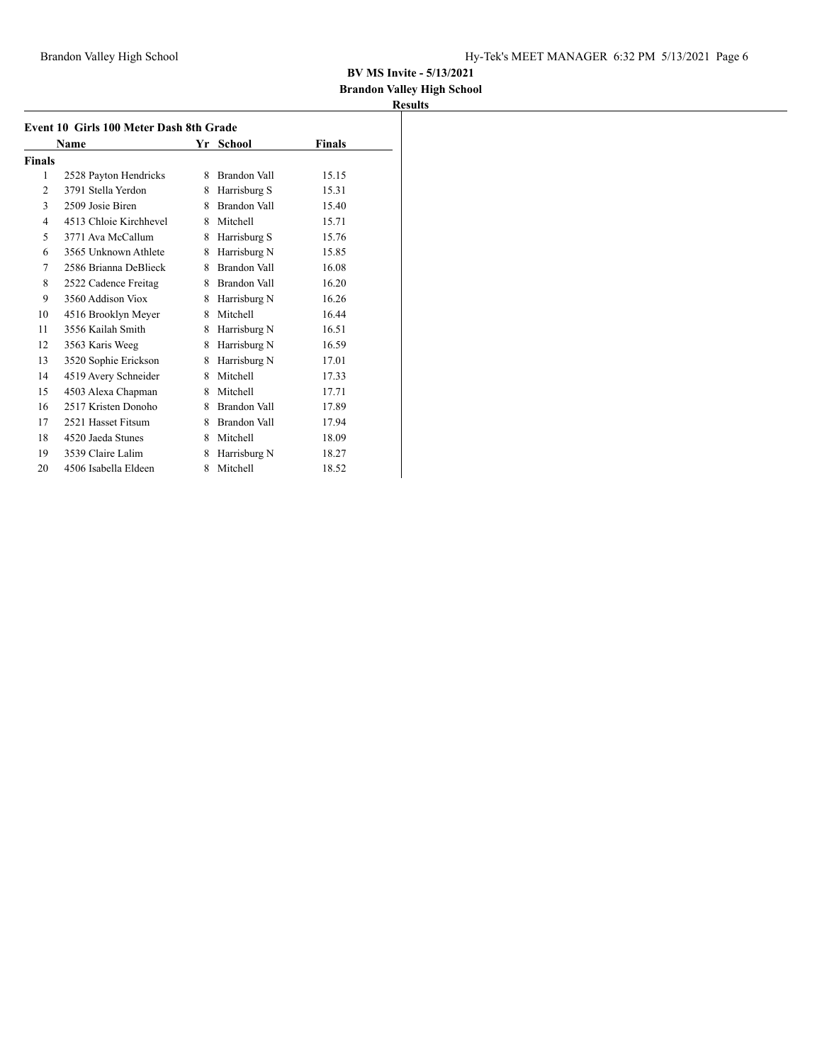**BV MS Invite - 5/13/2021**
**Brandon Valley High School**
**Results**

### Event 10 Girls 100 Meter Dash 8th Grade

| | Name | Yr | School | Finals |
|---|---|---|---|---|
| **Finals** | | | | |
| 1 | 2528 Payton Hendricks | 8 | Brandon Vall | 15.15 |
| 2 | 3791 Stella Yerdon | 8 | Harrisburg S | 15.31 |
| 3 | 2509 Josie Biren | 8 | Brandon Vall | 15.40 |
| 4 | 4513 Chloie Kirchhevel | 8 | Mitchell | 15.71 |
| 5 | 3771 Ava McCallum | 8 | Harrisburg S | 15.76 |
| 6 | 3565 Unknown Athlete | 8 | Harrisburg N | 15.85 |
| 7 | 2586 Brianna DeBlieck | 8 | Brandon Vall | 16.08 |
| 8 | 2522 Cadence Freitag | 8 | Brandon Vall | 16.20 |
| 9 | 3560 Addison Viox | 8 | Harrisburg N | 16.26 |
| 10 | 4516 Brooklyn Meyer | 8 | Mitchell | 16.44 |
| 11 | 3556 Kailah Smith | 8 | Harrisburg N | 16.51 |
| 12 | 3563 Karis Weeg | 8 | Harrisburg N | 16.59 |
| 13 | 3520 Sophie Erickson | 8 | Harrisburg N | 17.01 |
| 14 | 4519 Avery Schneider | 8 | Mitchell | 17.33 |
| 15 | 4503 Alexa Chapman | 8 | Mitchell | 17.71 |
| 16 | 2517 Kristen Donoho | 8 | Brandon Vall | 17.89 |
| 17 | 2521 Hasset Fitsum | 8 | Brandon Vall | 17.94 |
| 18 | 4520 Jaeda Stunes | 8 | Mitchell | 18.09 |
| 19 | 3539 Claire Lalim | 8 | Harrisburg N | 18.27 |
| 20 | 4506 Isabella Eldeen | 8 | Mitchell | 18.52 |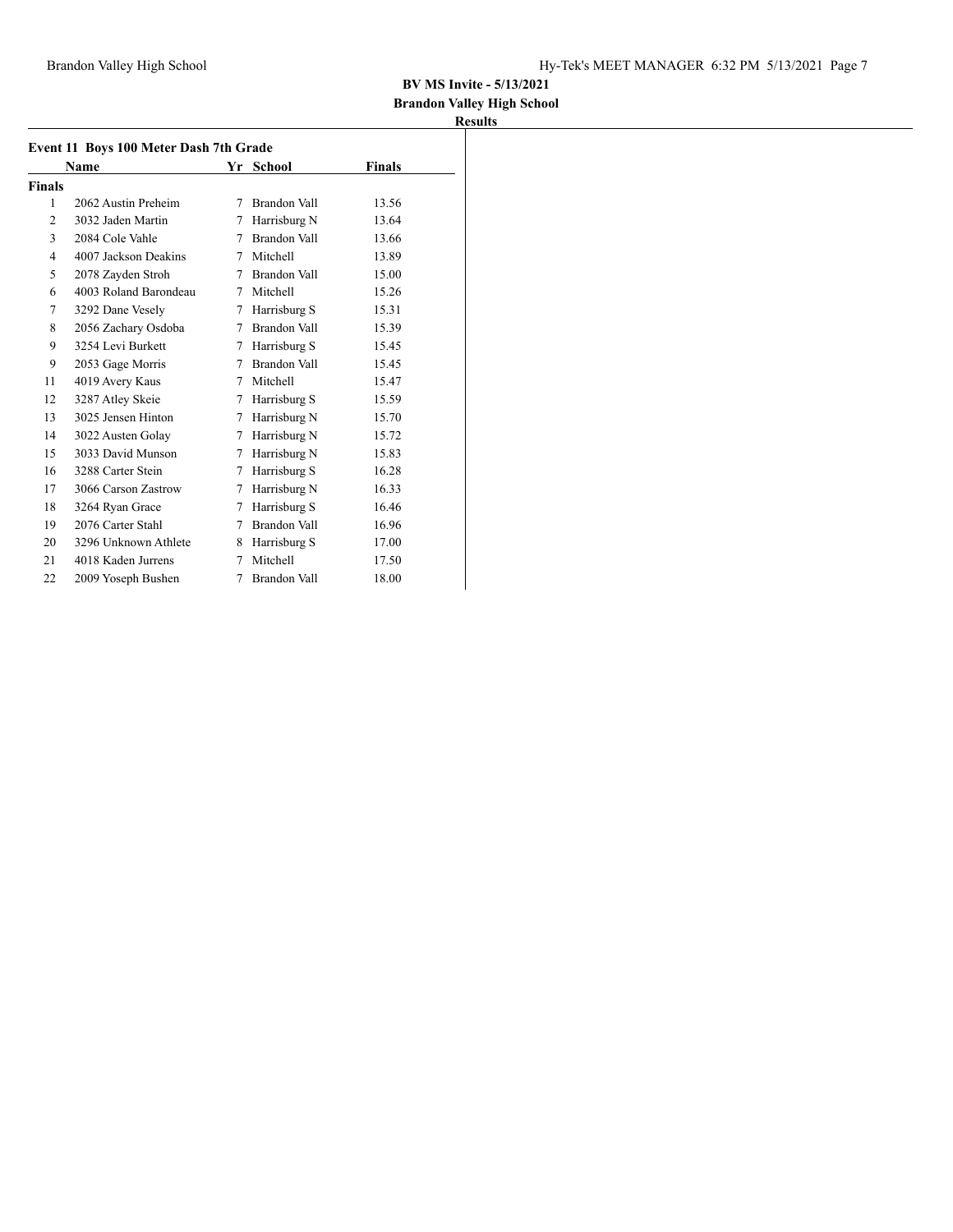**BV MS Invite - 5/13/2021**

**Brandon Valley High School**

**Results**

### Event 11 Boys 100 Meter Dash 7th Grade

| | Name | Yr | School | Finals |
|---|---|---|---|---|
| **Finals** | | | | |
| 1 | 2062 Austin Preheim | 7 | Brandon Vall | 13.56 |
| 2 | 3032 Jaden Martin | 7 | Harrisburg N | 13.64 |
| 3 | 2084 Cole Vahle | 7 | Brandon Vall | 13.66 |
| 4 | 4007 Jackson Deakins | 7 | Mitchell | 13.89 |
| 5 | 2078 Zayden Stroh | 7 | Brandon Vall | 15.00 |
| 6 | 4003 Roland Barondeau | 7 | Mitchell | 15.26 |
| 7 | 3292 Dane Vesely | 7 | Harrisburg S | 15.31 |
| 8 | 2056 Zachary Osdoba | 7 | Brandon Vall | 15.39 |
| 9 | 3254 Levi Burkett | 7 | Harrisburg S | 15.45 |
| 9 | 2053 Gage Morris | 7 | Brandon Vall | 15.45 |
| 11 | 4019 Avery Kaus | 7 | Mitchell | 15.47 |
| 12 | 3287 Atley Skeie | 7 | Harrisburg S | 15.59 |
| 13 | 3025 Jensen Hinton | 7 | Harrisburg N | 15.70 |
| 14 | 3022 Austen Golay | 7 | Harrisburg N | 15.72 |
| 15 | 3033 David Munson | 7 | Harrisburg N | 15.83 |
| 16 | 3288 Carter Stein | 7 | Harrisburg S | 16.28 |
| 17 | 3066 Carson Zastrow | 7 | Harrisburg N | 16.33 |
| 18 | 3264 Ryan Grace | 7 | Harrisburg S | 16.46 |
| 19 | 2076 Carter Stahl | 7 | Brandon Vall | 16.96 |
| 20 | 3296 Unknown Athlete | 8 | Harrisburg S | 17.00 |
| 21 | 4018 Kaden Jurrens | 7 | Mitchell | 17.50 |
| 22 | 2009 Yoseph Bushen | 7 | Brandon Vall | 18.00 |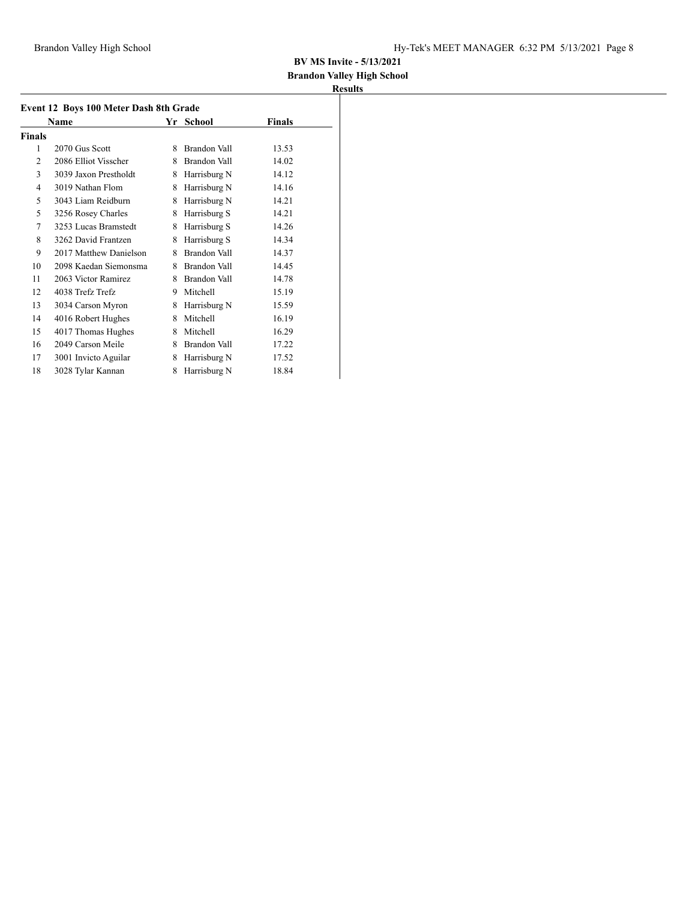**BV MS Invite - 5/13/2021**

**Brandon Valley High School**

**Results**

### Event 12 Boys 100 Meter Dash 8th Grade

| | Name | Yr | School | Finals |
|---|---|---|---|---|
| **Finals** | | | | |
| 1 | 2070 Gus Scott | 8 | Brandon Vall | 13.53 |
| 2 | 2086 Elliot Visscher | 8 | Brandon Vall | 14.02 |
| 3 | 3039 Jaxon Prestholdt | 8 | Harrisburg N | 14.12 |
| 4 | 3019 Nathan Flom | 8 | Harrisburg N | 14.16 |
| 5 | 3043 Liam Reidburn | 8 | Harrisburg N | 14.21 |
| 5 | 3256 Rosey Charles | 8 | Harrisburg S | 14.21 |
| 7 | 3253 Lucas Bramstedt | 8 | Harrisburg S | 14.26 |
| 8 | 3262 David Frantzen | 8 | Harrisburg S | 14.34 |
| 9 | 2017 Matthew Danielson | 8 | Brandon Vall | 14.37 |
| 10 | 2098 Kaedan Siemonsma | 8 | Brandon Vall | 14.45 |
| 11 | 2063 Victor Ramirez | 8 | Brandon Vall | 14.78 |
| 12 | 4038 Trefz Trefz | 9 | Mitchell | 15.19 |
| 13 | 3034 Carson Myron | 8 | Harrisburg N | 15.59 |
| 14 | 4016 Robert Hughes | 8 | Mitchell | 16.19 |
| 15 | 4017 Thomas Hughes | 8 | Mitchell | 16.29 |
| 16 | 2049 Carson Meile | 8 | Brandon Vall | 17.22 |
| 17 | 3001 Invicto Aguilar | 8 | Harrisburg N | 17.52 |
| 18 | 3028 Tylar Kannan | 8 | Harrisburg N | 18.84 |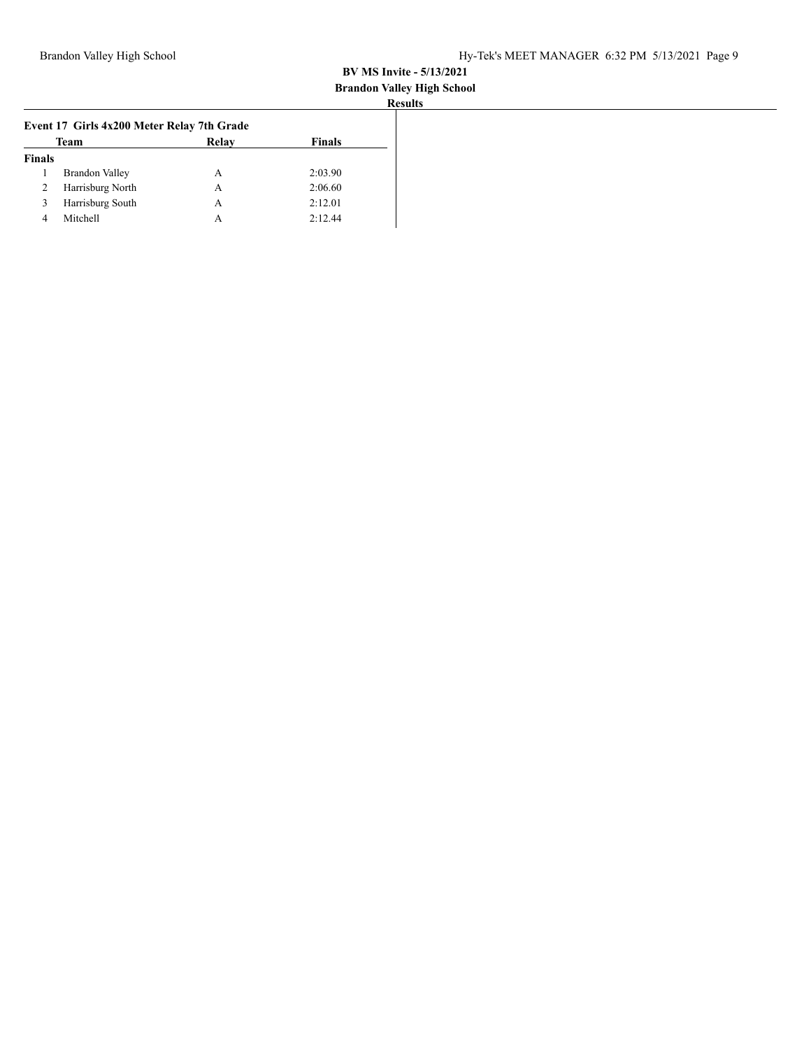**BV MS Invite - 5/13/2021**

**Brandon Valley High School**

**Results**

### Event 17 Girls 4x200 Meter Relay 7th Grade

| | Team | Relay | Finals |
|---|---|---|---|
| **Finals** | | | |
| 1 | Brandon Valley | A | 2:03.90 |
| 2 | Harrisburg North | A | 2:06.60 |
| 3 | Harrisburg South | A | 2:12.01 |
| 4 | Mitchell | A | 2:12.44 |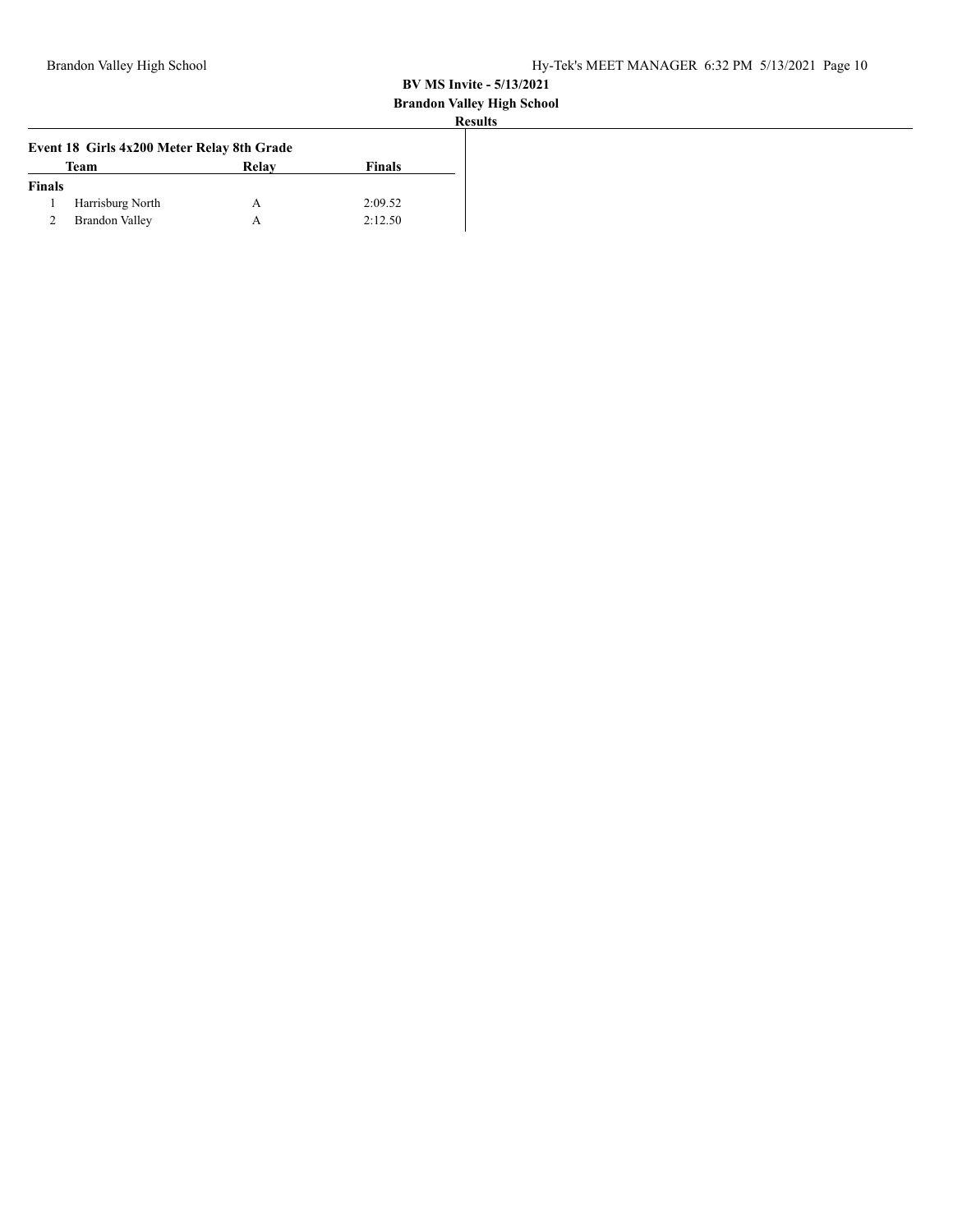**BV MS Invite - 5/13/2021**
**Brandon Valley High School**
**Results**

### Event 18 Girls 4x200 Meter Relay 8th Grade

| | Team | Relay | Finals |
|---|---|---|---|
| **Finals** | | | |
| 1 | Harrisburg North | A | 2:09.52 |
| 2 | Brandon Valley | A | 2:12.50 |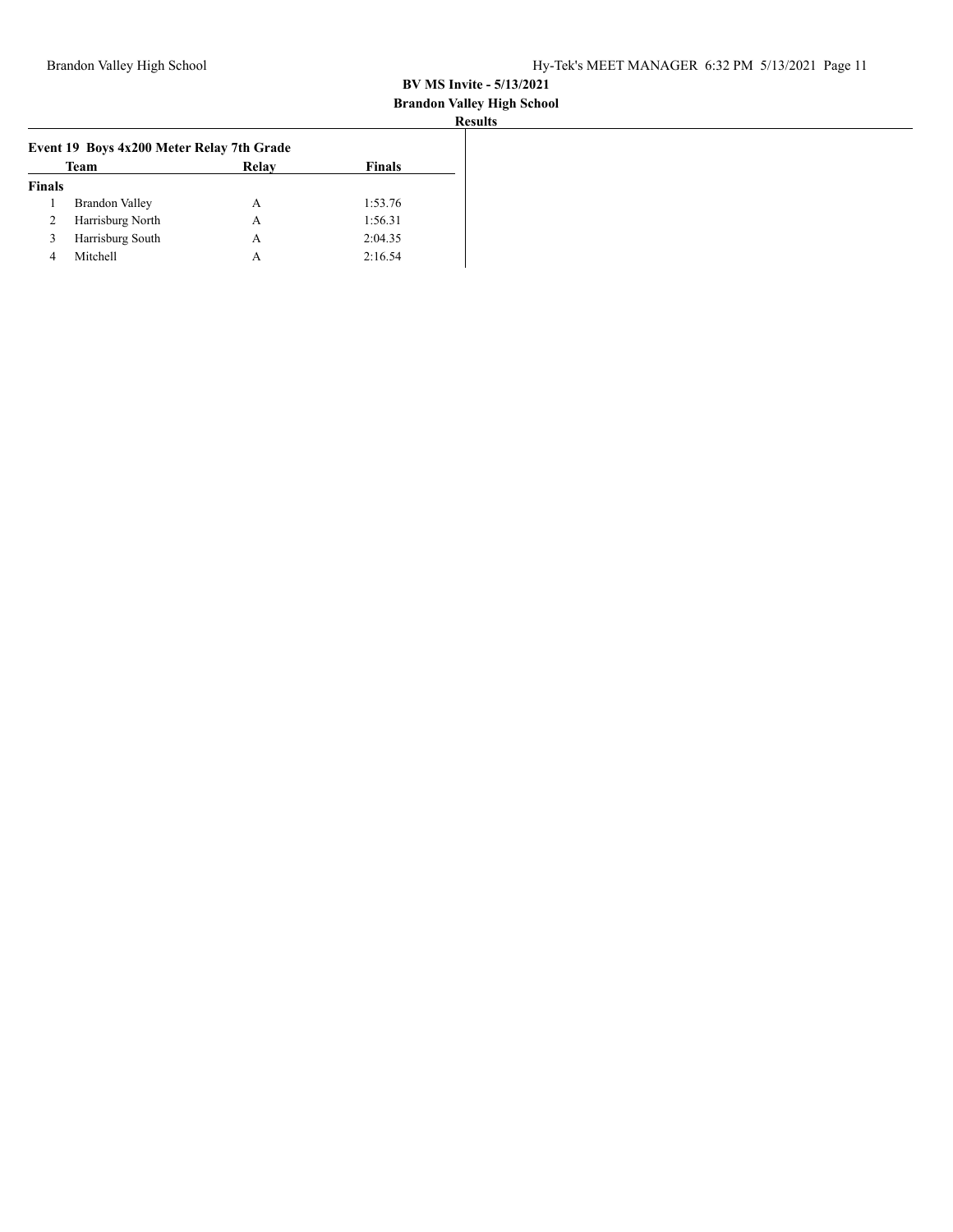## BV MS Invite - 5/13/2021

**Brandon Valley High School**

**Results**

### Event 19 Boys 4x200 Meter Relay 7th Grade

| | Team | Relay | Finals |
|---|---|---|---|
| **Finals** | | | |
| 1 | Brandon Valley | A | 1:53.76 |
| 2 | Harrisburg North | A | 1:56.31 |
| 3 | Harrisburg South | A | 2:04.35 |
| 4 | Mitchell | A | 2:16.54 |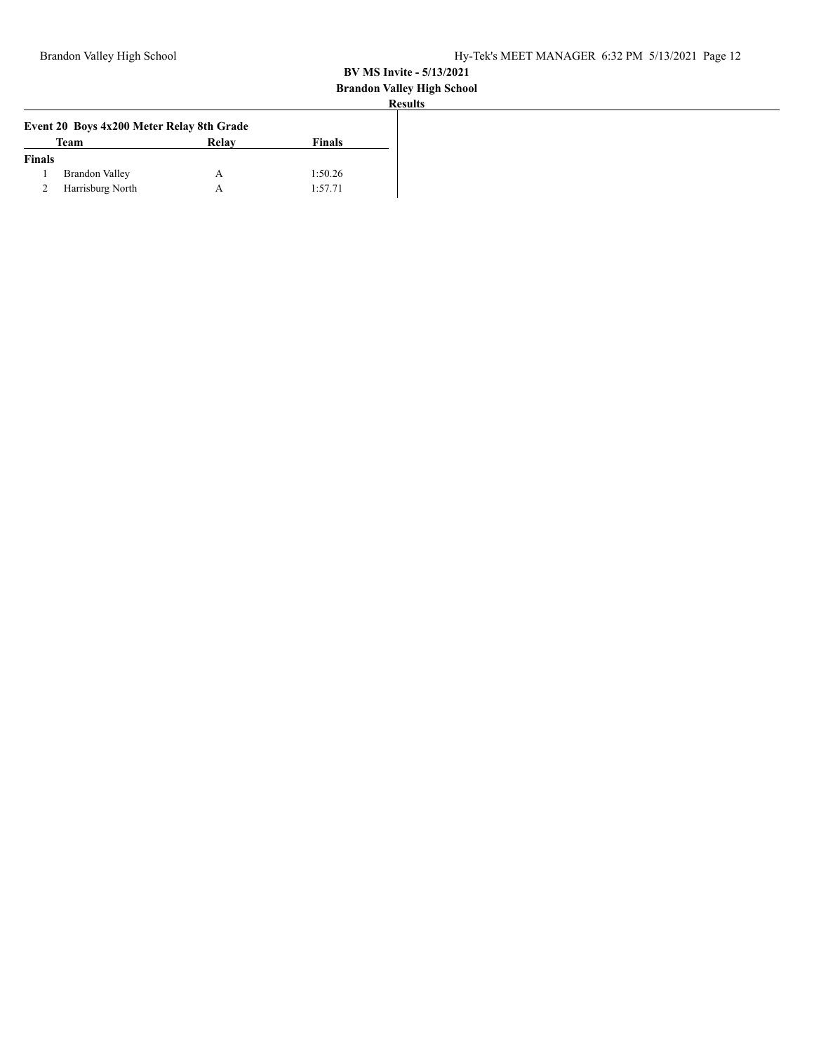**BV MS Invite - 5/13/2021**

**Brandon Valley High School**

**Results**

### Event 20 Boys 4x200 Meter Relay 8th Grade

| | Team | Relay | Finals |
|---|---|---|---|
| **Finals** | | | |
| 1 | Brandon Valley | A | 1:50.26 |
| 2 | Harrisburg North | A | 1:57.71 |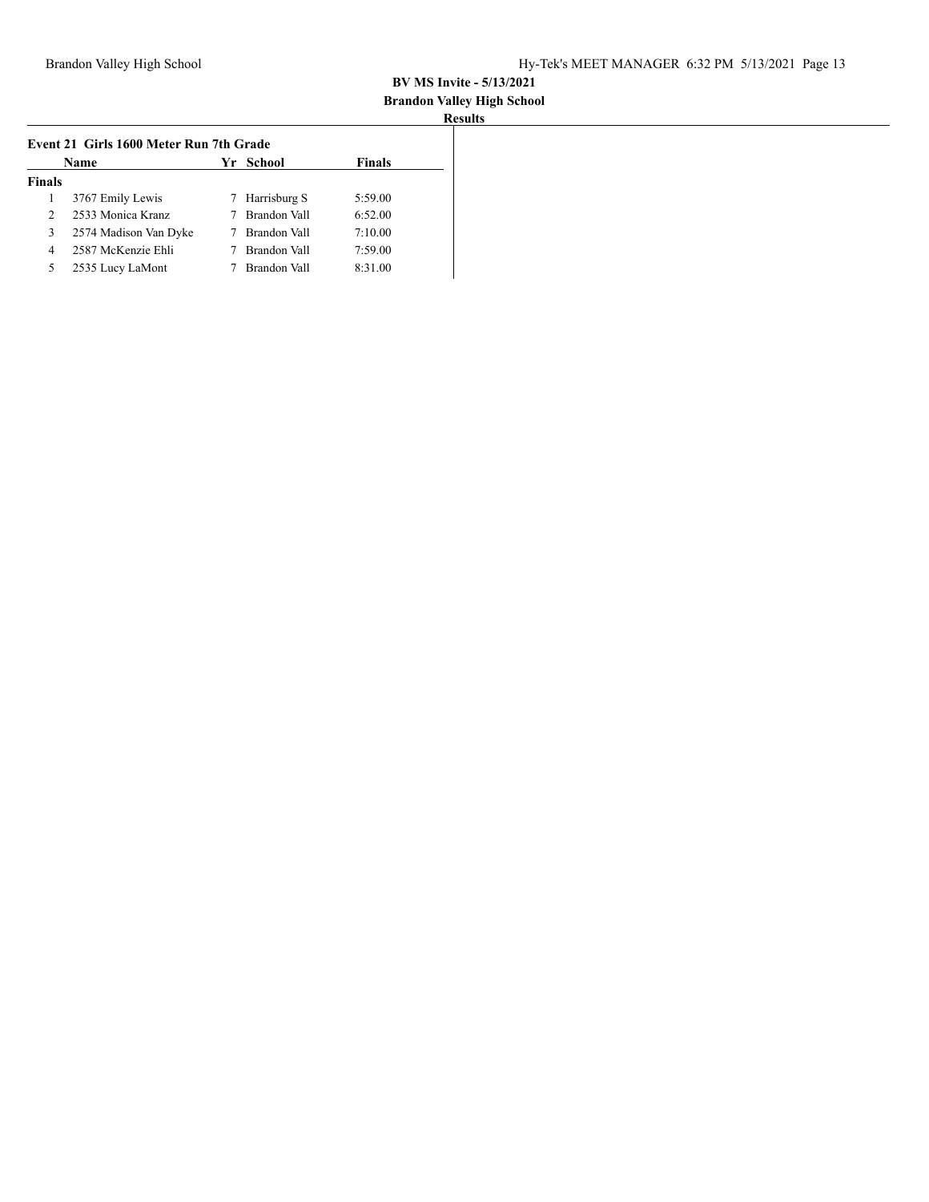**BV MS Invite - 5/13/2021**

**Brandon Valley High School**

**Results**

### Event 21 Girls 1600 Meter Run 7th Grade

| | Name | Yr | School | Finals |
|---|---|---|---|---|
| **Finals** | | | | |
| 1 | 3767 Emily Lewis | 7 | Harrisburg S | 5:59.00 |
| 2 | 2533 Monica Kranz | 7 | Brandon Vall | 6:52.00 |
| 3 | 2574 Madison Van Dyke | 7 | Brandon Vall | 7:10.00 |
| 4 | 2587 McKenzie Ehli | 7 | Brandon Vall | 7:59.00 |
| 5 | 2535 Lucy LaMont | 7 | Brandon Vall | 8:31.00 |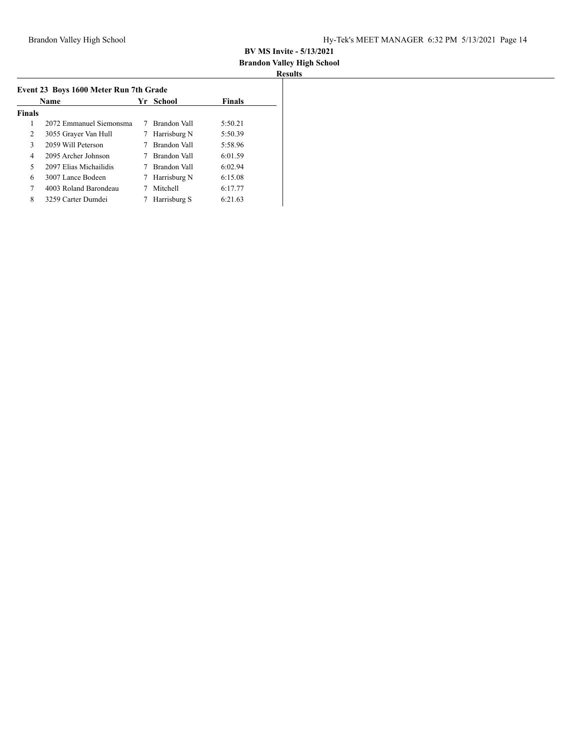**BV MS Invite - 5/13/2021**
**Brandon Valley High School**
**Results**

### Event 23 Boys 1600 Meter Run 7th Grade

| | Name | Yr | School | Finals |
|---|---|---|---|---|
| **Finals** | | | | |
| 1 | 2072 Emmanuel Siemonsma | 7 | Brandon Vall | 5:50.21 |
| 2 | 3055 Grayer Van Hull | 7 | Harrisburg N | 5:50.39 |
| 3 | 2059 Will Peterson | 7 | Brandon Vall | 5:58.96 |
| 4 | 2095 Archer Johnson | 7 | Brandon Vall | 6:01.59 |
| 5 | 2097 Elias Michailidis | 7 | Brandon Vall | 6:02.94 |
| 6 | 3007 Lance Bodeen | 7 | Harrisburg N | 6:15.08 |
| 7 | 4003 Roland Barondeau | 7 | Mitchell | 6:17.77 |
| 8 | 3259 Carter Dumdei | 7 | Harrisburg S | 6:21.63 |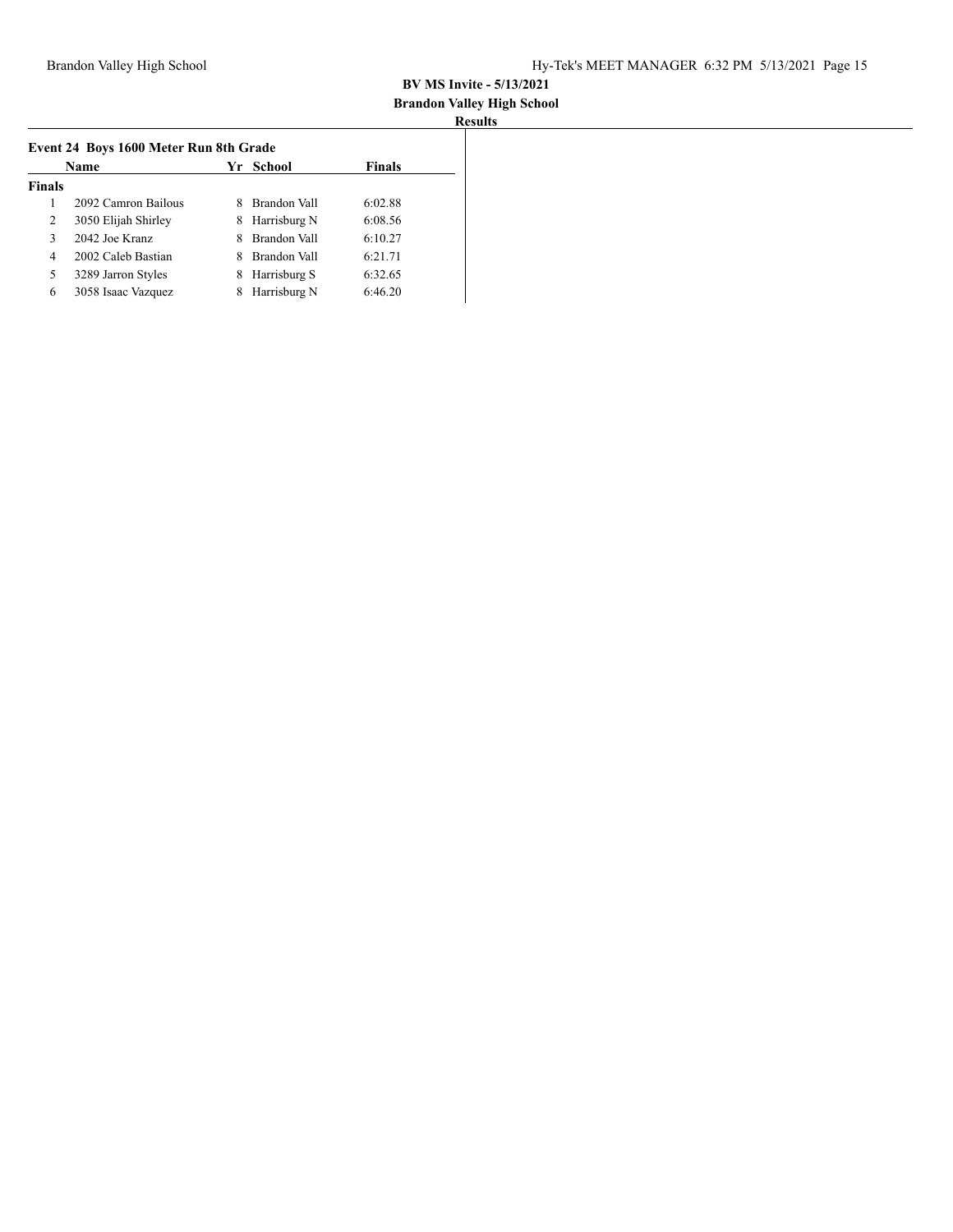**BV MS Invite - 5/13/2021**

**Brandon Valley High School**

**Results**

### Event 24 Boys 1600 Meter Run 8th Grade

| | Name | Yr | School | Finals |
|---|---|---|---|---|
| **Finals** | | | | |
| 1 | 2092 Camron Bailous | 8 | Brandon Vall | 6:02.88 |
| 2 | 3050 Elijah Shirley | 8 | Harrisburg N | 6:08.56 |
| 3 | 2042 Joe Kranz | 8 | Brandon Vall | 6:10.27 |
| 4 | 2002 Caleb Bastian | 8 | Brandon Vall | 6:21.71 |
| 5 | 3289 Jarron Styles | 8 | Harrisburg S | 6:32.65 |
| 6 | 3058 Isaac Vazquez | 8 | Harrisburg N | 6:46.20 |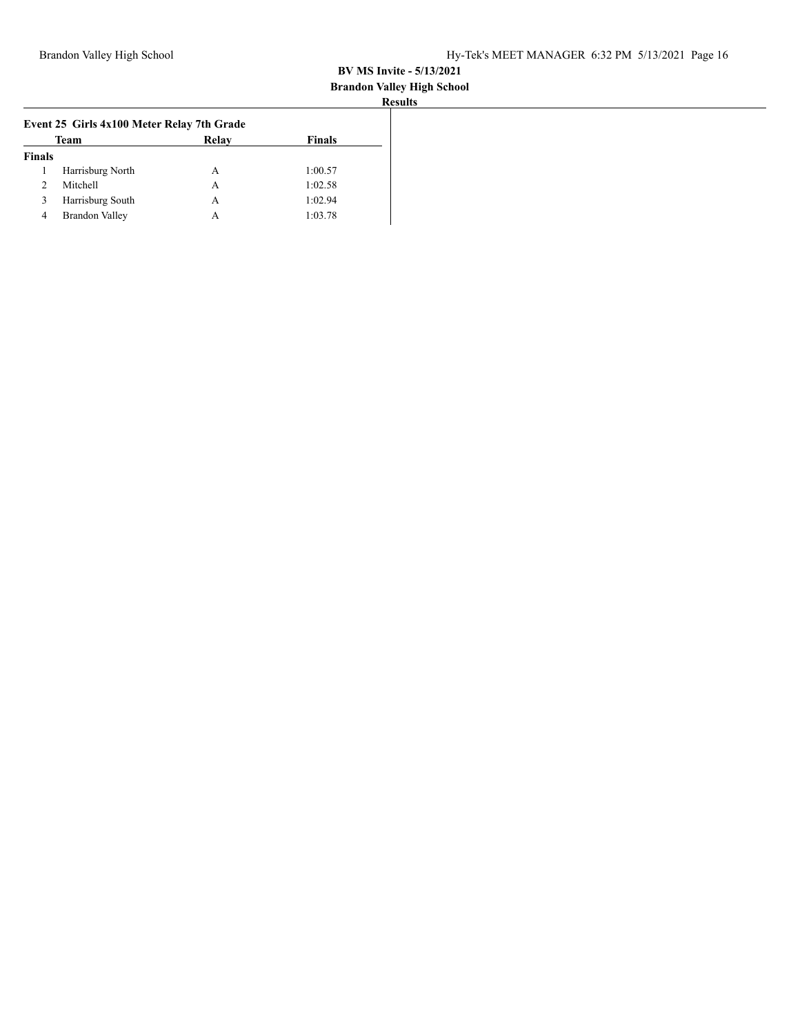**BV MS Invite - 5/13/2021**

**Brandon Valley High School**

**Results**

### Event 25 Girls 4x100 Meter Relay 7th Grade

| | Team | Relay | Finals |
|---|---|---|---|
| **Finals** | | | |
| 1 | Harrisburg North | A | 1:00.57 |
| 2 | Mitchell | A | 1:02.58 |
| 3 | Harrisburg South | A | 1:02.94 |
| 4 | Brandon Valley | A | 1:03.78 |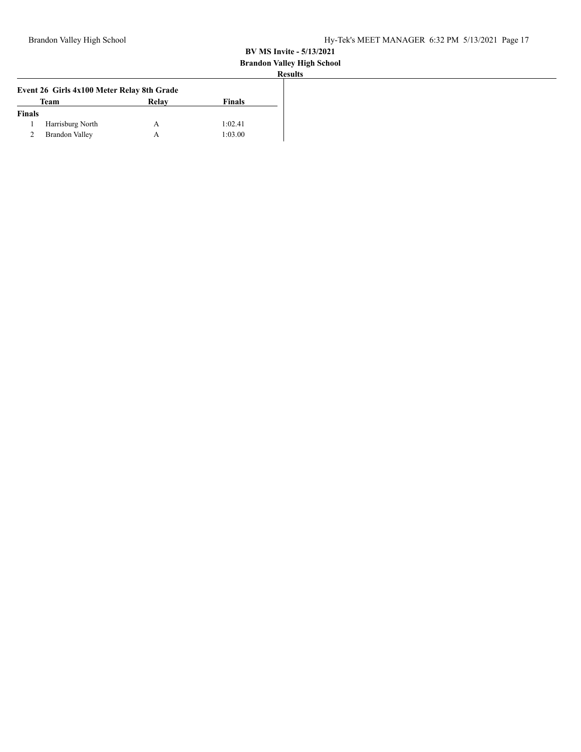**BV MS Invite - 5/13/2021**
**Brandon Valley High School**
**Results**

### Event 26 Girls 4x100 Meter Relay 8th Grade

| | Team | Relay | Finals |
|---|---|---|---|
| **Finals** | | | |
| 1 | Harrisburg North | A | 1:02.41 |
| 2 | Brandon Valley | A | 1:03.00 |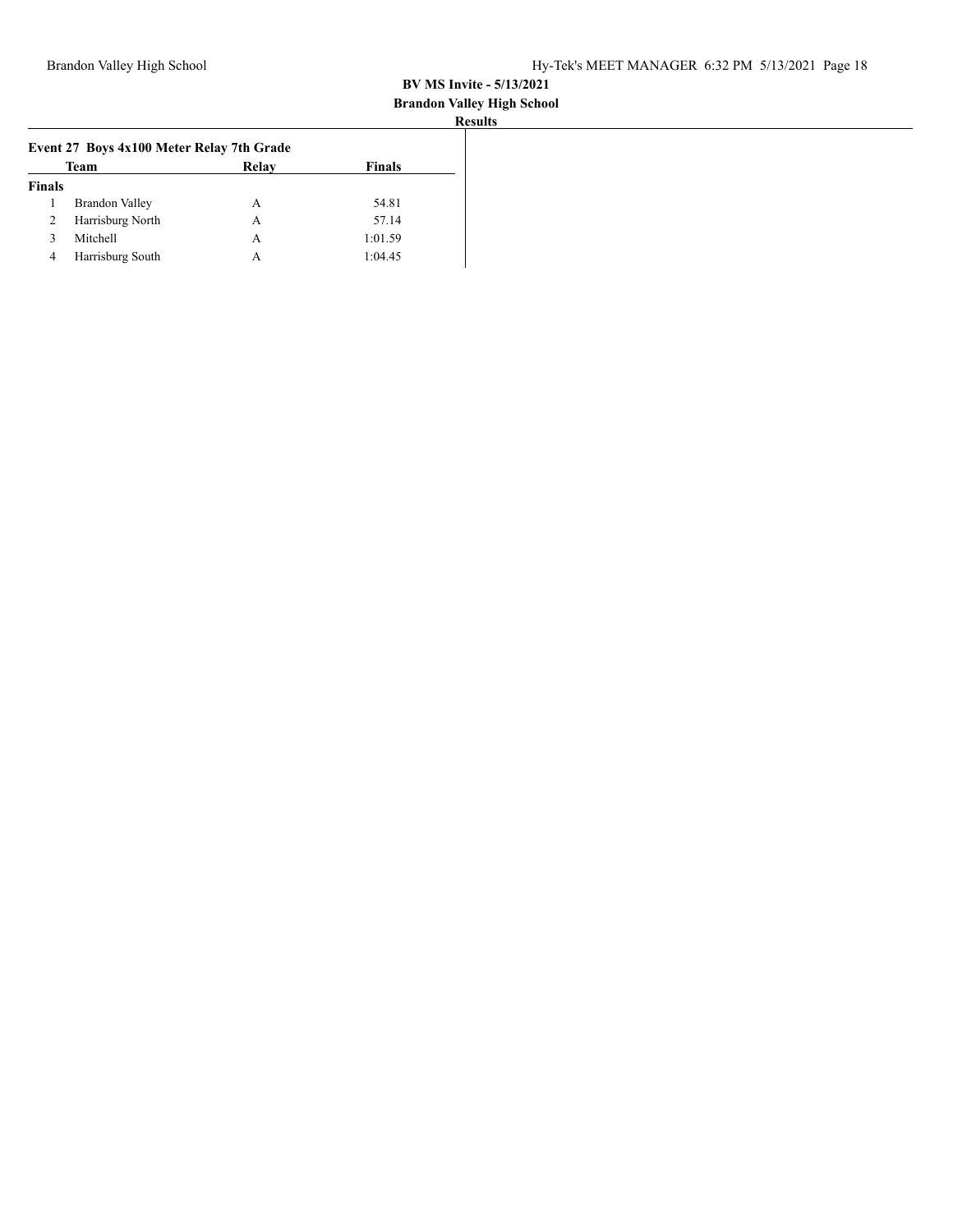## Event 27 Boys 4x100 Meter Relay 7th Grade

| | Team | Relay | Finals |
|---|---|---|---|
| **Finals** | | | |
| 1 | Brandon Valley | A | 54.81 |
| 2 | Harrisburg North | A | 57.14 |
| 3 | Mitchell | A | 1:01.59 |
| 4 | Harrisburg South | A | 1:04.45 |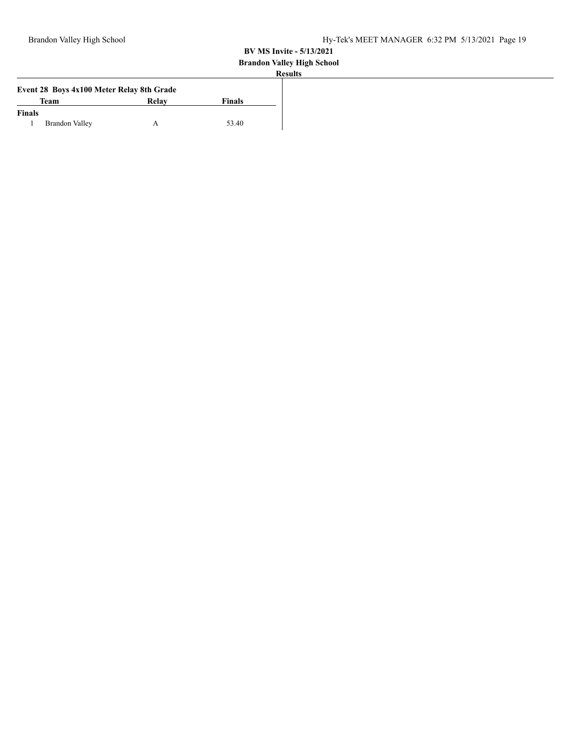### Event 28 Boys 4x100 Meter Relay 8th Grade

| | Team | Relay | Finals |
|---|---|---|---|
| **Finals** | | | |
| 1 | Brandon Valley | A | 53.40 |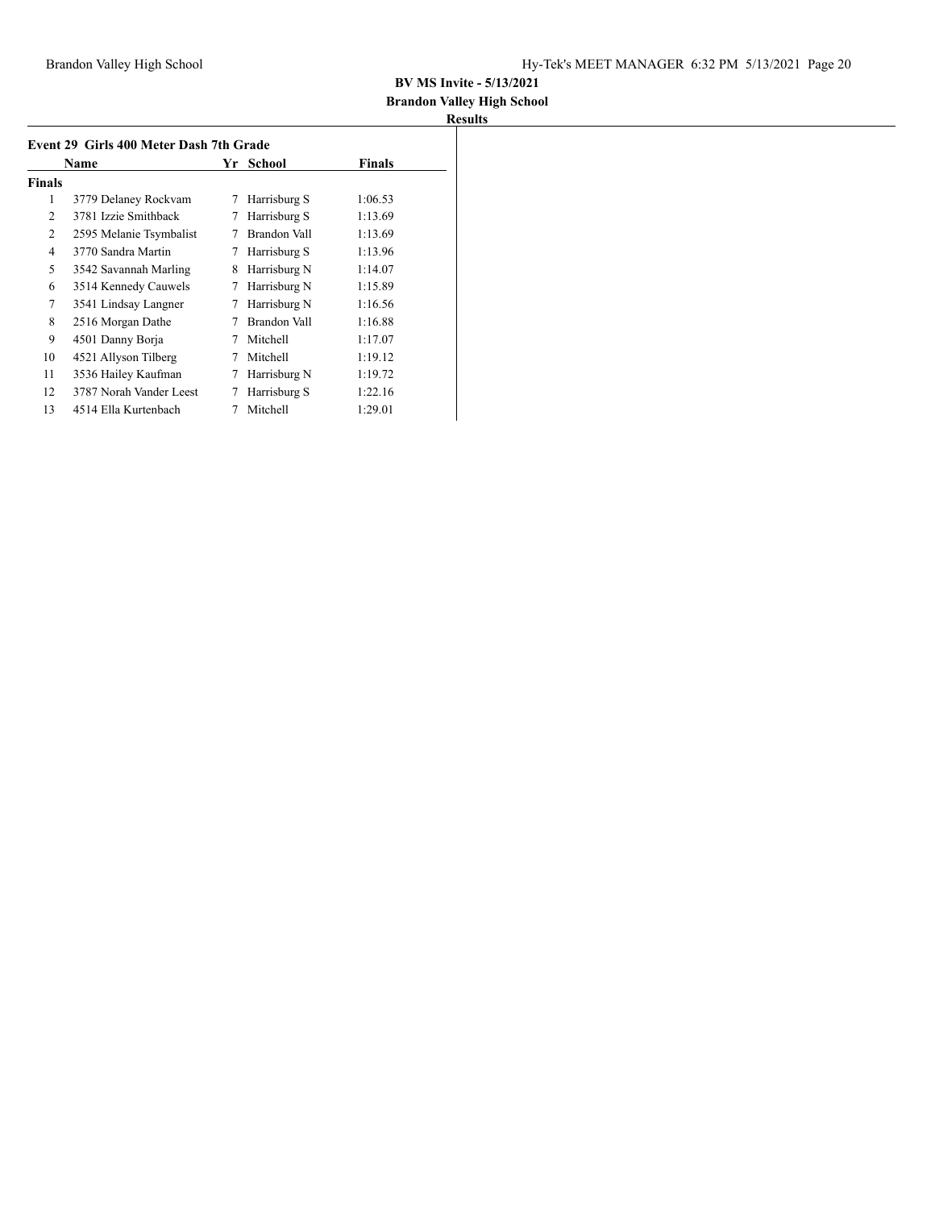**BV MS Invite - 5/13/2021**

**Brandon Valley High School**

**Results**

### Event 29 Girls 400 Meter Dash 7th Grade

| | Name | Yr | School | Finals |
|---|---|---|---|---|
| **Finals** | | | | |
| 1 | 3779 Delaney Rockvam | 7 | Harrisburg S | 1:06.53 |
| 2 | 3781 Izzie Smithback | 7 | Harrisburg S | 1:13.69 |
| 2 | 2595 Melanie Tsymbalist | 7 | Brandon Vall | 1:13.69 |
| 4 | 3770 Sandra Martin | 7 | Harrisburg S | 1:13.96 |
| 5 | 3542 Savannah Marling | 8 | Harrisburg N | 1:14.07 |
| 6 | 3514 Kennedy Cauwels | 7 | Harrisburg N | 1:15.89 |
| 7 | 3541 Lindsay Langner | 7 | Harrisburg N | 1:16.56 |
| 8 | 2516 Morgan Dathe | 7 | Brandon Vall | 1:16.88 |
| 9 | 4501 Danny Borja | 7 | Mitchell | 1:17.07 |
| 10 | 4521 Allyson Tilberg | 7 | Mitchell | 1:19.12 |
| 11 | 3536 Hailey Kaufman | 7 | Harrisburg N | 1:19.72 |
| 12 | 3787 Norah Vander Leest | 7 | Harrisburg S | 1:22.16 |
| 13 | 4514 Ella Kurtenbach | 7 | Mitchell | 1:29.01 |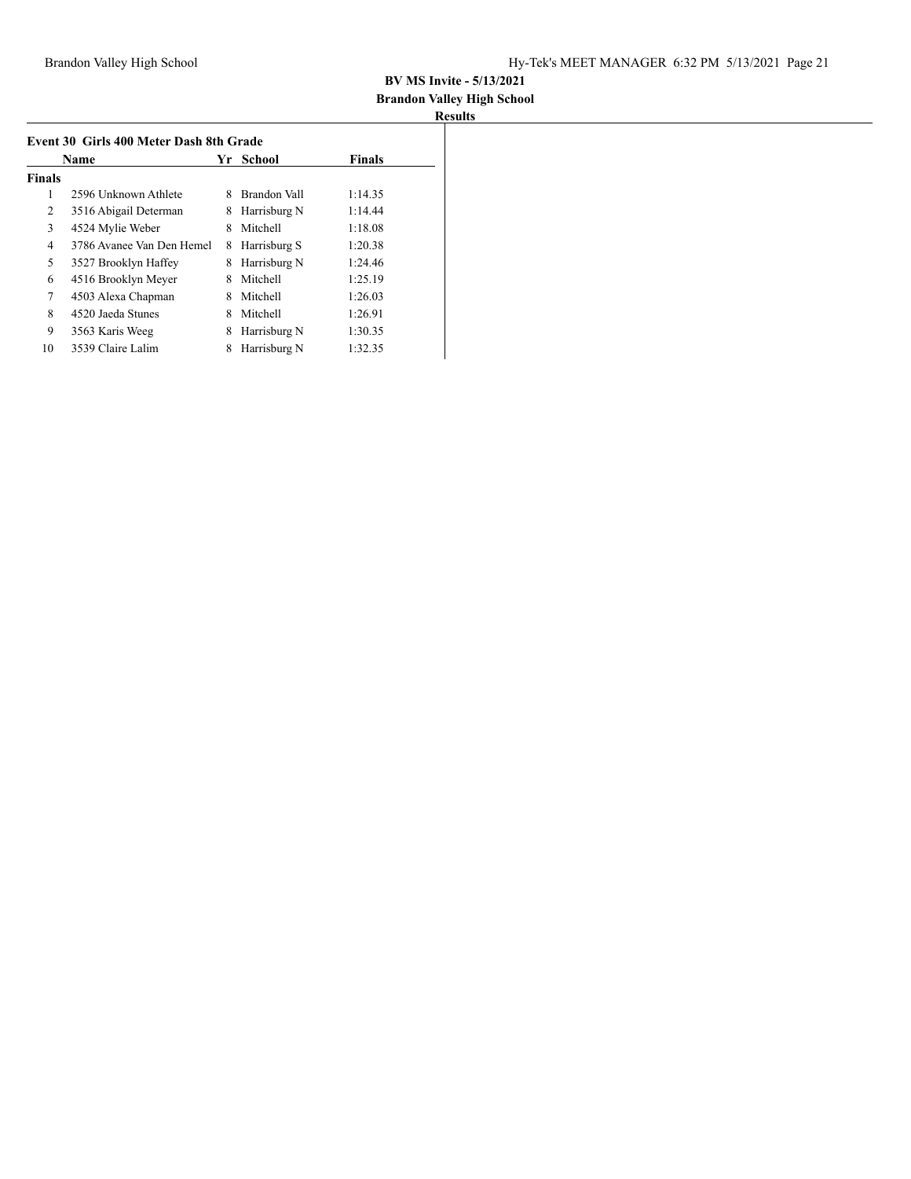**BV MS Invite - 5/13/2021**
**Brandon Valley High School**
**Results**

### Event 30 Girls 400 Meter Dash 8th Grade

| | Name | Yr | School | Finals |
|---|---|---|---|---|
| **Finals** | | | | |
| 1 | 2596 Unknown Athlete | 8 | Brandon Vall | 1:14.35 |
| 2 | 3516 Abigail Determan | 8 | Harrisburg N | 1:14.44 |
| 3 | 4524 Mylie Weber | 8 | Mitchell | 1:18.08 |
| 4 | 3786 Avanee Van Den Hemel | 8 | Harrisburg S | 1:20.38 |
| 5 | 3527 Brooklyn Haffey | 8 | Harrisburg N | 1:24.46 |
| 6 | 4516 Brooklyn Meyer | 8 | Mitchell | 1:25.19 |
| 7 | 4503 Alexa Chapman | 8 | Mitchell | 1:26.03 |
| 8 | 4520 Jaeda Stunes | 8 | Mitchell | 1:26.91 |
| 9 | 3563 Karis Weeg | 8 | Harrisburg N | 1:30.35 |
| 10 | 3539 Claire Lalim | 8 | Harrisburg N | 1:32.35 |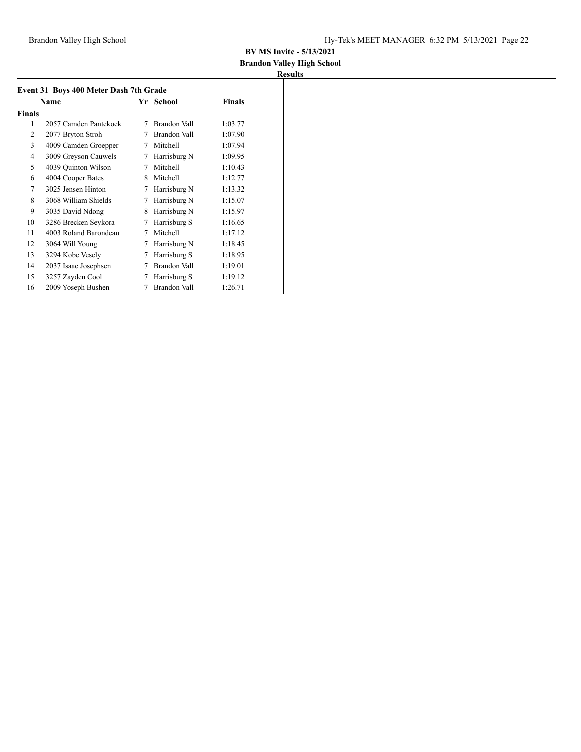**BV MS Invite - 5/13/2021**
**Brandon Valley High School**
**Results**

### Event 31 Boys 400 Meter Dash 7th Grade

| | Name | Yr | School | Finals |
|---|---|---|---|---|
| **Finals** | | | | |
| 1 | 2057 Camden Pantekoek | 7 | Brandon Vall | 1:03.77 |
| 2 | 2077 Bryton Stroh | 7 | Brandon Vall | 1:07.90 |
| 3 | 4009 Camden Groepper | 7 | Mitchell | 1:07.94 |
| 4 | 3009 Greyson Cauwels | 7 | Harrisburg N | 1:09.95 |
| 5 | 4039 Quinton Wilson | 7 | Mitchell | 1:10.43 |
| 6 | 4004 Cooper Bates | 8 | Mitchell | 1:12.77 |
| 7 | 3025 Jensen Hinton | 7 | Harrisburg N | 1:13.32 |
| 8 | 3068 William Shields | 7 | Harrisburg N | 1:15.07 |
| 9 | 3035 David Ndong | 8 | Harrisburg N | 1:15.97 |
| 10 | 3286 Brecken Seykora | 7 | Harrisburg S | 1:16.65 |
| 11 | 4003 Roland Barondeau | 7 | Mitchell | 1:17.12 |
| 12 | 3064 Will Young | 7 | Harrisburg N | 1:18.45 |
| 13 | 3294 Kobe Vesely | 7 | Harrisburg S | 1:18.95 |
| 14 | 2037 Isaac Josephsen | 7 | Brandon Vall | 1:19.01 |
| 15 | 3257 Zayden Cool | 7 | Harrisburg S | 1:19.12 |
| 16 | 2009 Yoseph Bushen | 7 | Brandon Vall | 1:26.71 |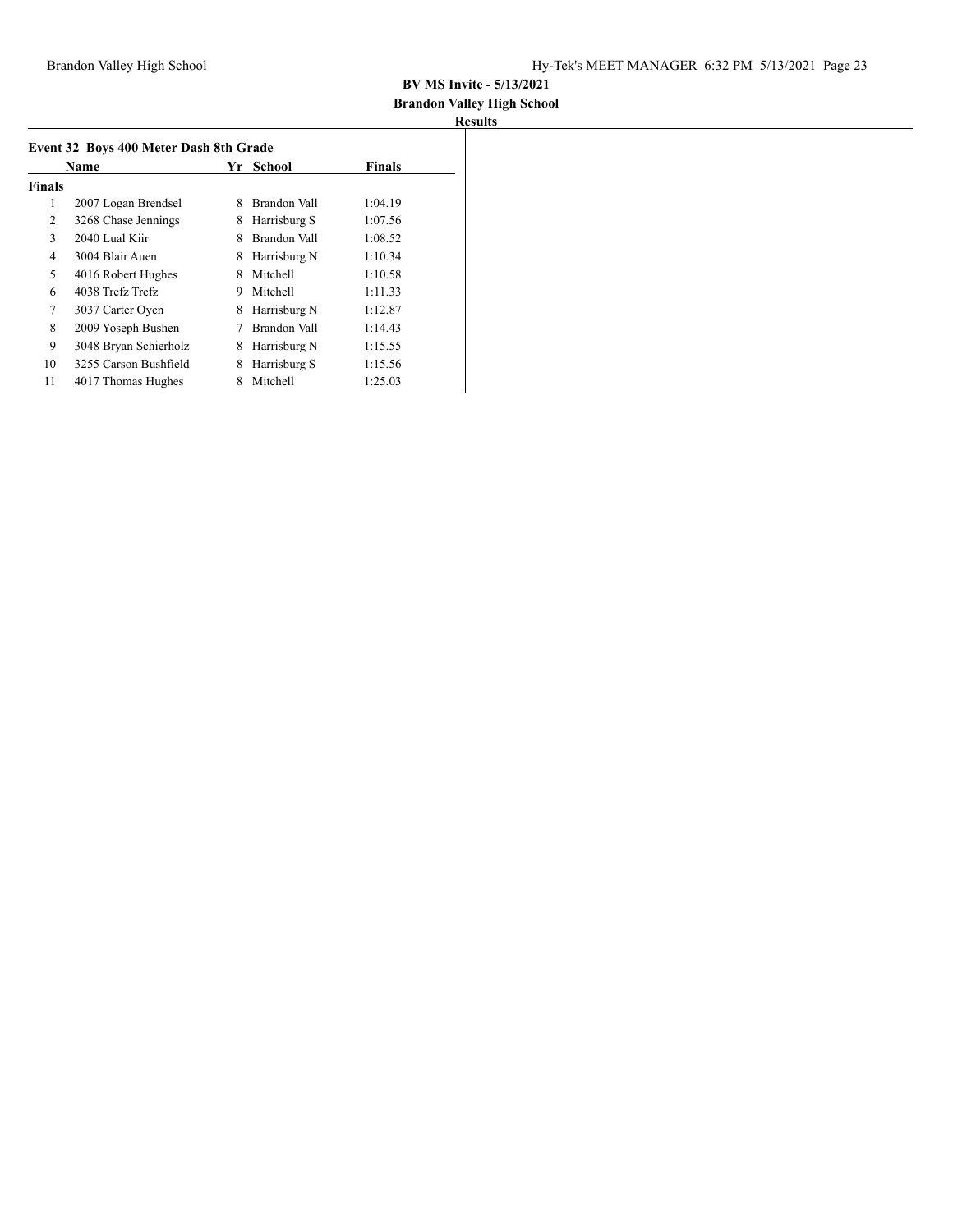**BV MS Invite - 5/13/2021**

**Brandon Valley High School**

**Results**

### Event 32 Boys 400 Meter Dash 8th Grade

| | Name | Yr | School | Finals |
|---|---|---|---|---|
| **Finals** | | | | |
| 1 | 2007 Logan Brendsel | 8 | Brandon Vall | 1:04.19 |
| 2 | 3268 Chase Jennings | 8 | Harrisburg S | 1:07.56 |
| 3 | 2040 Lual Kiir | 8 | Brandon Vall | 1:08.52 |
| 4 | 3004 Blair Auen | 8 | Harrisburg N | 1:10.34 |
| 5 | 4016 Robert Hughes | 8 | Mitchell | 1:10.58 |
| 6 | 4038 Trefz Trefz | 9 | Mitchell | 1:11.33 |
| 7 | 3037 Carter Oyen | 8 | Harrisburg N | 1:12.87 |
| 8 | 2009 Yoseph Bushen | 7 | Brandon Vall | 1:14.43 |
| 9 | 3048 Bryan Schierholz | 8 | Harrisburg N | 1:15.55 |
| 10 | 3255 Carson Bushfield | 8 | Harrisburg S | 1:15.56 |
| 11 | 4017 Thomas Hughes | 8 | Mitchell | 1:25.03 |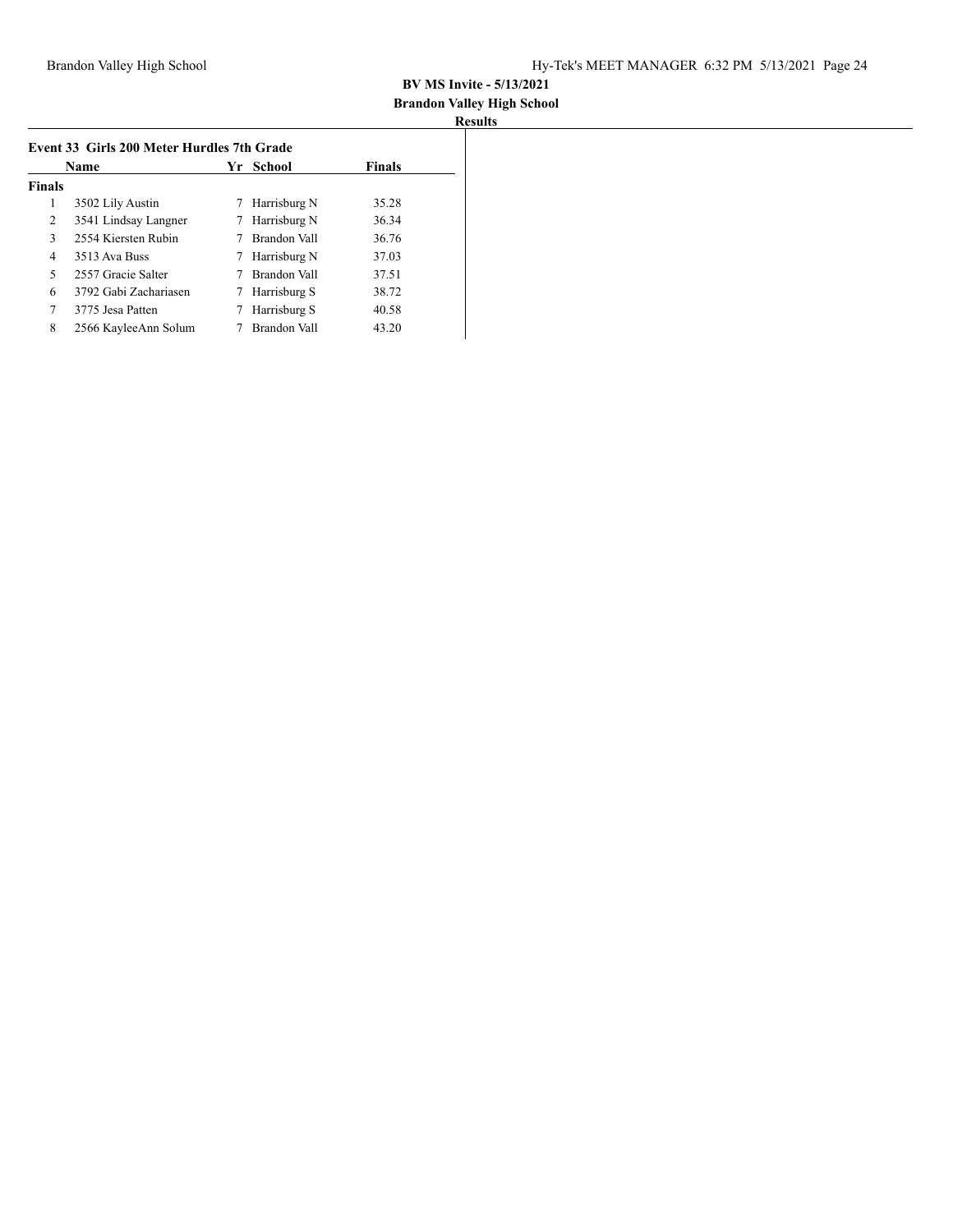**BV MS Invite - 5/13/2021**

**Brandon Valley High School**

**Results**

### Event 33 Girls 200 Meter Hurdles 7th Grade

| | Name | Yr | School | Finals |
|---|---|---|---|---|
| **Finals** | | | | |
| 1 | 3502 Lily Austin | 7 | Harrisburg N | 35.28 |
| 2 | 3541 Lindsay Langner | 7 | Harrisburg N | 36.34 |
| 3 | 2554 Kiersten Rubin | 7 | Brandon Vall | 36.76 |
| 4 | 3513 Ava Buss | 7 | Harrisburg N | 37.03 |
| 5 | 2557 Gracie Salter | 7 | Brandon Vall | 37.51 |
| 6 | 3792 Gabi Zachariasen | 7 | Harrisburg S | 38.72 |
| 7 | 3775 Jesa Patten | 7 | Harrisburg S | 40.58 |
| 8 | 2566 KayleeAnn Solum | 7 | Brandon Vall | 43.20 |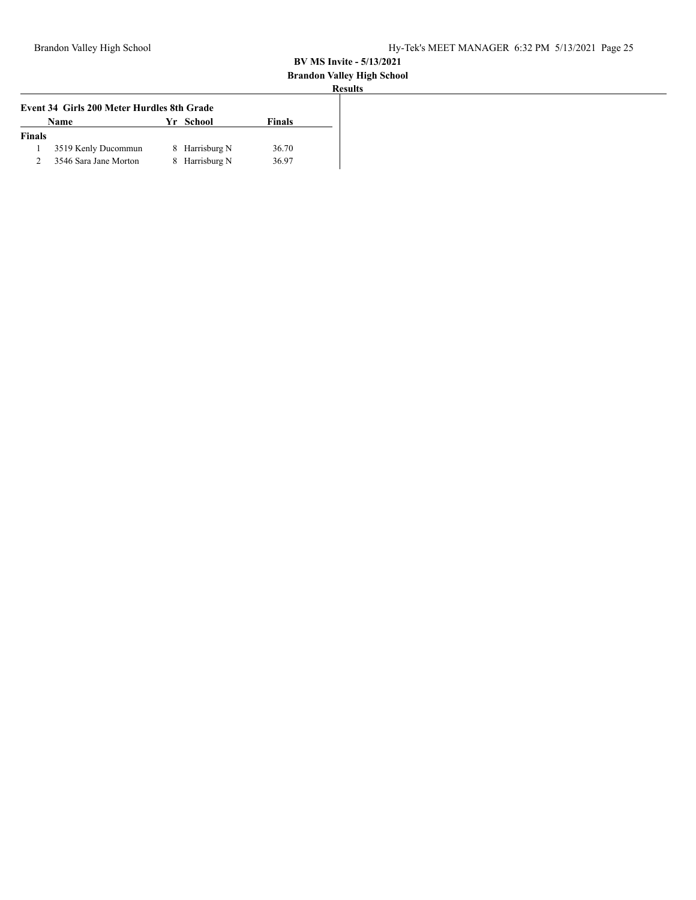**BV MS Invite - 5/13/2021**
**Brandon Valley High School**
**Results**

### Event 34 Girls 200 Meter Hurdles 8th Grade

| | Name | Yr | School | Finals |
|---|---|---|---|---|
| **Finals** | | | | |
| 1 | 3519 Kenly Ducommun | 8 | Harrisburg N | 36.70 |
| 2 | 3546 Sara Jane Morton | 8 | Harrisburg N | 36.97 |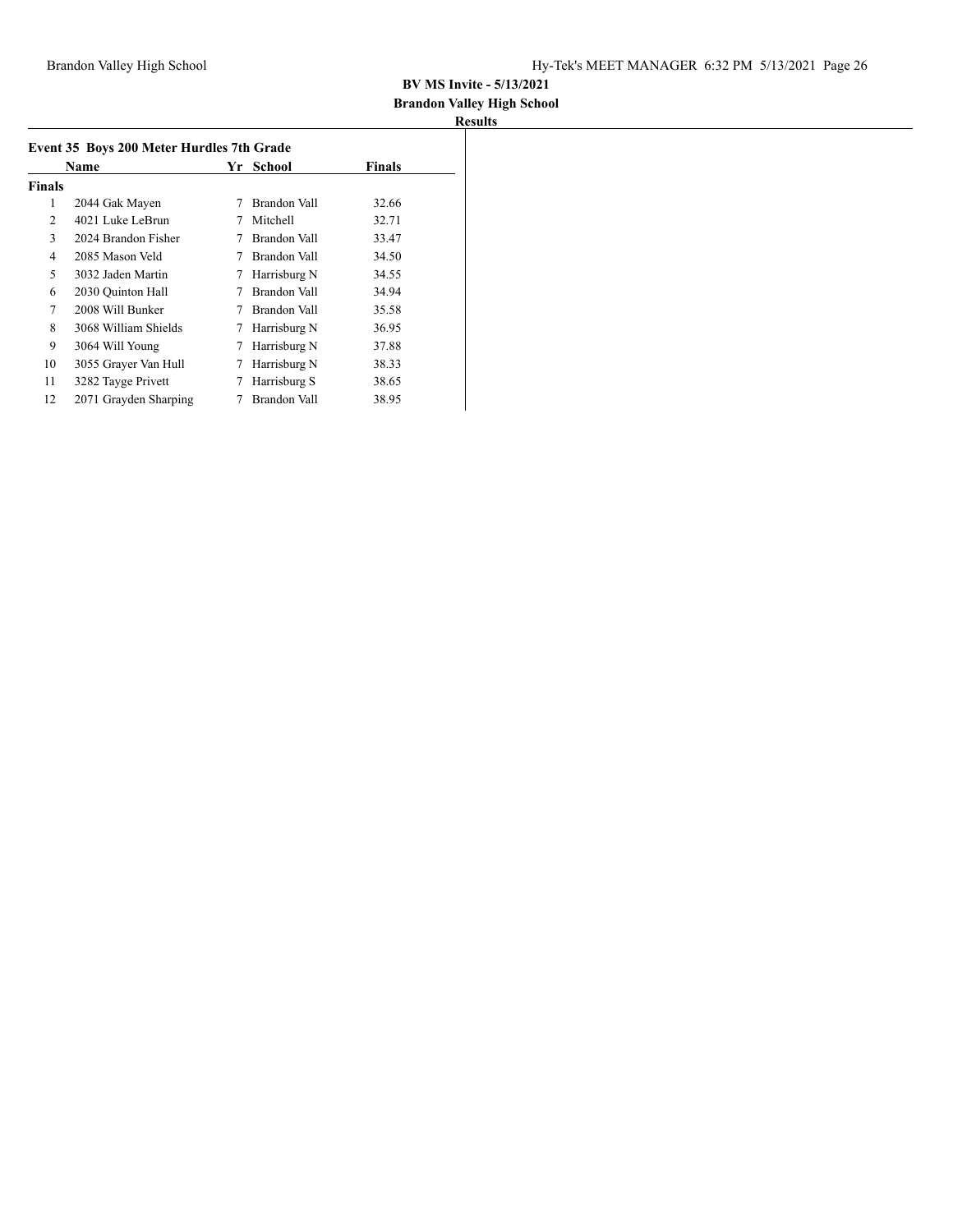**BV MS Invite - 5/13/2021**
**Brandon Valley High School**
**Results**

### Event 35 Boys 200 Meter Hurdles 7th Grade

| | Name | Yr | School | Finals |
|---|---|---|---|---|
| **Finals** | | | | |
| 1 | 2044 Gak Mayen | 7 | Brandon Vall | 32.66 |
| 2 | 4021 Luke LeBrun | 7 | Mitchell | 32.71 |
| 3 | 2024 Brandon Fisher | 7 | Brandon Vall | 33.47 |
| 4 | 2085 Mason Veld | 7 | Brandon Vall | 34.50 |
| 5 | 3032 Jaden Martin | 7 | Harrisburg N | 34.55 |
| 6 | 2030 Quinton Hall | 7 | Brandon Vall | 34.94 |
| 7 | 2008 Will Bunker | 7 | Brandon Vall | 35.58 |
| 8 | 3068 William Shields | 7 | Harrisburg N | 36.95 |
| 9 | 3064 Will Young | 7 | Harrisburg N | 37.88 |
| 10 | 3055 Grayer Van Hull | 7 | Harrisburg N | 38.33 |
| 11 | 3282 Tayge Privett | 7 | Harrisburg S | 38.65 |
| 12 | 2071 Grayden Sharping | 7 | Brandon Vall | 38.95 |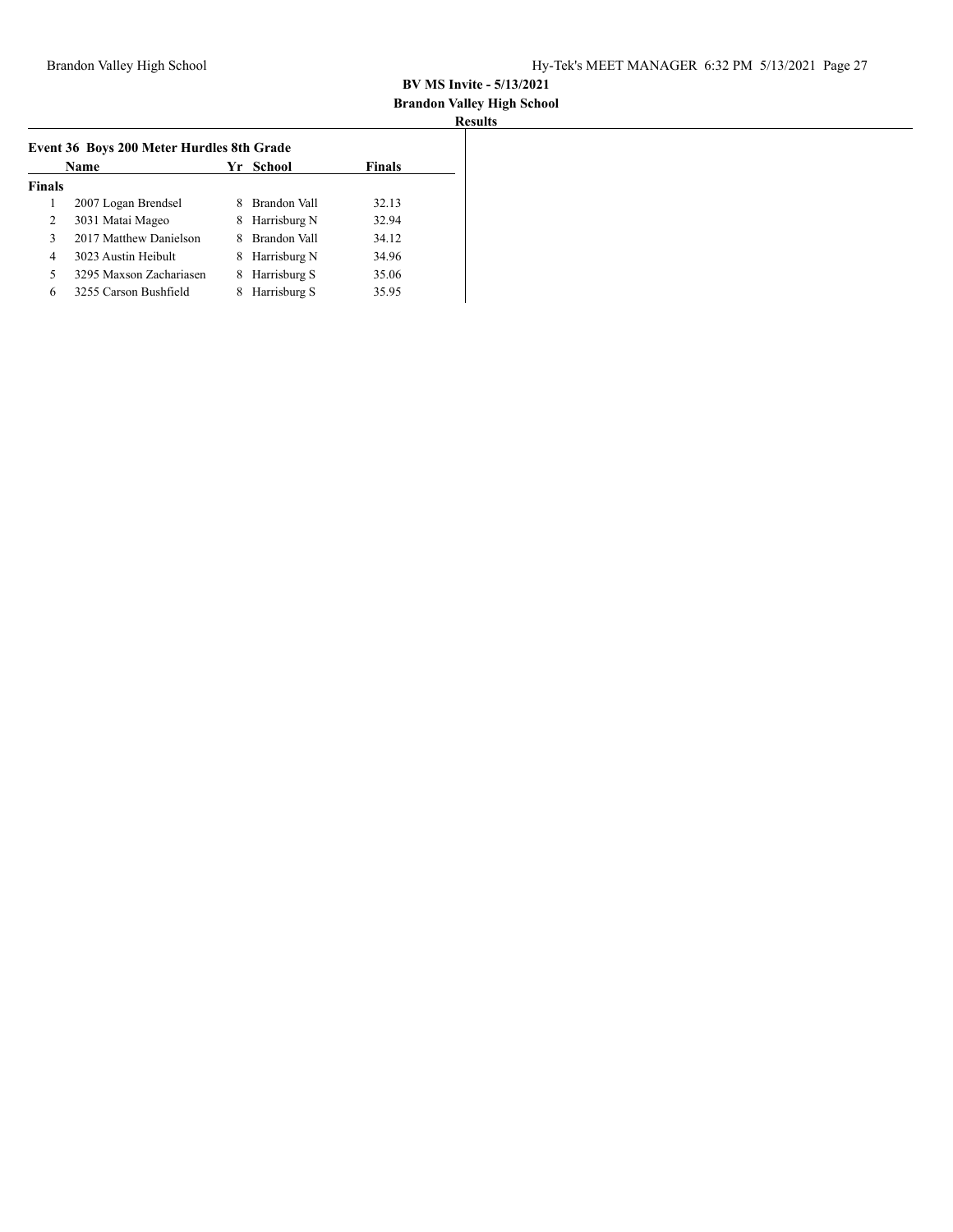**BV MS Invite - 5/13/2021**

**Brandon Valley High School**

**Results**

### Event 36 Boys 200 Meter Hurdles 8th Grade

| | Name | Yr | School | Finals |
|---|---|---|---|---|
| **Finals** | | | | |
| 1 | 2007 Logan Brendsel | 8 | Brandon Vall | 32.13 |
| 2 | 3031 Matai Mageo | 8 | Harrisburg N | 32.94 |
| 3 | 2017 Matthew Danielson | 8 | Brandon Vall | 34.12 |
| 4 | 3023 Austin Heibult | 8 | Harrisburg N | 34.96 |
| 5 | 3295 Maxson Zachariasen | 8 | Harrisburg S | 35.06 |
| 6 | 3255 Carson Bushfield | 8 | Harrisburg S | 35.95 |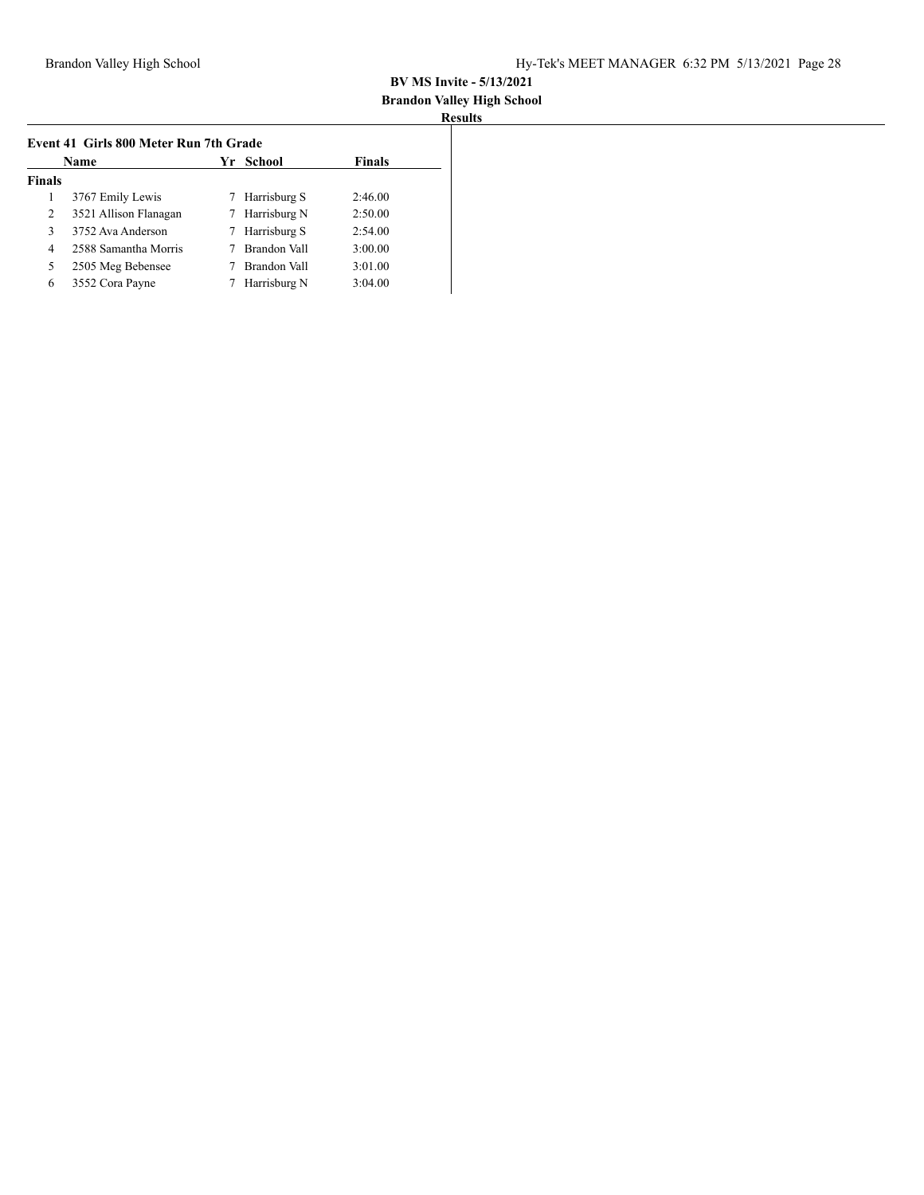**BV MS Invite - 5/13/2021**

**Brandon Valley High School**

**Results**

**Event 41 Girls 800 Meter Run 7th Grade**

| | Name | Yr | School | Finals |
|---|---|---|---|---|
| **Finals** | | | | |
| 1 | 3767 Emily Lewis | 7 | Harrisburg S | 2:46.00 |
| 2 | 3521 Allison Flanagan | 7 | Harrisburg N | 2:50.00 |
| 3 | 3752 Ava Anderson | 7 | Harrisburg S | 2:54.00 |
| 4 | 2588 Samantha Morris | 7 | Brandon Vall | 3:00.00 |
| 5 | 2505 Meg Bebensee | 7 | Brandon Vall | 3:01.00 |
| 6 | 3552 Cora Payne | 7 | Harrisburg N | 3:04.00 |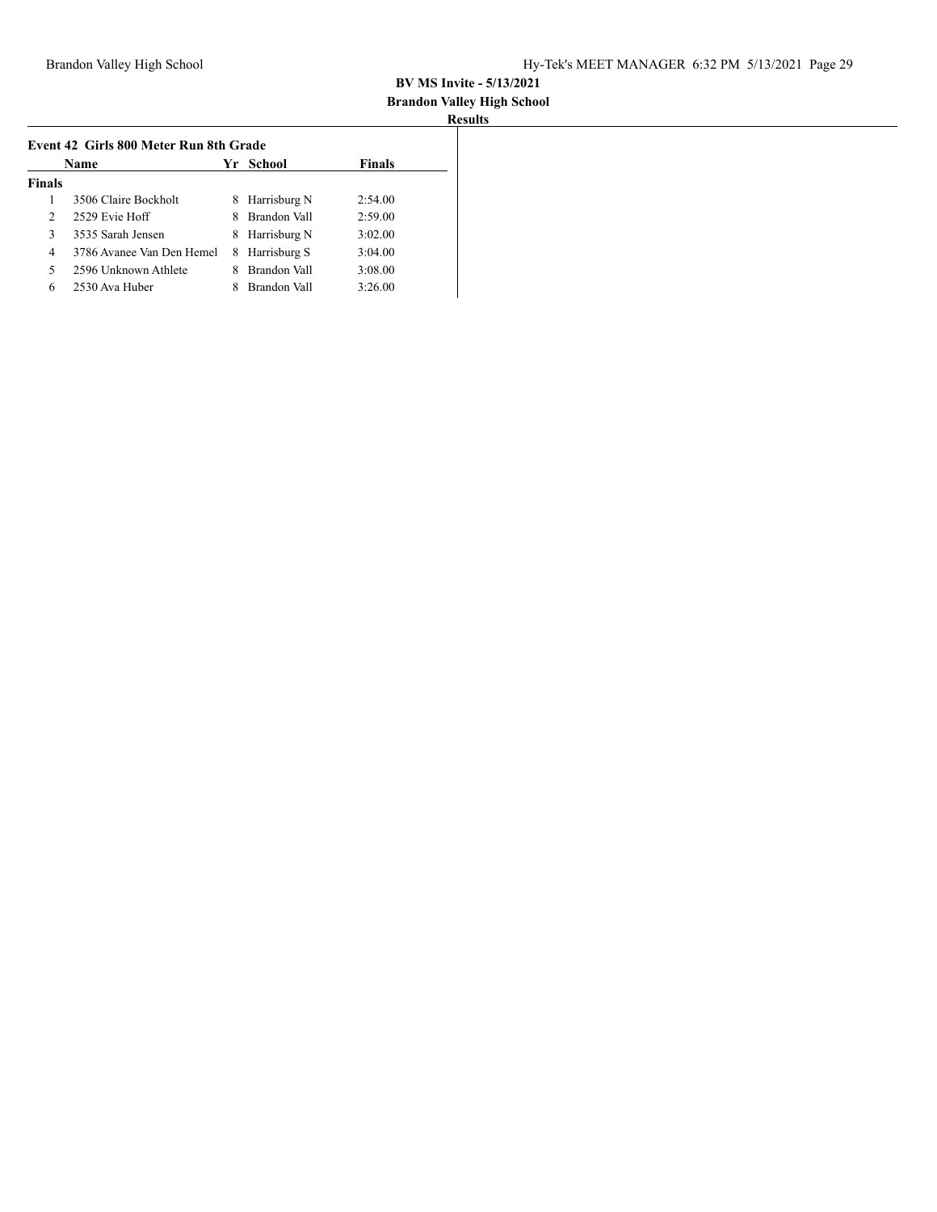**BV MS Invite - 5/13/2021**

**Brandon Valley High School**

**Results**

### Event 42 Girls 800 Meter Run 8th Grade

| | Name | Yr | School | Finals |
|---|---|---|---|---|
| **Finals** | | | | |
| 1 | 3506 Claire Bockholt | 8 | Harrisburg N | 2:54.00 |
| 2 | 2529 Evie Hoff | 8 | Brandon Vall | 2:59.00 |
| 3 | 3535 Sarah Jensen | 8 | Harrisburg N | 3:02.00 |
| 4 | 3786 Avanee Van Den Hemel | 8 | Harrisburg S | 3:04.00 |
| 5 | 2596 Unknown Athlete | 8 | Brandon Vall | 3:08.00 |
| 6 | 2530 Ava Huber | 8 | Brandon Vall | 3:26.00 |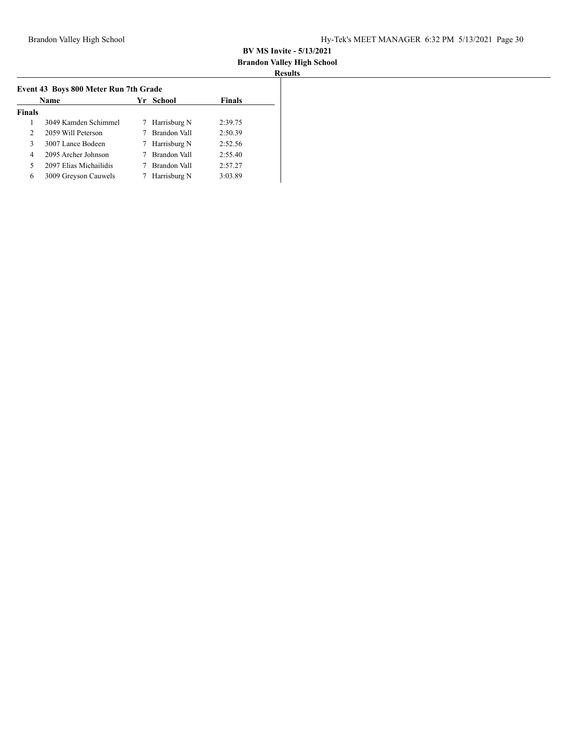**BV MS Invite - 5/13/2021**

**Brandon Valley High School**

**Results**

### Event 43 Boys 800 Meter Run 7th Grade

| | Name | Yr | School | Finals |
|---|---|---|---|---|
| **Finals** | | | | |
| 1 | 3049 Kamden Schimmel | 7 | Harrisburg N | 2:39.75 |
| 2 | 2059 Will Peterson | 7 | Brandon Vall | 2:50.39 |
| 3 | 3007 Lance Bodeen | 7 | Harrisburg N | 2:52.56 |
| 4 | 2095 Archer Johnson | 7 | Brandon Vall | 2:55.40 |
| 5 | 2097 Elias Michailidis | 7 | Brandon Vall | 2:57.27 |
| 6 | 3009 Greyson Cauwels | 7 | Harrisburg N | 3:03.89 |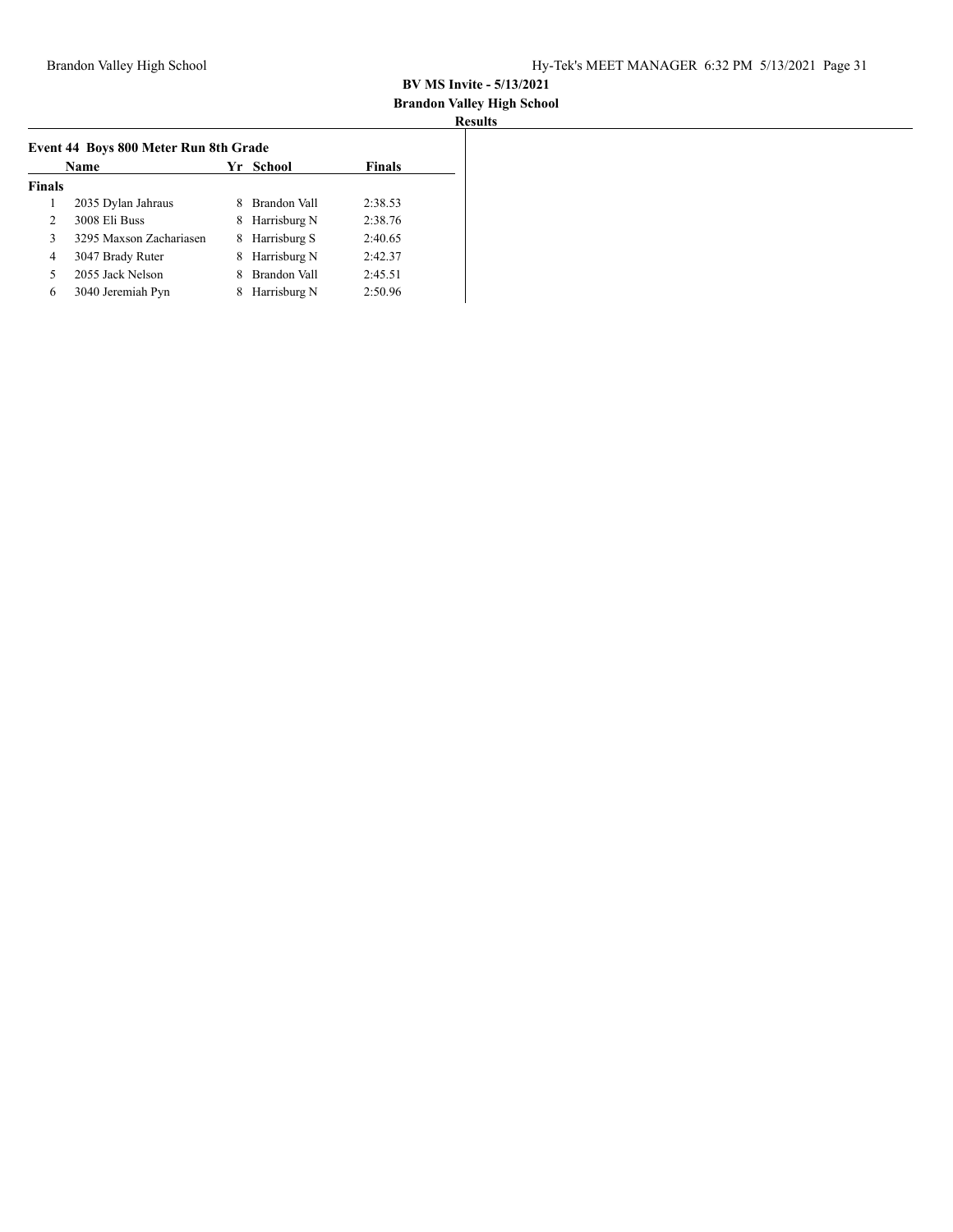**BV MS Invite - 5/13/2021**

**Brandon Valley High School**

**Results**

### Event 44 Boys 800 Meter Run 8th Grade

| | Name | Yr | School | Finals |
|---|---|---|---|---|
| **Finals** | | | | |
| 1 | 2035 Dylan Jahraus | 8 | Brandon Vall | 2:38.53 |
| 2 | 3008 Eli Buss | 8 | Harrisburg N | 2:38.76 |
| 3 | 3295 Maxson Zachariasen | 8 | Harrisburg S | 2:40.65 |
| 4 | 3047 Brady Ruter | 8 | Harrisburg N | 2:42.37 |
| 5 | 2055 Jack Nelson | 8 | Brandon Vall | 2:45.51 |
| 6 | 3040 Jeremiah Pyn | 8 | Harrisburg N | 2:50.96 |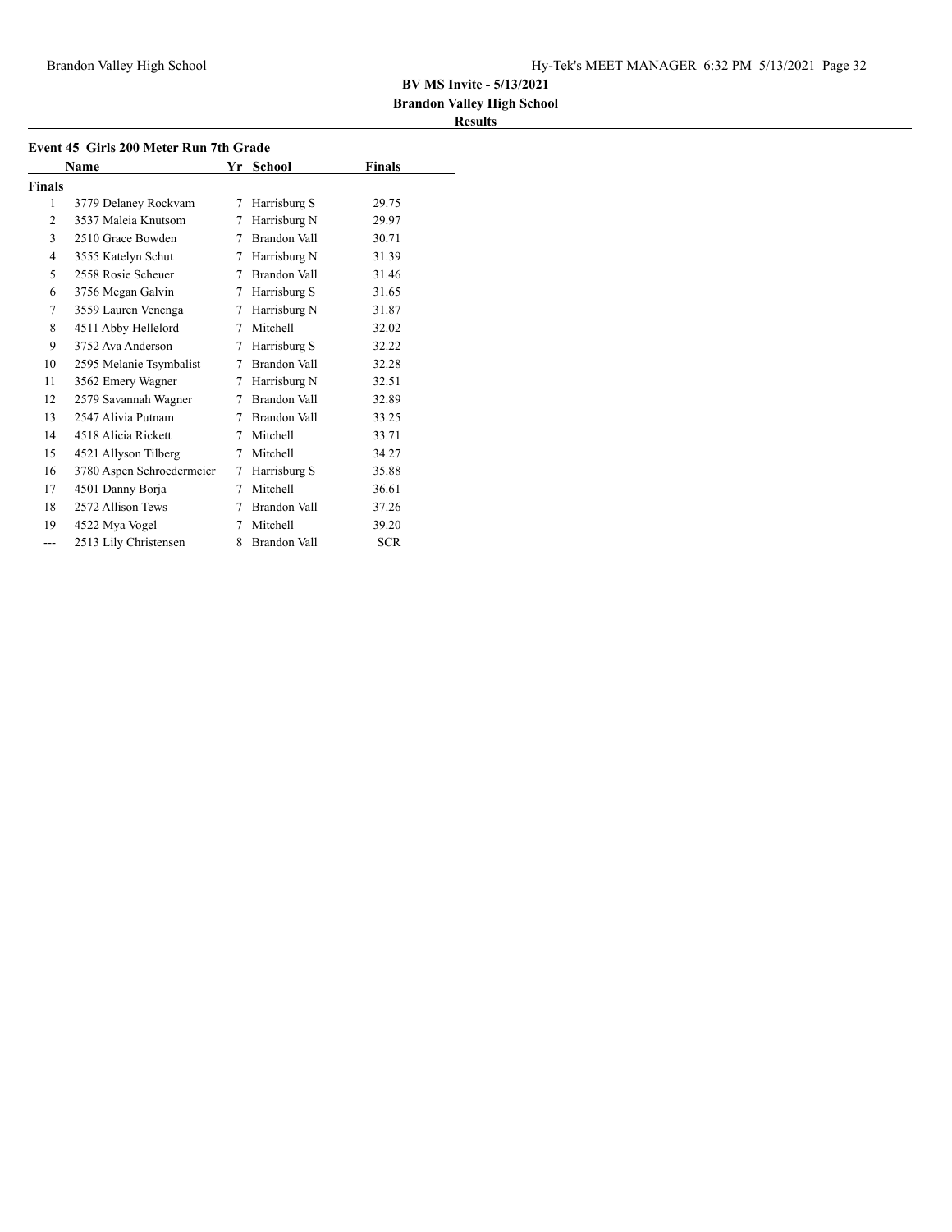**BV MS Invite - 5/13/2021**

**Brandon Valley High School**

**Results**

### Event 45 Girls 200 Meter Run 7th Grade

| | Name | Yr | School | Finals |
|---|---|---|---|---|
| **Finals** | | | | |
| 1 | 3779 Delaney Rockvam | 7 | Harrisburg S | 29.75 |
| 2 | 3537 Maleia Knutsom | 7 | Harrisburg N | 29.97 |
| 3 | 2510 Grace Bowden | 7 | Brandon Vall | 30.71 |
| 4 | 3555 Katelyn Schut | 7 | Harrisburg N | 31.39 |
| 5 | 2558 Rosie Scheuer | 7 | Brandon Vall | 31.46 |
| 6 | 3756 Megan Galvin | 7 | Harrisburg S | 31.65 |
| 7 | 3559 Lauren Venenga | 7 | Harrisburg N | 31.87 |
| 8 | 4511 Abby Hellelord | 7 | Mitchell | 32.02 |
| 9 | 3752 Ava Anderson | 7 | Harrisburg S | 32.22 |
| 10 | 2595 Melanie Tsymbalist | 7 | Brandon Vall | 32.28 |
| 11 | 3562 Emery Wagner | 7 | Harrisburg N | 32.51 |
| 12 | 2579 Savannah Wagner | 7 | Brandon Vall | 32.89 |
| 13 | 2547 Alivia Putnam | 7 | Brandon Vall | 33.25 |
| 14 | 4518 Alicia Rickett | 7 | Mitchell | 33.71 |
| 15 | 4521 Allyson Tilberg | 7 | Mitchell | 34.27 |
| 16 | 3780 Aspen Schroedermeier | 7 | Harrisburg S | 35.88 |
| 17 | 4501 Danny Borja | 7 | Mitchell | 36.61 |
| 18 | 2572 Allison Tews | 7 | Brandon Vall | 37.26 |
| 19 | 4522 Mya Vogel | 7 | Mitchell | 39.20 |
| --- | 2513 Lily Christensen | 8 | Brandon Vall | SCR |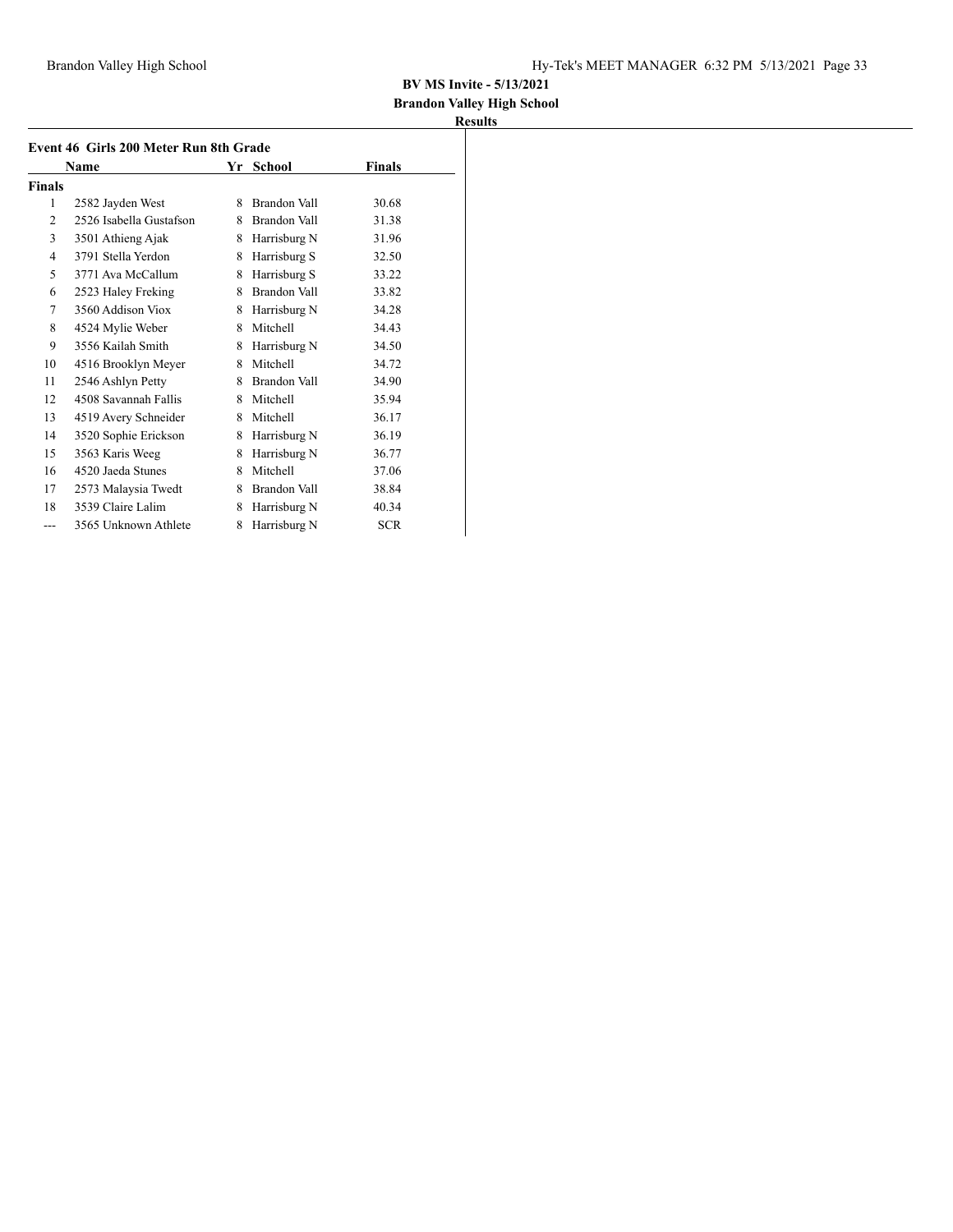**BV MS Invite - 5/13/2021**
**Brandon Valley High School**
**Results**

### Event 46 Girls 200 Meter Run 8th Grade

| | Name | Yr | School | Finals |
|---|---|---|---|---|
| **Finals** | | | | |
| 1 | 2582 Jayden West | 8 | Brandon Vall | 30.68 |
| 2 | 2526 Isabella Gustafson | 8 | Brandon Vall | 31.38 |
| 3 | 3501 Athieng Ajak | 8 | Harrisburg N | 31.96 |
| 4 | 3791 Stella Yerdon | 8 | Harrisburg S | 32.50 |
| 5 | 3771 Ava McCallum | 8 | Harrisburg S | 33.22 |
| 6 | 2523 Haley Freking | 8 | Brandon Vall | 33.82 |
| 7 | 3560 Addison Viox | 8 | Harrisburg N | 34.28 |
| 8 | 4524 Mylie Weber | 8 | Mitchell | 34.43 |
| 9 | 3556 Kailah Smith | 8 | Harrisburg N | 34.50 |
| 10 | 4516 Brooklyn Meyer | 8 | Mitchell | 34.72 |
| 11 | 2546 Ashlyn Petty | 8 | Brandon Vall | 34.90 |
| 12 | 4508 Savannah Fallis | 8 | Mitchell | 35.94 |
| 13 | 4519 Avery Schneider | 8 | Mitchell | 36.17 |
| 14 | 3520 Sophie Erickson | 8 | Harrisburg N | 36.19 |
| 15 | 3563 Karis Weeg | 8 | Harrisburg N | 36.77 |
| 16 | 4520 Jaeda Stunes | 8 | Mitchell | 37.06 |
| 17 | 2573 Malaysia Twedt | 8 | Brandon Vall | 38.84 |
| 18 | 3539 Claire Lalim | 8 | Harrisburg N | 40.34 |
| --- | 3565 Unknown Athlete | 8 | Harrisburg N | SCR |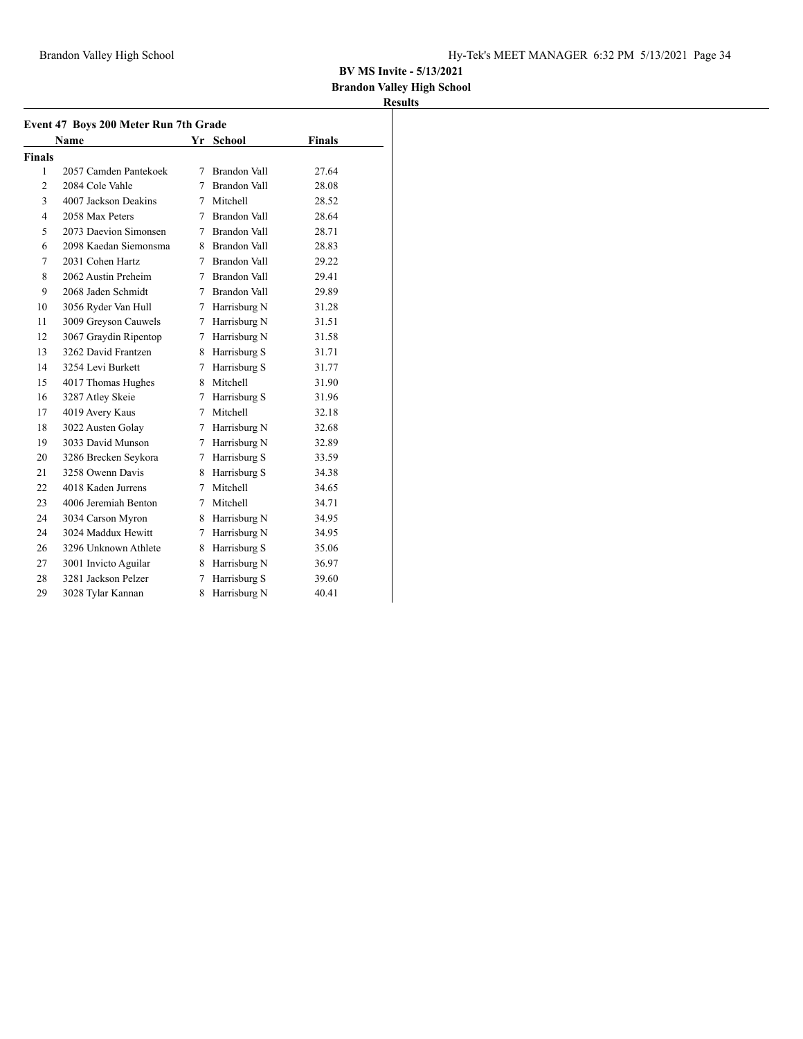**BV MS Invite - 5/13/2021**

**Brandon Valley High School**

**Results**

### Event 47 Boys 200 Meter Run 7th Grade

| | Name | Yr | School | Finals |
|---|---|---|---|---|
| **Finals** | | | | |
| 1 | 2057 Camden Pantekoek | 7 | Brandon Vall | 27.64 |
| 2 | 2084 Cole Vahle | 7 | Brandon Vall | 28.08 |
| 3 | 4007 Jackson Deakins | 7 | Mitchell | 28.52 |
| 4 | 2058 Max Peters | 7 | Brandon Vall | 28.64 |
| 5 | 2073 Daevion Simonsen | 7 | Brandon Vall | 28.71 |
| 6 | 2098 Kaedan Siemonsma | 8 | Brandon Vall | 28.83 |
| 7 | 2031 Cohen Hartz | 7 | Brandon Vall | 29.22 |
| 8 | 2062 Austin Preheim | 7 | Brandon Vall | 29.41 |
| 9 | 2068 Jaden Schmidt | 7 | Brandon Vall | 29.89 |
| 10 | 3056 Ryder Van Hull | 7 | Harrisburg N | 31.28 |
| 11 | 3009 Greyson Cauwels | 7 | Harrisburg N | 31.51 |
| 12 | 3067 Graydin Ripentop | 7 | Harrisburg N | 31.58 |
| 13 | 3262 David Frantzen | 8 | Harrisburg S | 31.71 |
| 14 | 3254 Levi Burkett | 7 | Harrisburg S | 31.77 |
| 15 | 4017 Thomas Hughes | 8 | Mitchell | 31.90 |
| 16 | 3287 Atley Skeie | 7 | Harrisburg S | 31.96 |
| 17 | 4019 Avery Kaus | 7 | Mitchell | 32.18 |
| 18 | 3022 Austen Golay | 7 | Harrisburg N | 32.68 |
| 19 | 3033 David Munson | 7 | Harrisburg N | 32.89 |
| 20 | 3286 Brecken Seykora | 7 | Harrisburg S | 33.59 |
| 21 | 3258 Owenn Davis | 8 | Harrisburg S | 34.38 |
| 22 | 4018 Kaden Jurrens | 7 | Mitchell | 34.65 |
| 23 | 4006 Jeremiah Benton | 7 | Mitchell | 34.71 |
| 24 | 3034 Carson Myron | 8 | Harrisburg N | 34.95 |
| 24 | 3024 Maddux Hewitt | 7 | Harrisburg N | 34.95 |
| 26 | 3296 Unknown Athlete | 8 | Harrisburg S | 35.06 |
| 27 | 3001 Invicto Aguilar | 8 | Harrisburg N | 36.97 |
| 28 | 3281 Jackson Pelzer | 7 | Harrisburg S | 39.60 |
| 29 | 3028 Tylar Kannan | 8 | Harrisburg N | 40.41 |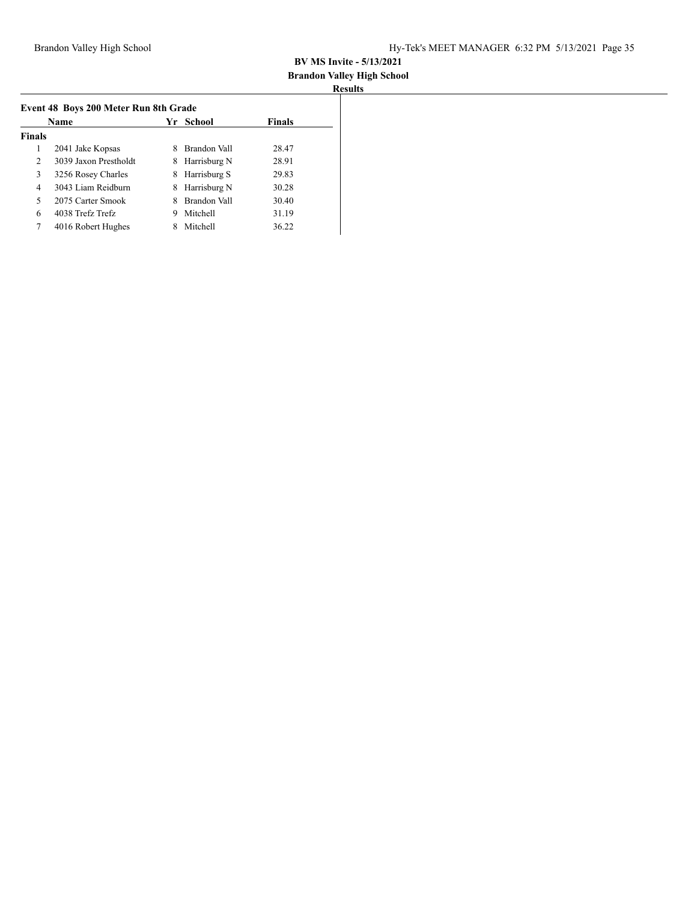**BV MS Invite - 5/13/2021**

**Brandon Valley High School**

**Results**

### Event 48 Boys 200 Meter Run 8th Grade

| | Name | Yr | School | Finals |
|---|---|---|---|---|
| **Finals** | | | | |
| 1 | 2041 Jake Kopsas | 8 | Brandon Vall | 28.47 |
| 2 | 3039 Jaxon Prestholdt | 8 | Harrisburg N | 28.91 |
| 3 | 3256 Rosey Charles | 8 | Harrisburg S | 29.83 |
| 4 | 3043 Liam Reidburn | 8 | Harrisburg N | 30.28 |
| 5 | 2075 Carter Smook | 8 | Brandon Vall | 30.40 |
| 6 | 4038 Trefz Trefz | 9 | Mitchell | 31.19 |
| 7 | 4016 Robert Hughes | 8 | Mitchell | 36.22 |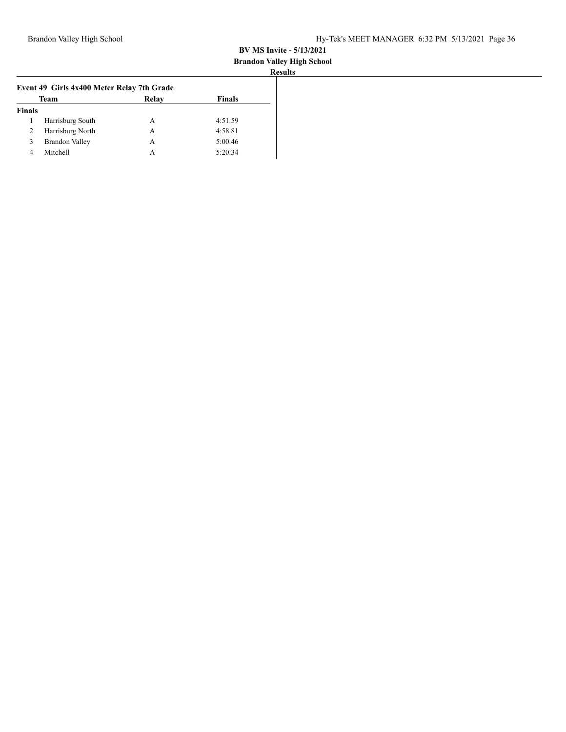**BV MS Invite - 5/13/2021**
**Brandon Valley High School**
**Results**

### Event 49 Girls 4x400 Meter Relay 7th Grade

| | Team | Relay | Finals |
|---|---|---|---|
| **Finals** | | | |
| 1 | Harrisburg South | A | 4:51.59 |
| 2 | Harrisburg North | A | 4:58.81 |
| 3 | Brandon Valley | A | 5:00.46 |
| 4 | Mitchell | A | 5:20.34 |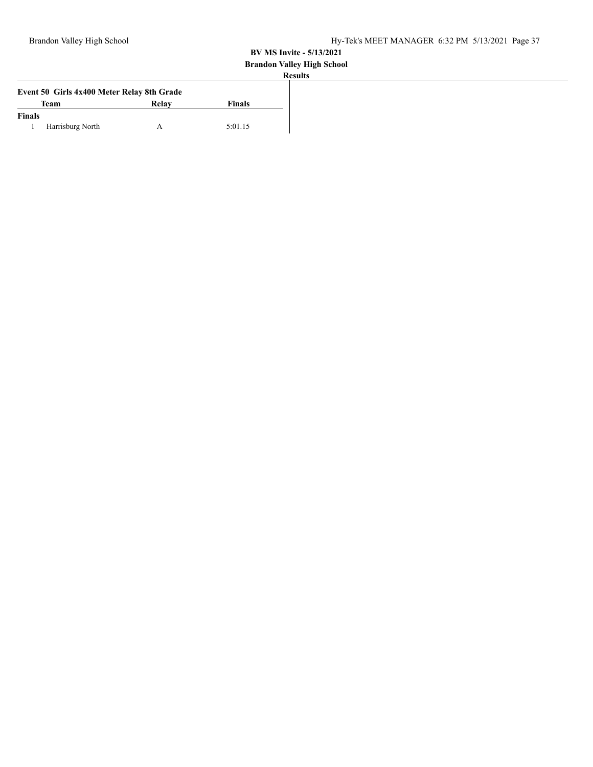**BV MS Invite - 5/13/2021**

**Brandon Valley High School**

**Results**

### Event 50 Girls 4x400 Meter Relay 8th Grade

| | Team | Relay | Finals |
|---|---|---|---|
| **Finals** | | | |
| 1 | Harrisburg North | A | 5:01.15 |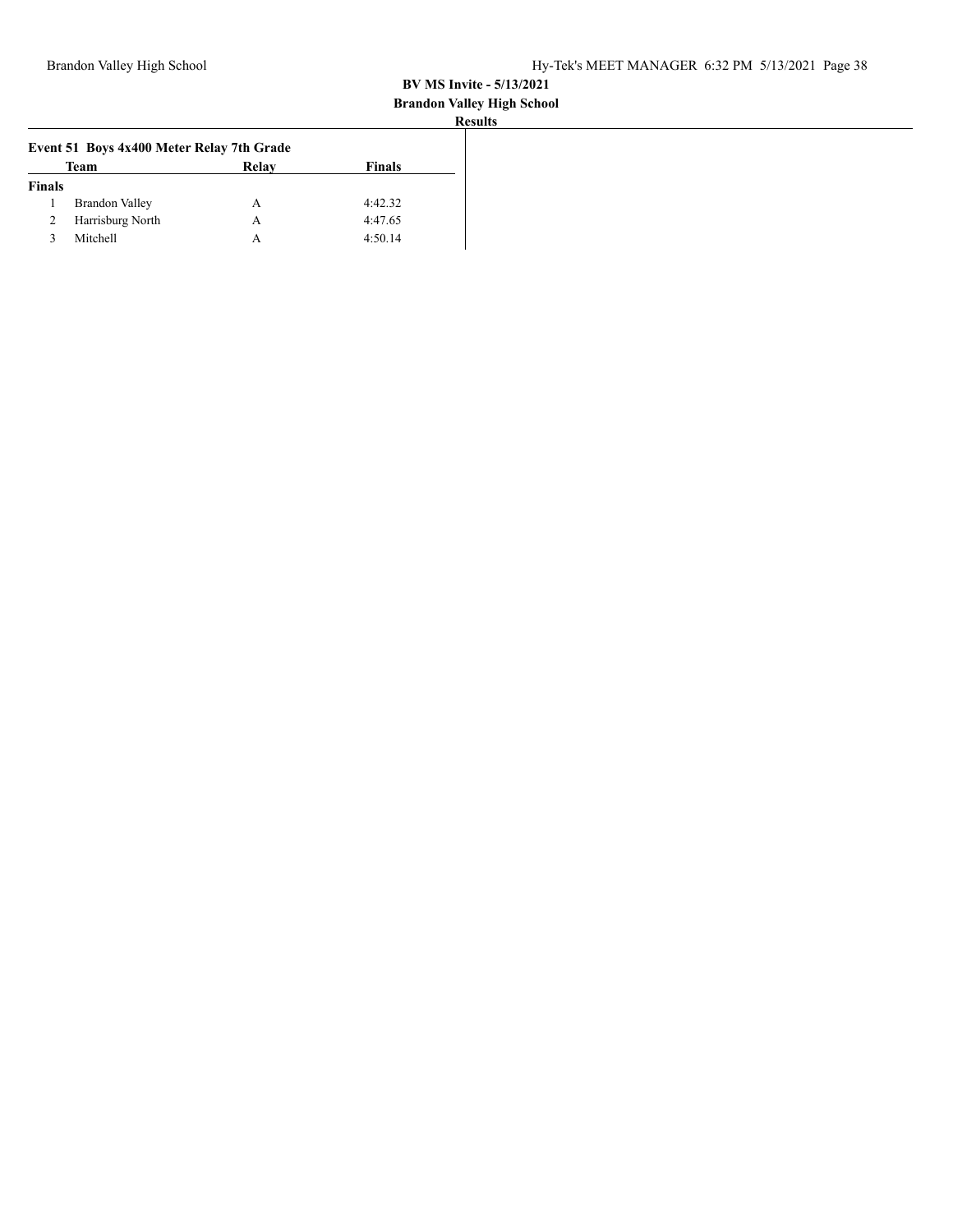## BV MS Invite - 5/13/2021

### Brandon Valley High School

**Results**

### Event 51 Boys 4x400 Meter Relay 7th Grade

| | Team | Relay | Finals |
|---|---|---|---|
| **Finals** | | | |
| 1 | Brandon Valley | A | 4:42.32 |
| 2 | Harrisburg North | A | 4:47.65 |
| 3 | Mitchell | A | 4:50.14 |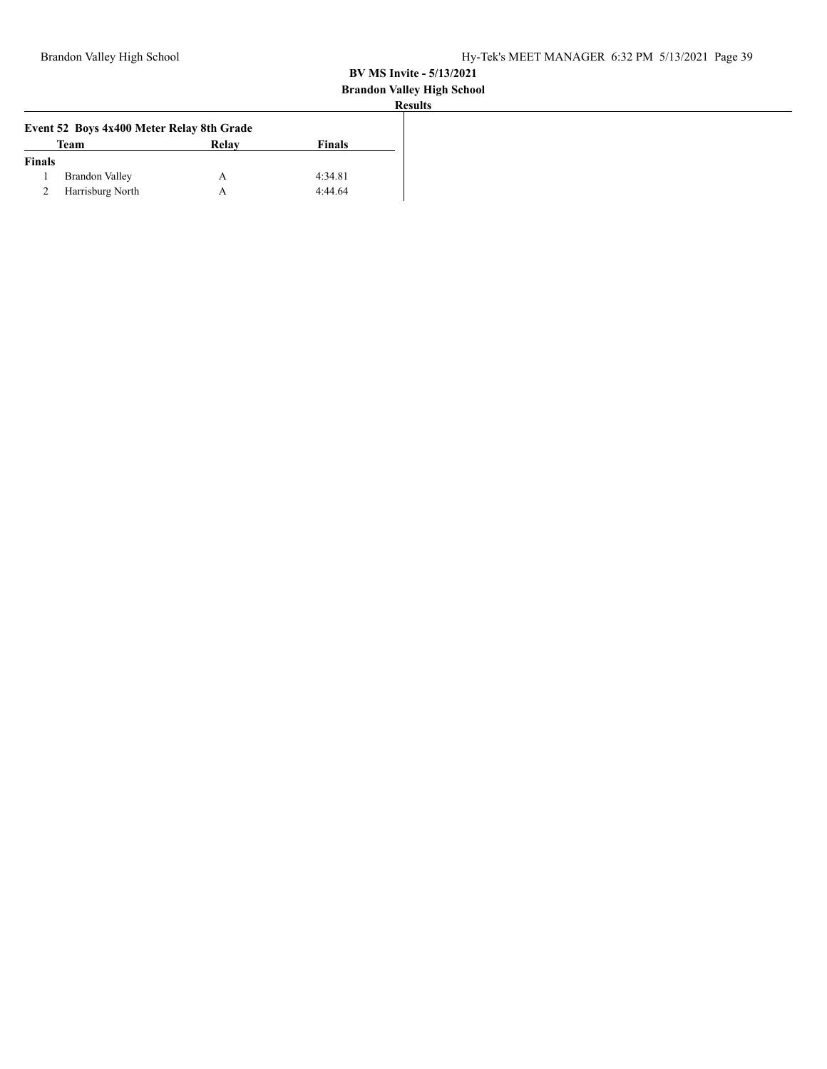**BV MS Invite - 5/13/2021**
**Brandon Valley High School**
**Results**

### Event 52 Boys 4x400 Meter Relay 8th Grade

| | Team | Relay | Finals |
|---|---|---|---|
| **Finals** | | | |
| 1 | Brandon Valley | A | 4:34.81 |
| 2 | Harrisburg North | A | 4:44.64 |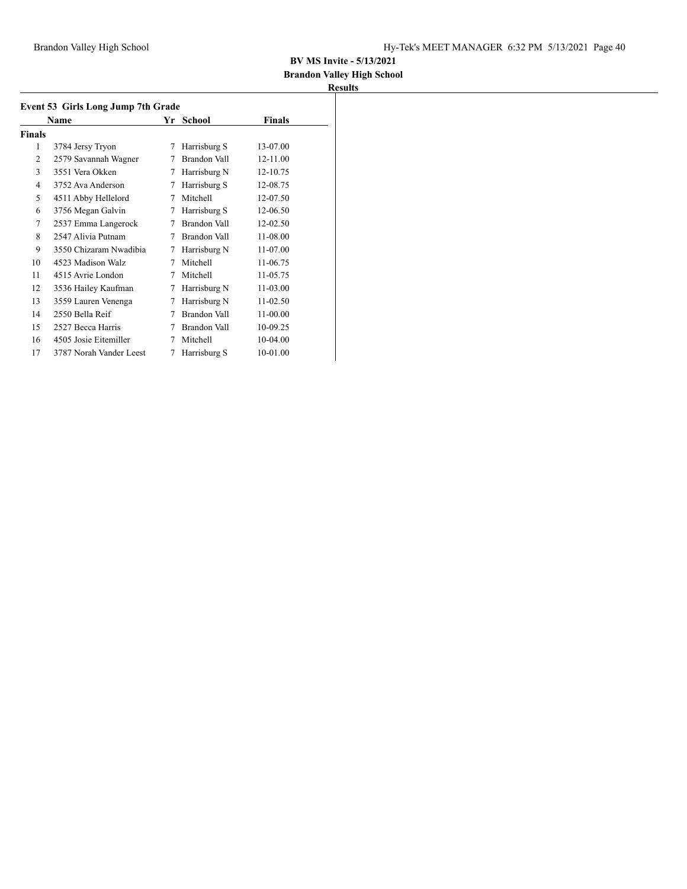**BV MS Invite - 5/13/2021**

**Brandon Valley High School**

**Results**

### Event 53 Girls Long Jump 7th Grade

| | Name | Yr | School | Finals |
|---|---|---|---|---|
| **Finals** | | | | |
| 1 | 3784 Jersy Tryon | 7 | Harrisburg S | 13-07.00 |
| 2 | 2579 Savannah Wagner | 7 | Brandon Vall | 12-11.00 |
| 3 | 3551 Vera Okken | 7 | Harrisburg N | 12-10.75 |
| 4 | 3752 Ava Anderson | 7 | Harrisburg S | 12-08.75 |
| 5 | 4511 Abby Hellelord | 7 | Mitchell | 12-07.50 |
| 6 | 3756 Megan Galvin | 7 | Harrisburg S | 12-06.50 |
| 7 | 2537 Emma Langerock | 7 | Brandon Vall | 12-02.50 |
| 8 | 2547 Alivia Putnam | 7 | Brandon Vall | 11-08.00 |
| 9 | 3550 Chizaram Nwadibia | 7 | Harrisburg N | 11-07.00 |
| 10 | 4523 Madison Walz | 7 | Mitchell | 11-06.75 |
| 11 | 4515 Avrie London | 7 | Mitchell | 11-05.75 |
| 12 | 3536 Hailey Kaufman | 7 | Harrisburg N | 11-03.00 |
| 13 | 3559 Lauren Venenga | 7 | Harrisburg N | 11-02.50 |
| 14 | 2550 Bella Reif | 7 | Brandon Vall | 11-00.00 |
| 15 | 2527 Becca Harris | 7 | Brandon Vall | 10-09.25 |
| 16 | 4505 Josie Eitemiller | 7 | Mitchell | 10-04.00 |
| 17 | 3787 Norah Vander Leest | 7 | Harrisburg S | 10-01.00 |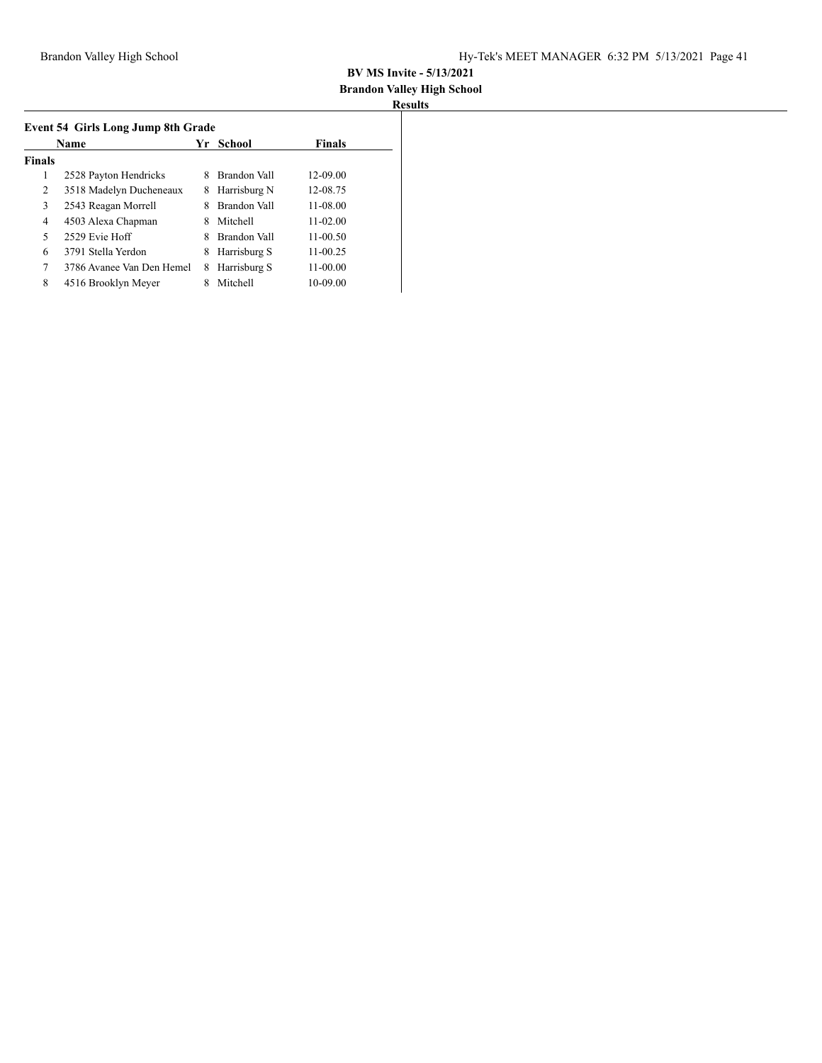**BV MS Invite - 5/13/2021**

**Brandon Valley High School**

**Results**

### Event 54 Girls Long Jump 8th Grade

| | Name | Yr | School | Finals |
|---|---|---|---|---|
| **Finals** | | | | |
| 1 | 2528 Payton Hendricks | 8 | Brandon Vall | 12-09.00 |
| 2 | 3518 Madelyn Ducheneaux | 8 | Harrisburg N | 12-08.75 |
| 3 | 2543 Reagan Morrell | 8 | Brandon Vall | 11-08.00 |
| 4 | 4503 Alexa Chapman | 8 | Mitchell | 11-02.00 |
| 5 | 2529 Evie Hoff | 8 | Brandon Vall | 11-00.50 |
| 6 | 3791 Stella Yerdon | 8 | Harrisburg S | 11-00.25 |
| 7 | 3786 Avanee Van Den Hemel | 8 | Harrisburg S | 11-00.00 |
| 8 | 4516 Brooklyn Meyer | 8 | Mitchell | 10-09.00 |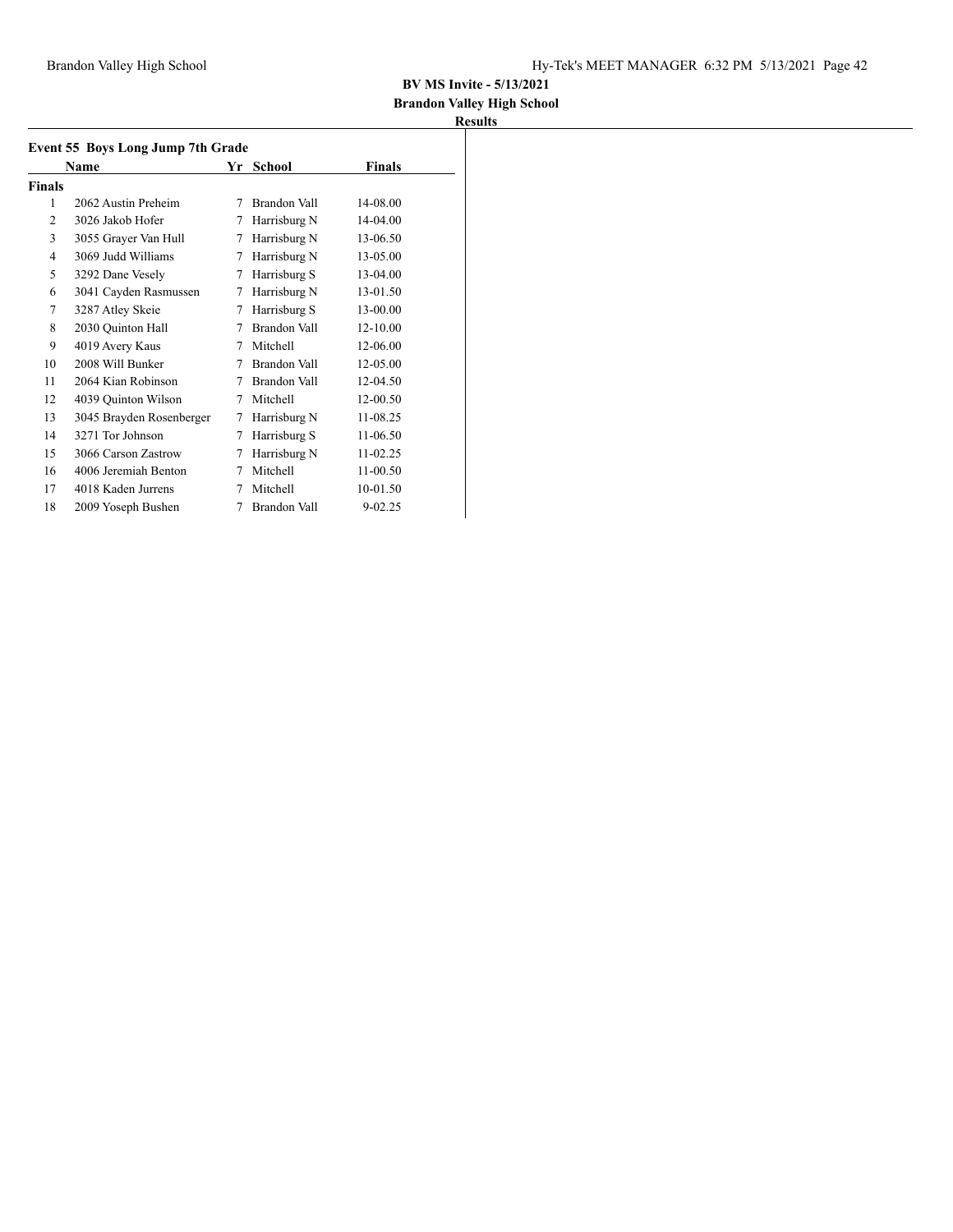**BV MS Invite - 5/13/2021**

**Brandon Valley High School**

**Results**

### Event 55 Boys Long Jump 7th Grade

| | Name | Yr | School | Finals |
|---|---|---|---|---|
| **Finals** | | | | |
| 1 | 2062 Austin Preheim | 7 | Brandon Vall | 14-08.00 |
| 2 | 3026 Jakob Hofer | 7 | Harrisburg N | 14-04.00 |
| 3 | 3055 Grayer Van Hull | 7 | Harrisburg N | 13-06.50 |
| 4 | 3069 Judd Williams | 7 | Harrisburg N | 13-05.00 |
| 5 | 3292 Dane Vesely | 7 | Harrisburg S | 13-04.00 |
| 6 | 3041 Cayden Rasmussen | 7 | Harrisburg N | 13-01.50 |
| 7 | 3287 Atley Skeie | 7 | Harrisburg S | 13-00.00 |
| 8 | 2030 Quinton Hall | 7 | Brandon Vall | 12-10.00 |
| 9 | 4019 Avery Kaus | 7 | Mitchell | 12-06.00 |
| 10 | 2008 Will Bunker | 7 | Brandon Vall | 12-05.00 |
| 11 | 2064 Kian Robinson | 7 | Brandon Vall | 12-04.50 |
| 12 | 4039 Quinton Wilson | 7 | Mitchell | 12-00.50 |
| 13 | 3045 Brayden Rosenberger | 7 | Harrisburg N | 11-08.25 |
| 14 | 3271 Tor Johnson | 7 | Harrisburg S | 11-06.50 |
| 15 | 3066 Carson Zastrow | 7 | Harrisburg N | 11-02.25 |
| 16 | 4006 Jeremiah Benton | 7 | Mitchell | 11-00.50 |
| 17 | 4018 Kaden Jurrens | 7 | Mitchell | 10-01.50 |
| 18 | 2009 Yoseph Bushen | 7 | Brandon Vall | 9-02.25 |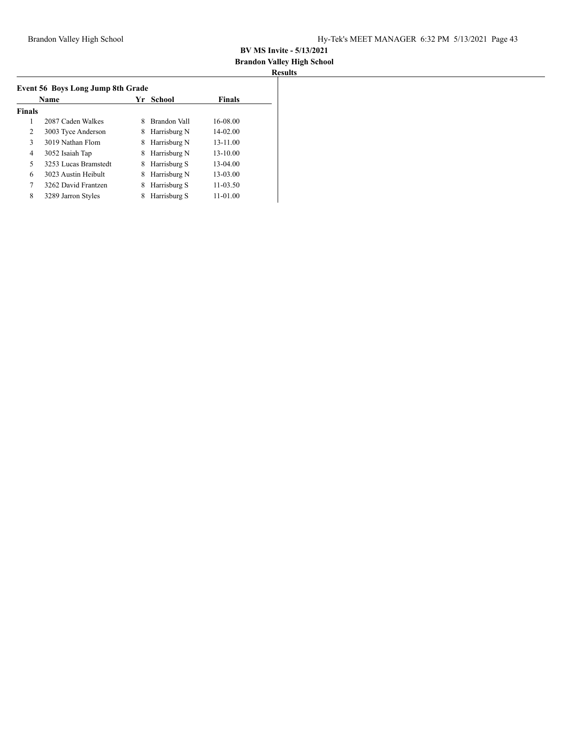**BV MS Invite - 5/13/2021**

**Brandon Valley High School**

**Results**

### Event 56 Boys Long Jump 8th Grade

| | Name | Yr | School | Finals |
|---|---|---|---|---|
| **Finals** | | | | |
| 1 | 2087 Caden Walkes | 8 | Brandon Vall | 16-08.00 |
| 2 | 3003 Tyce Anderson | 8 | Harrisburg N | 14-02.00 |
| 3 | 3019 Nathan Flom | 8 | Harrisburg N | 13-11.00 |
| 4 | 3052 Isaiah Tap | 8 | Harrisburg N | 13-10.00 |
| 5 | 3253 Lucas Bramstedt | 8 | Harrisburg S | 13-04.00 |
| 6 | 3023 Austin Heibult | 8 | Harrisburg N | 13-03.00 |
| 7 | 3262 David Frantzen | 8 | Harrisburg S | 11-03.50 |
| 8 | 3289 Jarron Styles | 8 | Harrisburg S | 11-01.00 |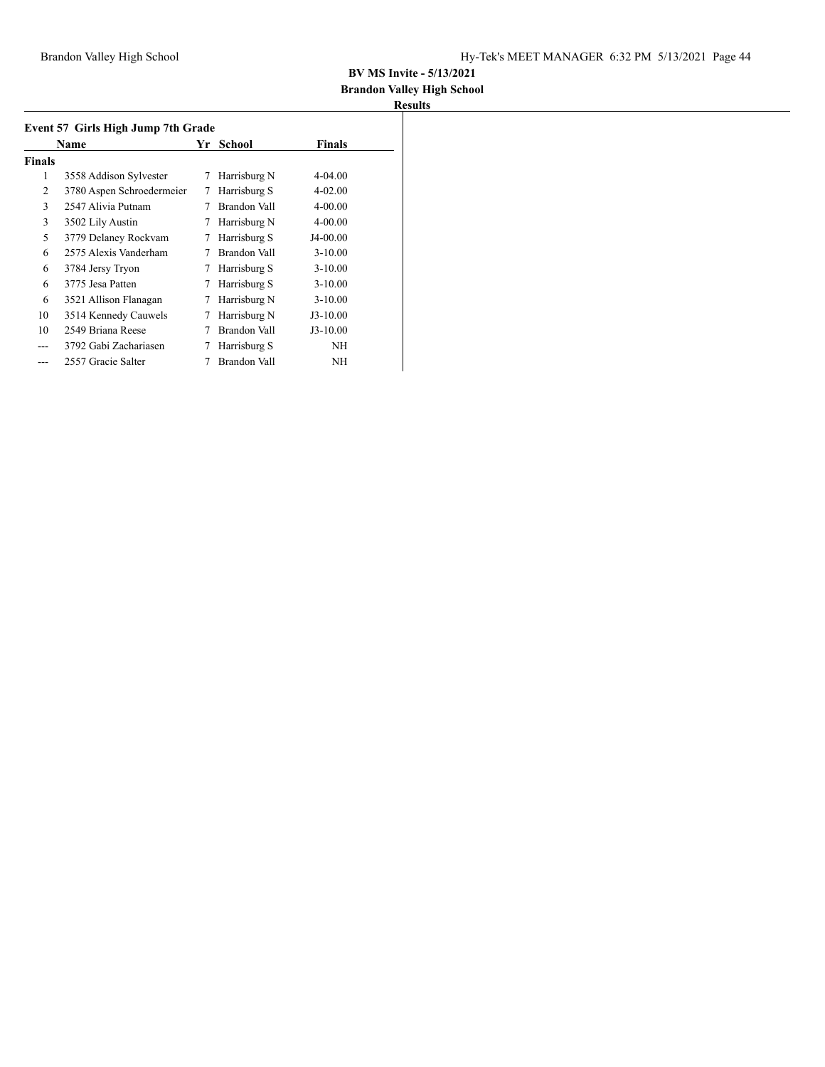**BV MS Invite - 5/13/2021**

**Brandon Valley High School**

**Results**

### Event 57 Girls High Jump 7th Grade

| | Name | Yr | School | Finals |
|---|---|---|---|---|
| **Finals** | | | | |
| 1 | 3558 Addison Sylvester | 7 | Harrisburg N | 4-04.00 |
| 2 | 3780 Aspen Schroedermeier | 7 | Harrisburg S | 4-02.00 |
| 3 | 2547 Alivia Putnam | 7 | Brandon Vall | 4-00.00 |
| 3 | 3502 Lily Austin | 7 | Harrisburg N | 4-00.00 |
| 5 | 3779 Delaney Rockvam | 7 | Harrisburg S | J4-00.00 |
| 6 | 2575 Alexis Vanderham | 7 | Brandon Vall | 3-10.00 |
| 6 | 3784 Jersy Tryon | 7 | Harrisburg S | 3-10.00 |
| 6 | 3775 Jesa Patten | 7 | Harrisburg S | 3-10.00 |
| 6 | 3521 Allison Flanagan | 7 | Harrisburg N | 3-10.00 |
| 10 | 3514 Kennedy Cauwels | 7 | Harrisburg N | J3-10.00 |
| 10 | 2549 Briana Reese | 7 | Brandon Vall | J3-10.00 |
| --- | 3792 Gabi Zachariasen | 7 | Harrisburg S | NH |
| --- | 2557 Gracie Salter | 7 | Brandon Vall | NH |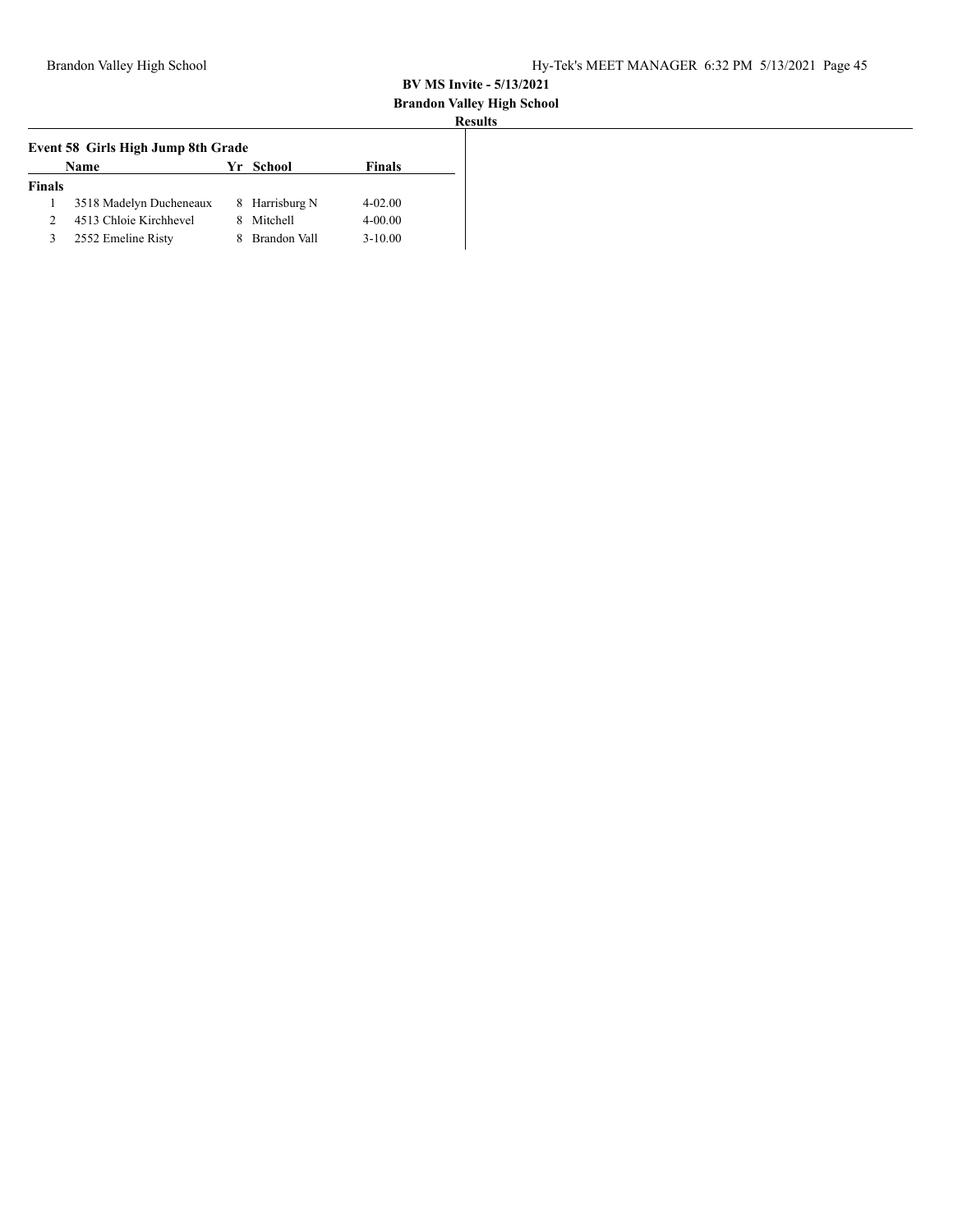**BV MS Invite - 5/13/2021**

**Brandon Valley High School**

**Results**

### Event 58 Girls High Jump 8th Grade

| | Name | Yr | School | Finals |
|---|---|---|---|---|
| **Finals** | | | | |
| 1 | 3518 Madelyn Ducheneaux | 8 | Harrisburg N | 4-02.00 |
| 2 | 4513 Chloie Kirchhevel | 8 | Mitchell | 4-00.00 |
| 3 | 2552 Emeline Risty | 8 | Brandon Vall | 3-10.00 |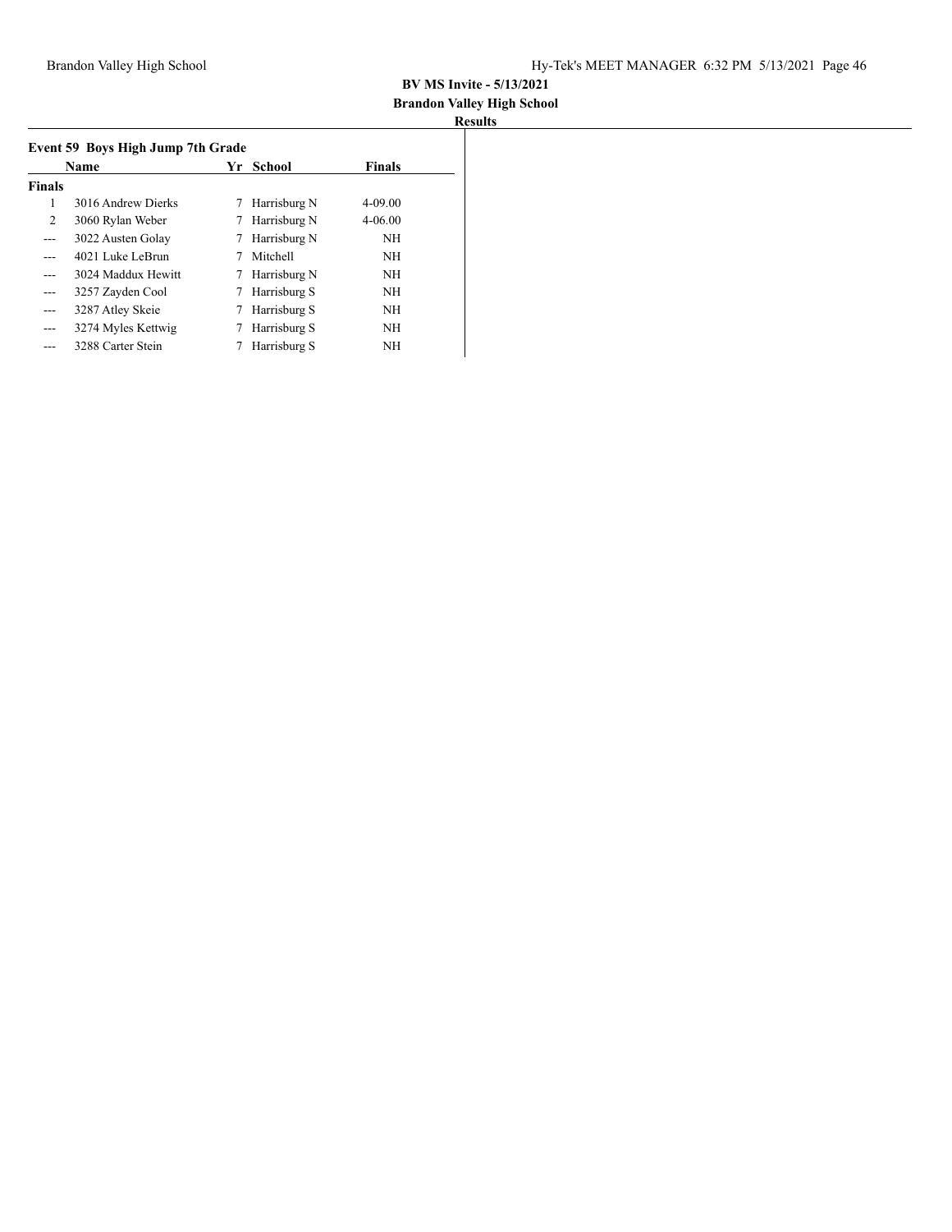**BV MS Invite - 5/13/2021**

**Brandon Valley High School**

**Results**

### Event 59 Boys High Jump 7th Grade

| | Name | Yr | School | Finals |
|---|---|---|---|---|
| **Finals** | | | | |
| 1 | 3016 Andrew Dierks | 7 | Harrisburg N | 4-09.00 |
| 2 | 3060 Rylan Weber | 7 | Harrisburg N | 4-06.00 |
| --- | 3022 Austen Golay | 7 | Harrisburg N | NH |
| --- | 4021 Luke LeBrun | 7 | Mitchell | NH |
| --- | 3024 Maddux Hewitt | 7 | Harrisburg N | NH |
| --- | 3257 Zayden Cool | 7 | Harrisburg S | NH |
| --- | 3287 Atley Skeie | 7 | Harrisburg S | NH |
| --- | 3274 Myles Kettwig | 7 | Harrisburg S | NH |
| --- | 3288 Carter Stein | 7 | Harrisburg S | NH |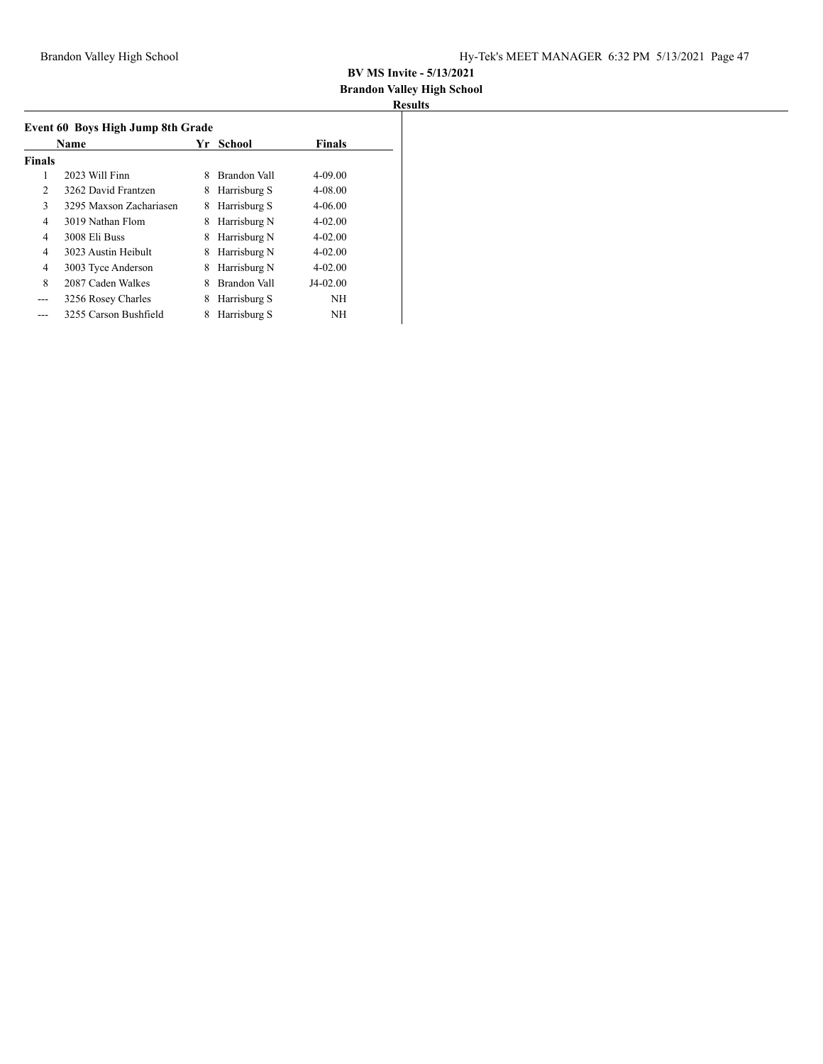**BV MS Invite - 5/13/2021**

**Brandon Valley High School**

**Results**

### Event 60 Boys High Jump 8th Grade

| | Name | Yr | School | Finals |
|---|---|---|---|---|
| **Finals** | | | | |
| 1 | 2023 Will Finn | 8 | Brandon Vall | 4-09.00 |
| 2 | 3262 David Frantzen | 8 | Harrisburg S | 4-08.00 |
| 3 | 3295 Maxson Zachariasen | 8 | Harrisburg S | 4-06.00 |
| 4 | 3019 Nathan Flom | 8 | Harrisburg N | 4-02.00 |
| 4 | 3008 Eli Buss | 8 | Harrisburg N | 4-02.00 |
| 4 | 3023 Austin Heibult | 8 | Harrisburg N | 4-02.00 |
| 4 | 3003 Tyce Anderson | 8 | Harrisburg N | 4-02.00 |
| 8 | 2087 Caden Walkes | 8 | Brandon Vall | J4-02.00 |
| --- | 3256 Rosey Charles | 8 | Harrisburg S | NH |
| --- | 3255 Carson Bushfield | 8 | Harrisburg S | NH |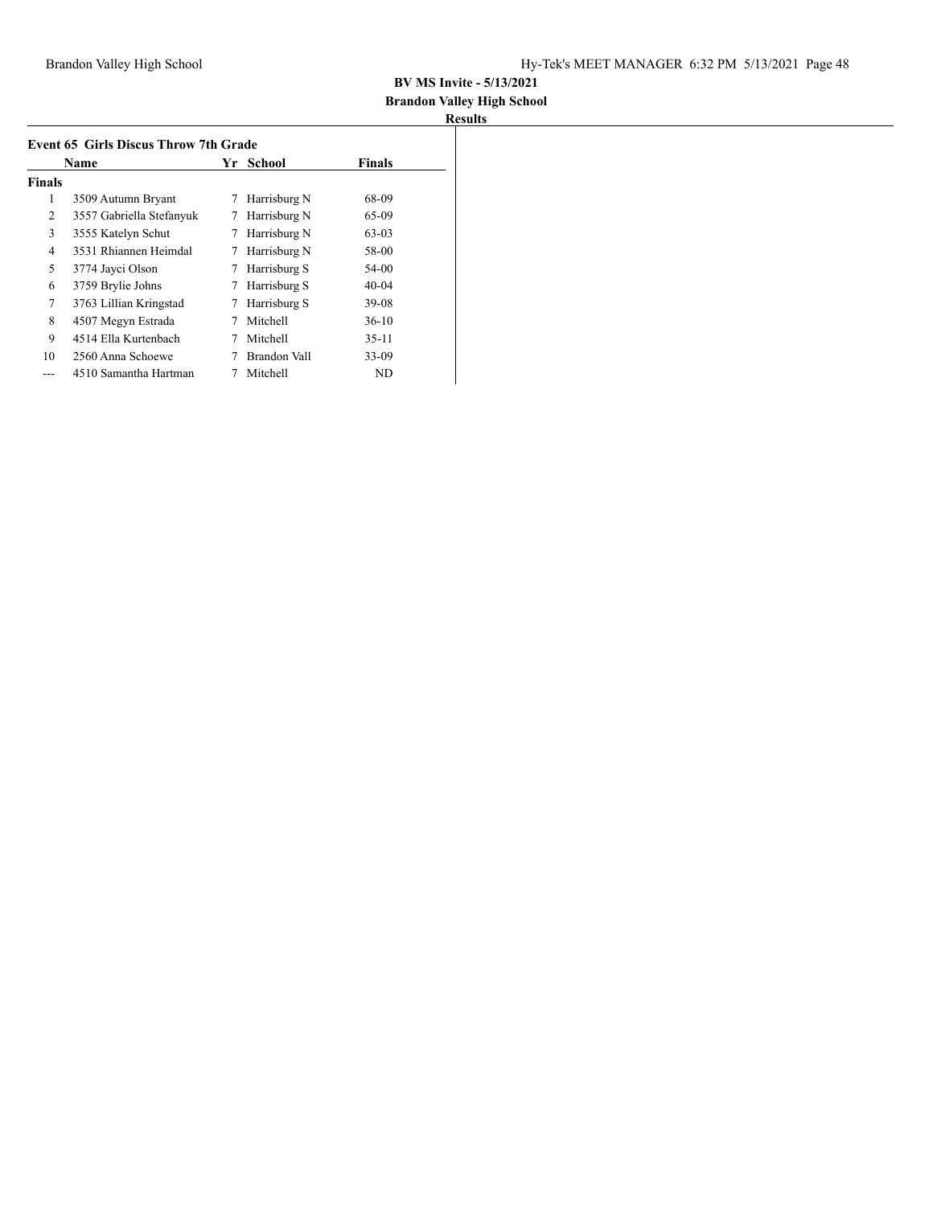**BV MS Invite - 5/13/2021**

**Brandon Valley High School**

**Results**

### Event 65 Girls Discus Throw 7th Grade

| | Name | Yr | School | Finals |
|---|---|---|---|---|
| **Finals** | | | | |
| 1 | 3509 Autumn Bryant | 7 | Harrisburg N | 68-09 |
| 2 | 3557 Gabriella Stefanyuk | 7 | Harrisburg N | 65-09 |
| 3 | 3555 Katelyn Schut | 7 | Harrisburg N | 63-03 |
| 4 | 3531 Rhiannen Heimdal | 7 | Harrisburg N | 58-00 |
| 5 | 3774 Jayci Olson | 7 | Harrisburg S | 54-00 |
| 6 | 3759 Brylie Johns | 7 | Harrisburg S | 40-04 |
| 7 | 3763 Lillian Kringstad | 7 | Harrisburg S | 39-08 |
| 8 | 4507 Megyn Estrada | 7 | Mitchell | 36-10 |
| 9 | 4514 Ella Kurtenbach | 7 | Mitchell | 35-11 |
| 10 | 2560 Anna Schoewe | 7 | Brandon Vall | 33-09 |
| --- | 4510 Samantha Hartman | 7 | Mitchell | ND |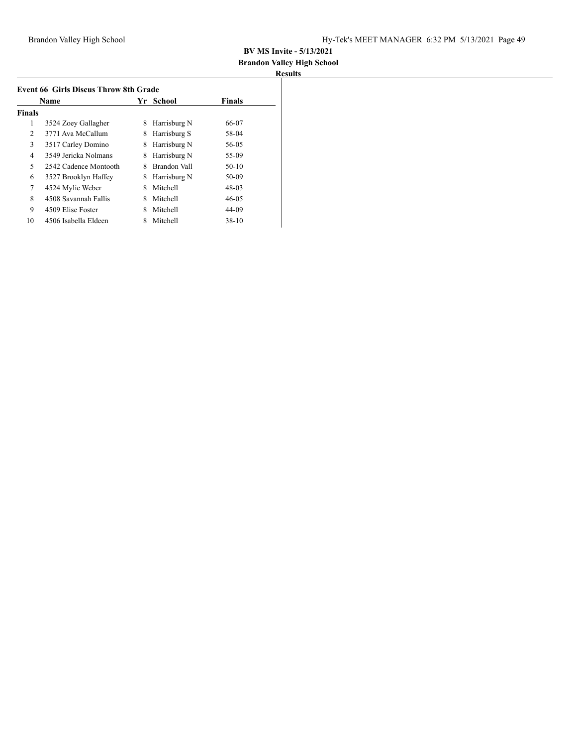**BV MS Invite - 5/13/2021**

**Brandon Valley High School**

**Results**

### Event 66 Girls Discus Throw 8th Grade

| | Name | Yr | School | Finals |
|---|---|---|---|---|
| **Finals** | | | | |
| 1 | 3524 Zoey Gallagher | 8 | Harrisburg N | 66-07 |
| 2 | 3771 Ava McCallum | 8 | Harrisburg S | 58-04 |
| 3 | 3517 Carley Domino | 8 | Harrisburg N | 56-05 |
| 4 | 3549 Jericka Nolmans | 8 | Harrisburg N | 55-09 |
| 5 | 2542 Cadence Montooth | 8 | Brandon Vall | 50-10 |
| 6 | 3527 Brooklyn Haffey | 8 | Harrisburg N | 50-09 |
| 7 | 4524 Mylie Weber | 8 | Mitchell | 48-03 |
| 8 | 4508 Savannah Fallis | 8 | Mitchell | 46-05 |
| 9 | 4509 Elise Foster | 8 | Mitchell | 44-09 |
| 10 | 4506 Isabella Eldeen | 8 | Mitchell | 38-10 |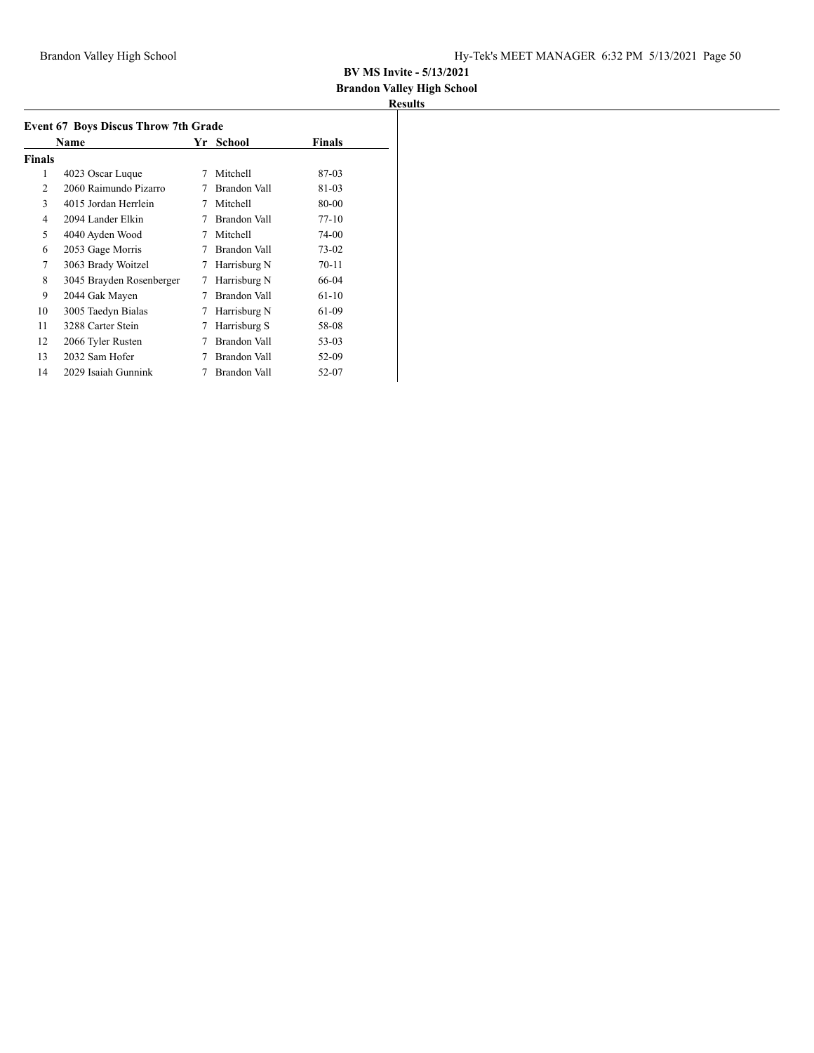**BV MS Invite - 5/13/2021**
**Brandon Valley High School**
**Results**

### Event 67 Boys Discus Throw 7th Grade

| | Name | Yr | School | Finals |
|---|---|---|---|---|
| **Finals** | | | | |
| 1 | 4023 Oscar Luque | 7 | Mitchell | 87-03 |
| 2 | 2060 Raimundo Pizarro | 7 | Brandon Vall | 81-03 |
| 3 | 4015 Jordan Herrlein | 7 | Mitchell | 80-00 |
| 4 | 2094 Lander Elkin | 7 | Brandon Vall | 77-10 |
| 5 | 4040 Ayden Wood | 7 | Mitchell | 74-00 |
| 6 | 2053 Gage Morris | 7 | Brandon Vall | 73-02 |
| 7 | 3063 Brady Woitzel | 7 | Harrisburg N | 70-11 |
| 8 | 3045 Brayden Rosenberger | 7 | Harrisburg N | 66-04 |
| 9 | 2044 Gak Mayen | 7 | Brandon Vall | 61-10 |
| 10 | 3005 Taedyn Bialas | 7 | Harrisburg N | 61-09 |
| 11 | 3288 Carter Stein | 7 | Harrisburg S | 58-08 |
| 12 | 2066 Tyler Rusten | 7 | Brandon Vall | 53-03 |
| 13 | 2032 Sam Hofer | 7 | Brandon Vall | 52-09 |
| 14 | 2029 Isaiah Gunnink | 7 | Brandon Vall | 52-07 |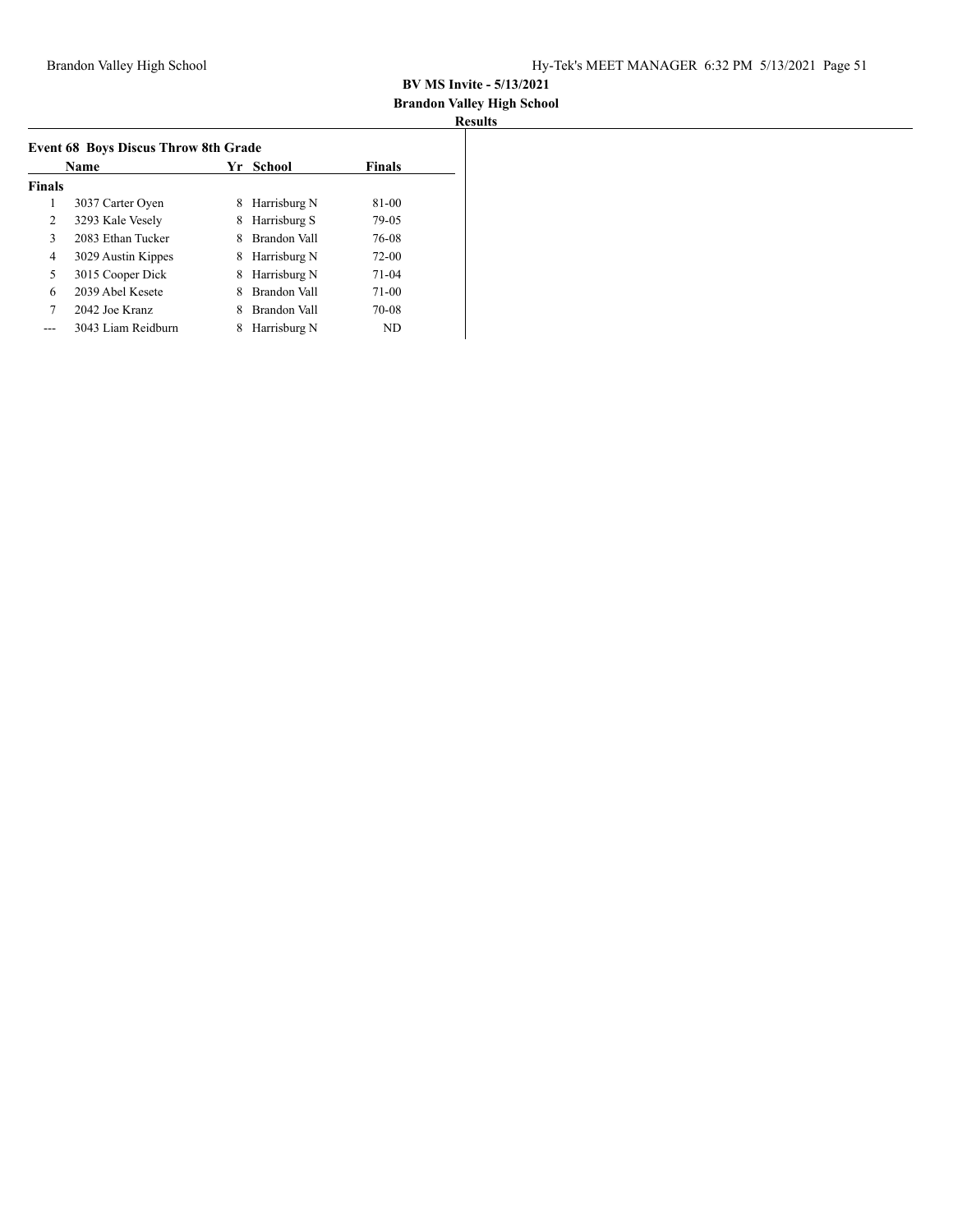**BV MS Invite - 5/13/2021**

**Brandon Valley High School**

**Results**

### Event 68 Boys Discus Throw 8th Grade

| | Name | Yr | School | Finals |
|---|---|---|---|---|
| **Finals** | | | | |
| 1 | 3037 Carter Oyen | 8 | Harrisburg N | 81-00 |
| 2 | 3293 Kale Vesely | 8 | Harrisburg S | 79-05 |
| 3 | 2083 Ethan Tucker | 8 | Brandon Vall | 76-08 |
| 4 | 3029 Austin Kippes | 8 | Harrisburg N | 72-00 |
| 5 | 3015 Cooper Dick | 8 | Harrisburg N | 71-04 |
| 6 | 2039 Abel Kesete | 8 | Brandon Vall | 71-00 |
| 7 | 2042 Joe Kranz | 8 | Brandon Vall | 70-08 |
| --- | 3043 Liam Reidburn | 8 | Harrisburg N | ND |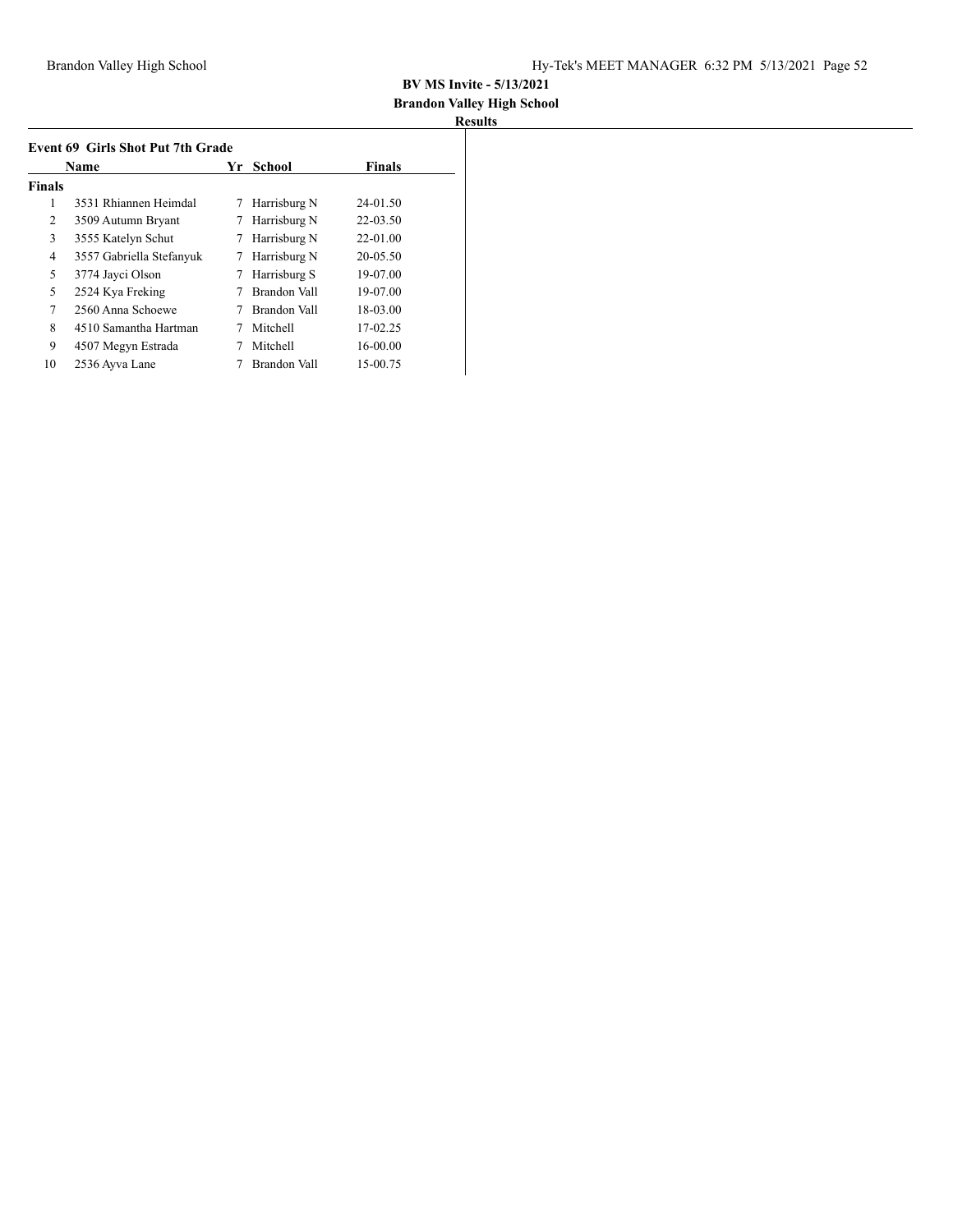**BV MS Invite - 5/13/2021**

**Brandon Valley High School**

**Results**

### Event 69 Girls Shot Put 7th Grade

| | Name | Yr | School | Finals |
|---|---|---|---|---|
| **Finals** | | | | |
| 1 | 3531 Rhiannen Heimdal | 7 | Harrisburg N | 24-01.50 |
| 2 | 3509 Autumn Bryant | 7 | Harrisburg N | 22-03.50 |
| 3 | 3555 Katelyn Schut | 7 | Harrisburg N | 22-01.00 |
| 4 | 3557 Gabriella Stefanyuk | 7 | Harrisburg N | 20-05.50 |
| 5 | 3774 Jayci Olson | 7 | Harrisburg S | 19-07.00 |
| 5 | 2524 Kya Freking | 7 | Brandon Vall | 19-07.00 |
| 7 | 2560 Anna Schoewe | 7 | Brandon Vall | 18-03.00 |
| 8 | 4510 Samantha Hartman | 7 | Mitchell | 17-02.25 |
| 9 | 4507 Megyn Estrada | 7 | Mitchell | 16-00.00 |
| 10 | 2536 Ayva Lane | 7 | Brandon Vall | 15-00.75 |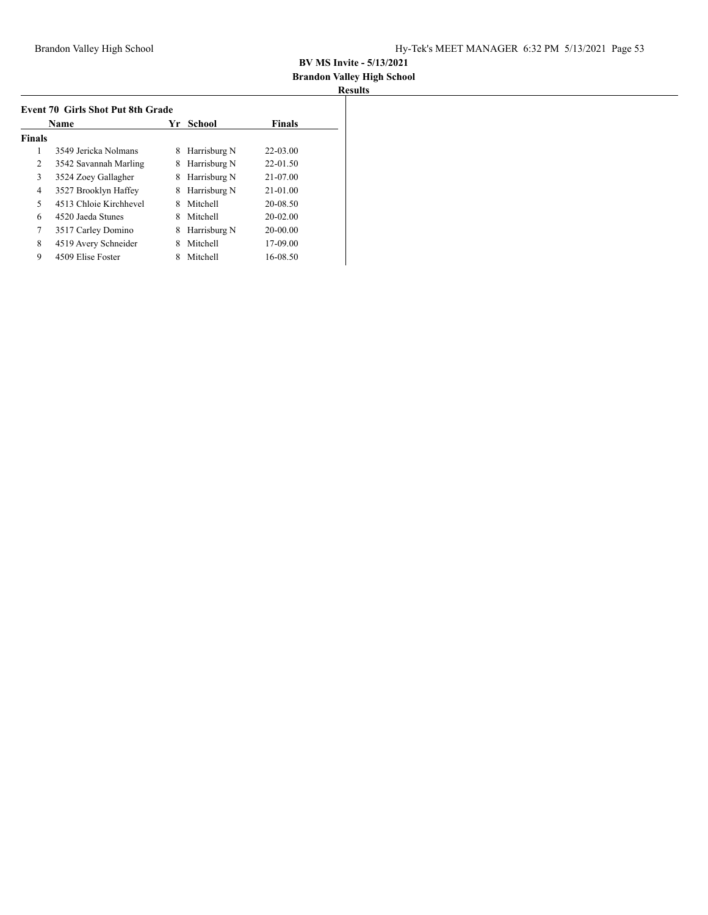**BV MS Invite - 5/13/2021**

**Brandon Valley High School**

**Results**

### Event 70 Girls Shot Put 8th Grade

| | Name | Yr | School | Finals |
|---|---|---|---|---|
| **Finals** | | | | |
| 1 | 3549 Jericka Nolmans | 8 | Harrisburg N | 22-03.00 |
| 2 | 3542 Savannah Marling | 8 | Harrisburg N | 22-01.50 |
| 3 | 3524 Zoey Gallagher | 8 | Harrisburg N | 21-07.00 |
| 4 | 3527 Brooklyn Haffey | 8 | Harrisburg N | 21-01.00 |
| 5 | 4513 Chloie Kirchhevel | 8 | Mitchell | 20-08.50 |
| 6 | 4520 Jaeda Stunes | 8 | Mitchell | 20-02.00 |
| 7 | 3517 Carley Domino | 8 | Harrisburg N | 20-00.00 |
| 8 | 4519 Avery Schneider | 8 | Mitchell | 17-09.00 |
| 9 | 4509 Elise Foster | 8 | Mitchell | 16-08.50 |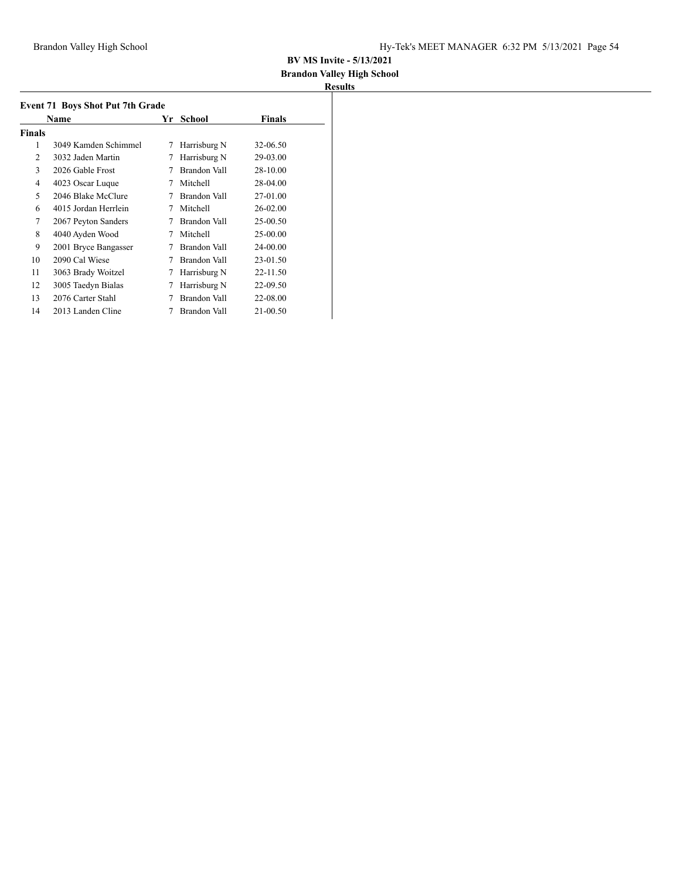**BV MS Invite - 5/13/2021**

**Brandon Valley High School**

**Results**

### Event 71 Boys Shot Put 7th Grade

| | Name | Yr | School | Finals |
|---|---|---|---|---|
| **Finals** | | | | |
| 1 | 3049 Kamden Schimmel | 7 | Harrisburg N | 32-06.50 |
| 2 | 3032 Jaden Martin | 7 | Harrisburg N | 29-03.00 |
| 3 | 2026 Gable Frost | 7 | Brandon Vall | 28-10.00 |
| 4 | 4023 Oscar Luque | 7 | Mitchell | 28-04.00 |
| 5 | 2046 Blake McClure | 7 | Brandon Vall | 27-01.00 |
| 6 | 4015 Jordan Herrlein | 7 | Mitchell | 26-02.00 |
| 7 | 2067 Peyton Sanders | 7 | Brandon Vall | 25-00.50 |
| 8 | 4040 Ayden Wood | 7 | Mitchell | 25-00.00 |
| 9 | 2001 Bryce Bangasser | 7 | Brandon Vall | 24-00.00 |
| 10 | 2090 Cal Wiese | 7 | Brandon Vall | 23-01.50 |
| 11 | 3063 Brady Woitzel | 7 | Harrisburg N | 22-11.50 |
| 12 | 3005 Taedyn Bialas | 7 | Harrisburg N | 22-09.50 |
| 13 | 2076 Carter Stahl | 7 | Brandon Vall | 22-08.00 |
| 14 | 2013 Landen Cline | 7 | Brandon Vall | 21-00.50 |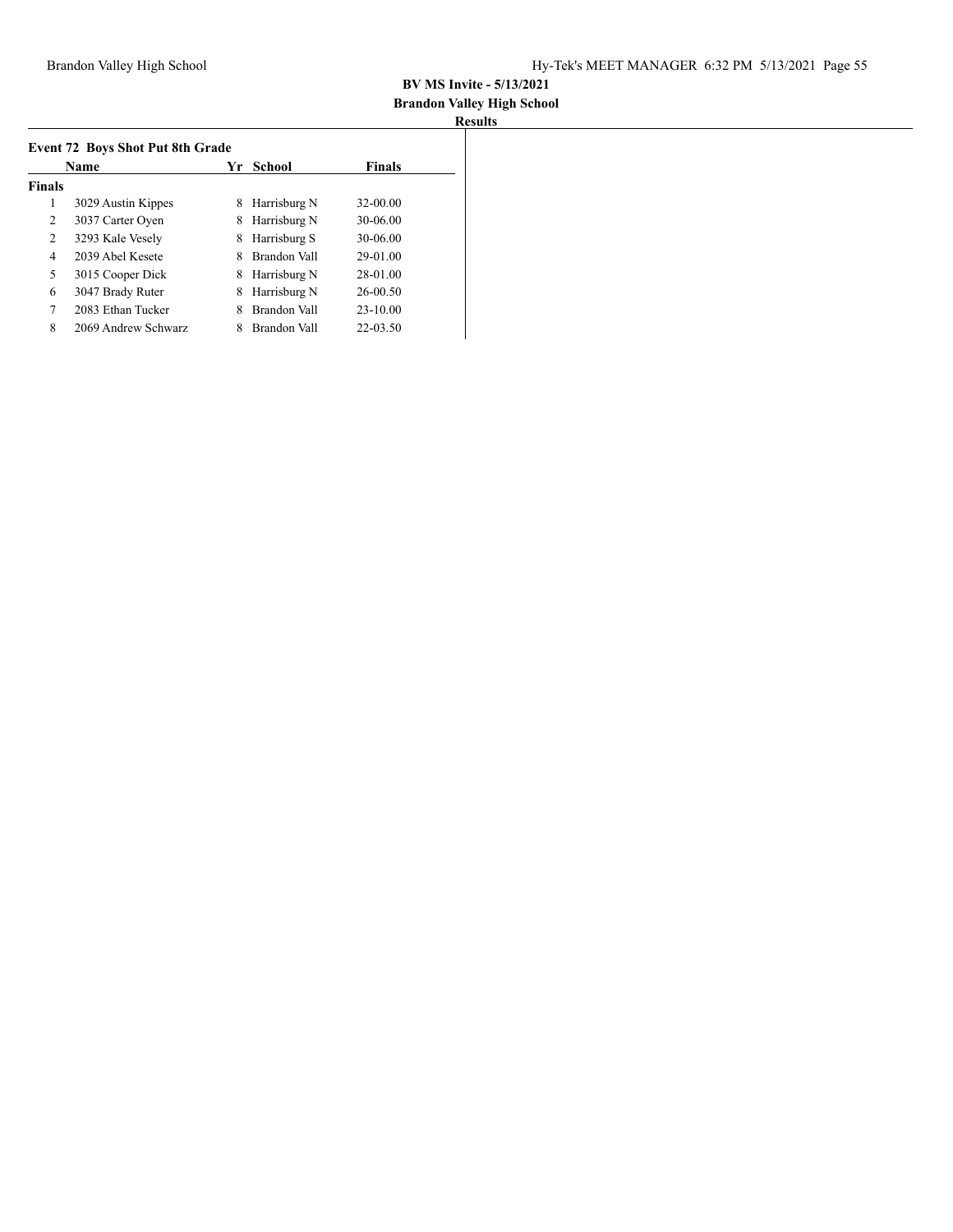**BV MS Invite - 5/13/2021**

**Brandon Valley High School**

**Results**

### Event 72 Boys Shot Put 8th Grade

| | Name | Yr | School | Finals |
|---|---|---|---|---|
| **Finals** | | | | |
| 1 | 3029 Austin Kippes | 8 | Harrisburg N | 32-00.00 |
| 2 | 3037 Carter Oyen | 8 | Harrisburg N | 30-06.00 |
| 2 | 3293 Kale Vesely | 8 | Harrisburg S | 30-06.00 |
| 4 | 2039 Abel Kesete | 8 | Brandon Vall | 29-01.00 |
| 5 | 3015 Cooper Dick | 8 | Harrisburg N | 28-01.00 |
| 6 | 3047 Brady Ruter | 8 | Harrisburg N | 26-00.50 |
| 7 | 2083 Ethan Tucker | 8 | Brandon Vall | 23-10.00 |
| 8 | 2069 Andrew Schwarz | 8 | Brandon Vall | 22-03.50 |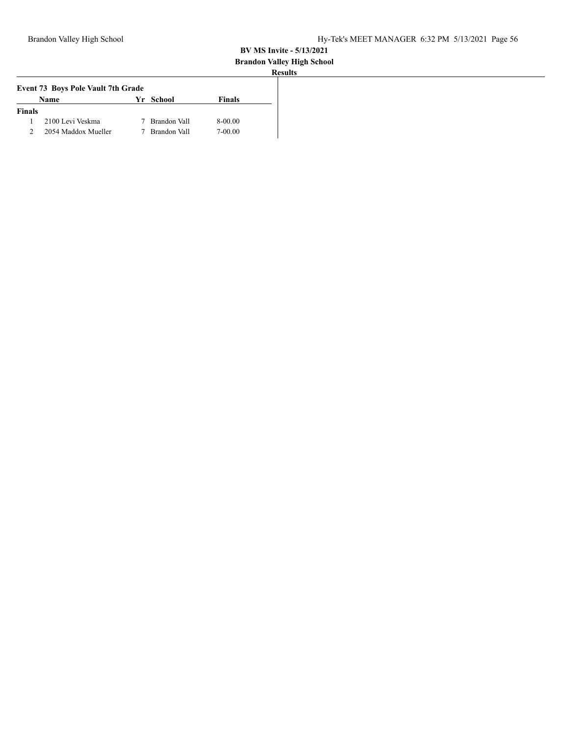**BV MS Invite - 5/13/2021**

**Brandon Valley High School**

**Results**

### Event 73 Boys Pole Vault 7th Grade

| | Name | Yr | School | Finals |
|---|---|---|---|---|
| **Finals** | | | | |
| 1 | 2100 Levi Veskma | 7 | Brandon Vall | 8-00.00 |
| 2 | 2054 Maddox Mueller | 7 | Brandon Vall | 7-00.00 |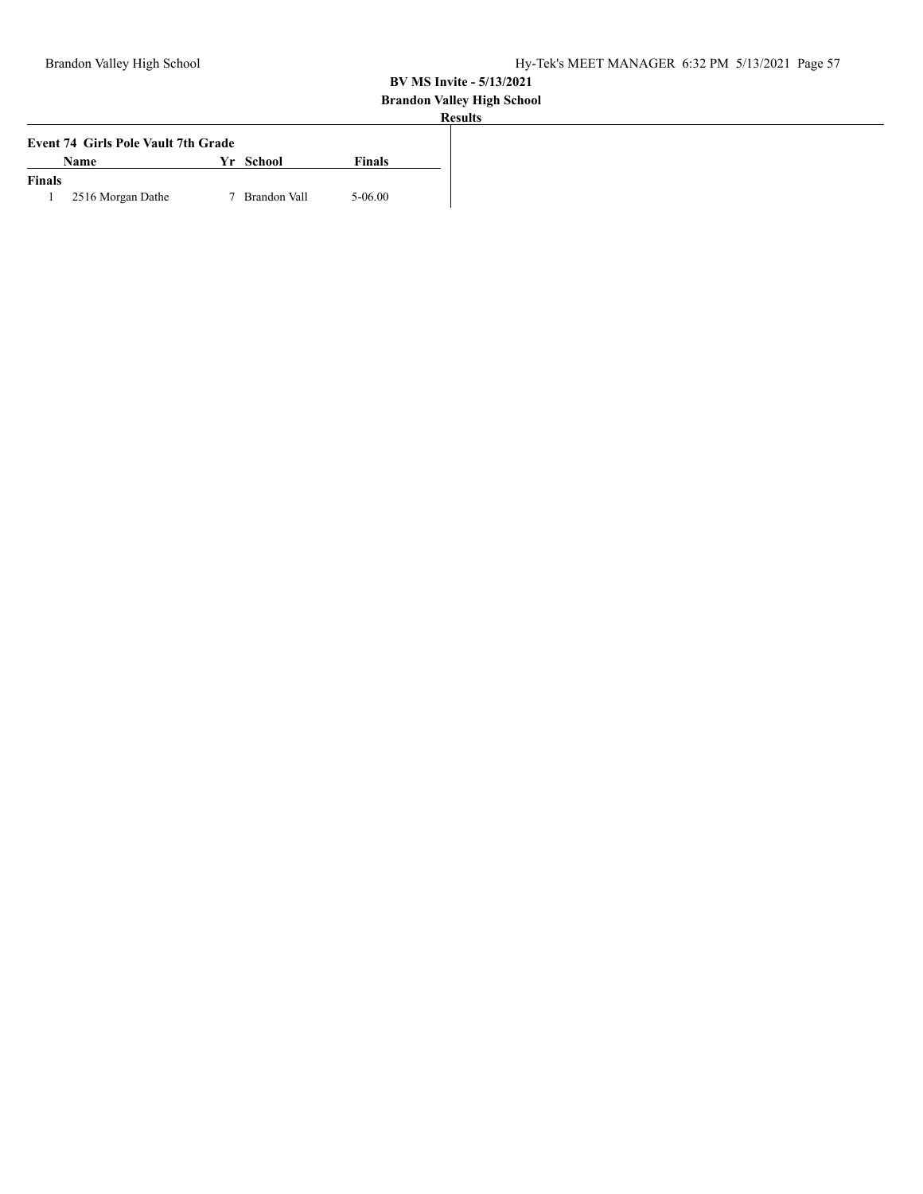**BV MS Invite - 5/13/2021**

**Brandon Valley High School**

**Results**

### Event 74 Girls Pole Vault 7th Grade

| | Name | Yr | School | Finals |
|---|---|---|---|---|
| **Finals** | | | | |
| 1 | 2516 Morgan Dathe | 7 | Brandon Vall | 5-06.00 |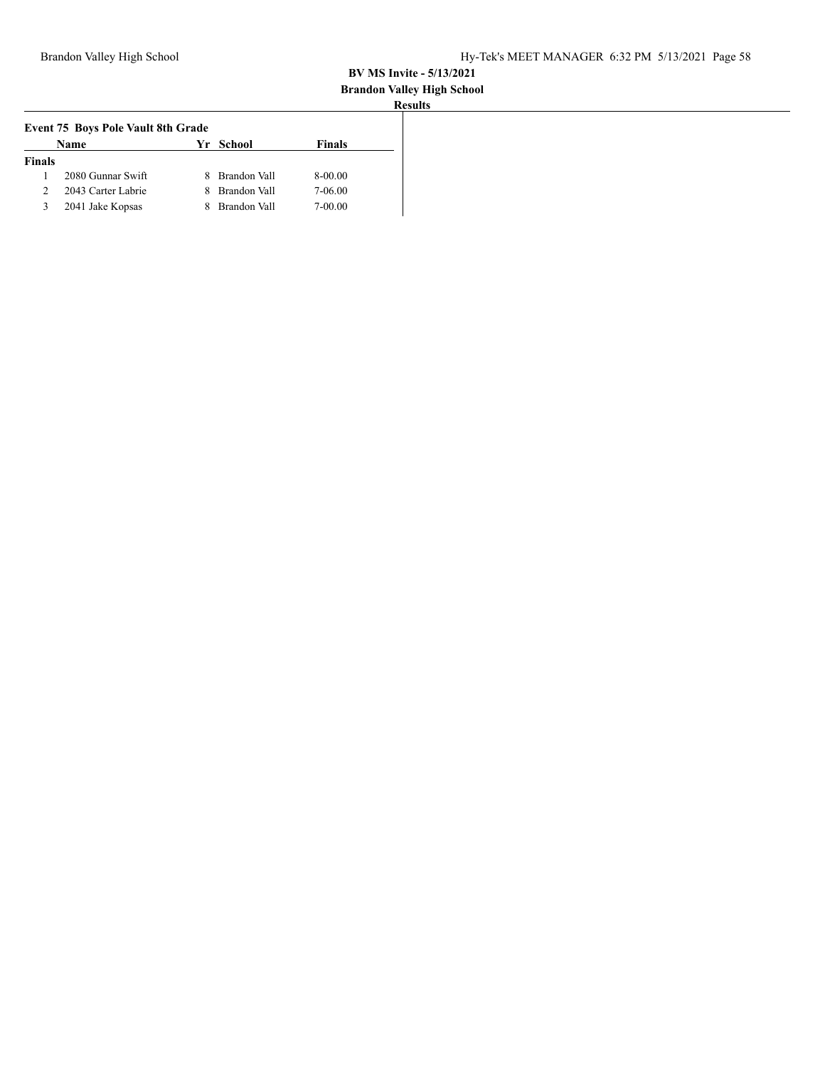**BV MS Invite - 5/13/2021**

**Brandon Valley High School**

**Results**

**Event 75 Boys Pole Vault 8th Grade**

| | Name | Yr | School | Finals |
|---|---|---|---|---|
| **Finals** | | | | |
| 1 | 2080 Gunnar Swift | 8 | Brandon Vall | 8-00.00 |
| 2 | 2043 Carter Labrie | 8 | Brandon Vall | 7-06.00 |
| 3 | 2041 Jake Kopsas | 8 | Brandon Vall | 7-00.00 |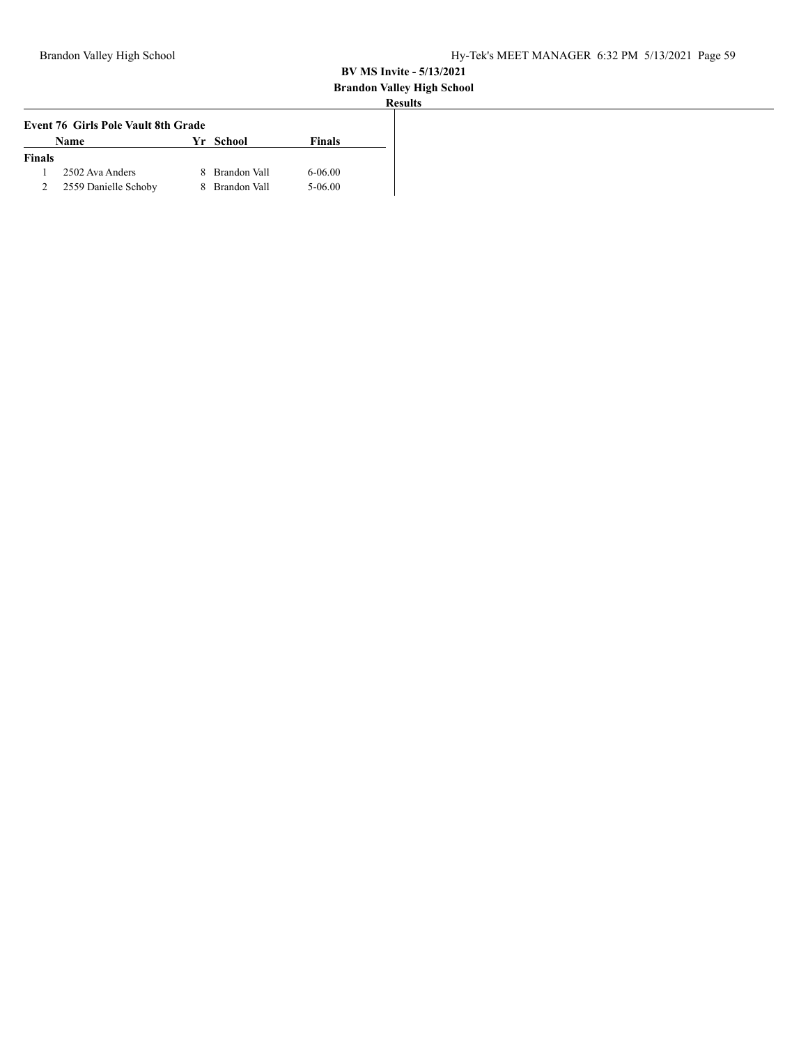**BV MS Invite - 5/13/2021**
**Brandon Valley High School**
**Results**

### Event 76 Girls Pole Vault 8th Grade

| | Name | Yr | School | Finals |
|---|---|---|---|---|
| **Finals** | | | | |
| 1 | 2502 Ava Anders | 8 | Brandon Vall | 6-06.00 |
| 2 | 2559 Danielle Schoby | 8 | Brandon Vall | 5-06.00 |